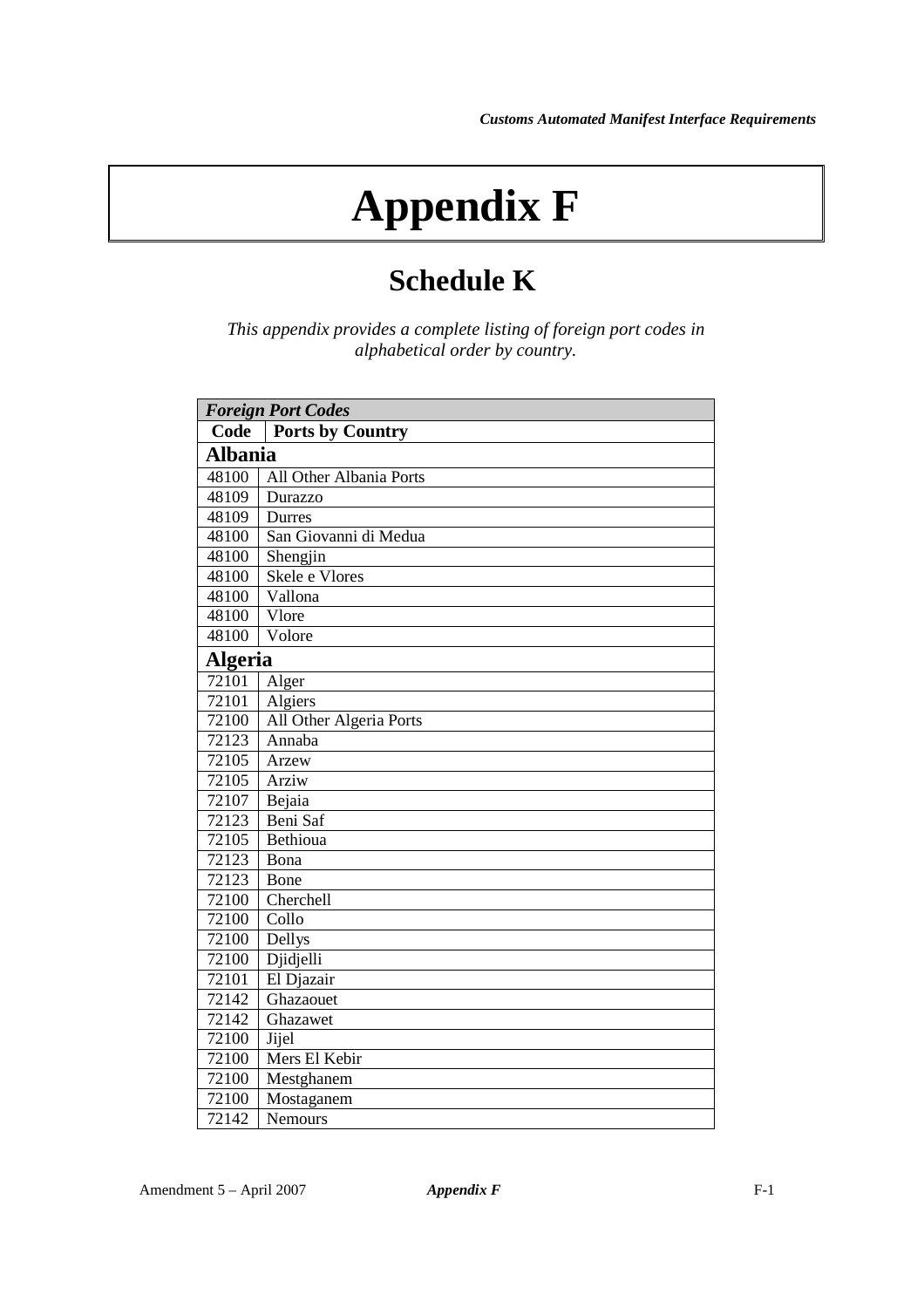# Appendix F

## Schedule K

*This appendix provides a complete listing of foreign port codes in alphabetical order by country.*

| ***Foreign Port Codes*** | |
|---|---|
| **Code** | **Ports by Country** |
| **Albania** | |
| 48100 | All Other Albania Ports |
| 48109 | Durazzo |
| 48109 | Durres |
| 48100 | San Giovanni di Medua |
| 48100 | Shengjin |
| 48100 | Skele e Vlores |
| 48100 | Vallona |
| 48100 | Vlore |
| 48100 | Volore |
| **Algeria** | |
| 72101 | Alger |
| 72101 | Algiers |
| 72100 | All Other Algeria Ports |
| 72123 | Annaba |
| 72105 | Arzew |
| 72105 | Arziw |
| 72107 | Bejaia |
| 72123 | Beni Saf |
| 72105 | Bethioua |
| 72123 | Bona |
| 72123 | Bone |
| 72100 | Cherchell |
| 72100 | Collo |
| 72100 | Dellys |
| 72100 | Djidjelli |
| 72101 | El Djazair |
| 72142 | Ghazaouet |
| 72142 | Ghazawet |
| 72100 | Jijel |
| 72100 | Mers El Kebir |
| 72100 | Mestghanem |
| 72100 | Mostaganem |
| 72142 | Nemours |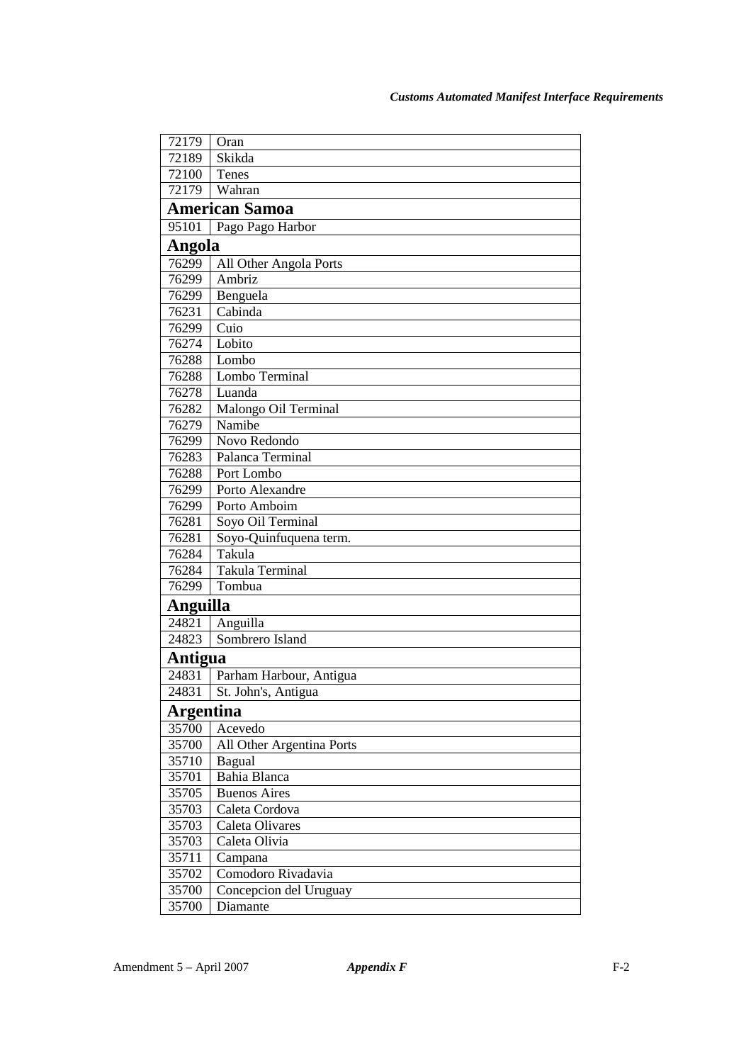| | |
|---|---|
| 72179 | Oran |
| 72189 | Skikda |
| 72100 | Tenes |
| 72179 | Wahran |
| **American Samoa** | |
| 95101 | Pago Pago Harbor |
| **Angola** | |
| 76299 | All Other Angola Ports |
| 76299 | Ambriz |
| 76299 | Benguela |
| 76231 | Cabinda |
| 76299 | Cuio |
| 76274 | Lobito |
| 76288 | Lombo |
| 76288 | Lombo Terminal |
| 76278 | Luanda |
| 76282 | Malongo Oil Terminal |
| 76279 | Namibe |
| 76299 | Novo Redondo |
| 76283 | Palanca Terminal |
| 76288 | Port Lombo |
| 76299 | Porto Alexandre |
| 76299 | Porto Amboim |
| 76281 | Soyo Oil Terminal |
| 76281 | Soyo-Quinfuquena term. |
| 76284 | Takula |
| 76284 | Takula Terminal |
| 76299 | Tombua |
| **Anguilla** | |
| 24821 | Anguilla |
| 24823 | Sombrero Island |
| **Antigua** | |
| 24831 | Parham Harbour, Antigua |
| 24831 | St. John's, Antigua |
| **Argentina** | |
| 35700 | Acevedo |
| 35700 | All Other Argentina Ports |
| 35710 | Bagual |
| 35701 | Bahia Blanca |
| 35705 | Buenos Aires |
| 35703 | Caleta Cordova |
| 35703 | Caleta Olivares |
| 35703 | Caleta Olivia |
| 35711 | Campana |
| 35702 | Comodoro Rivadavia |
| 35700 | Concepcion del Uruguay |
| 35700 | Diamante |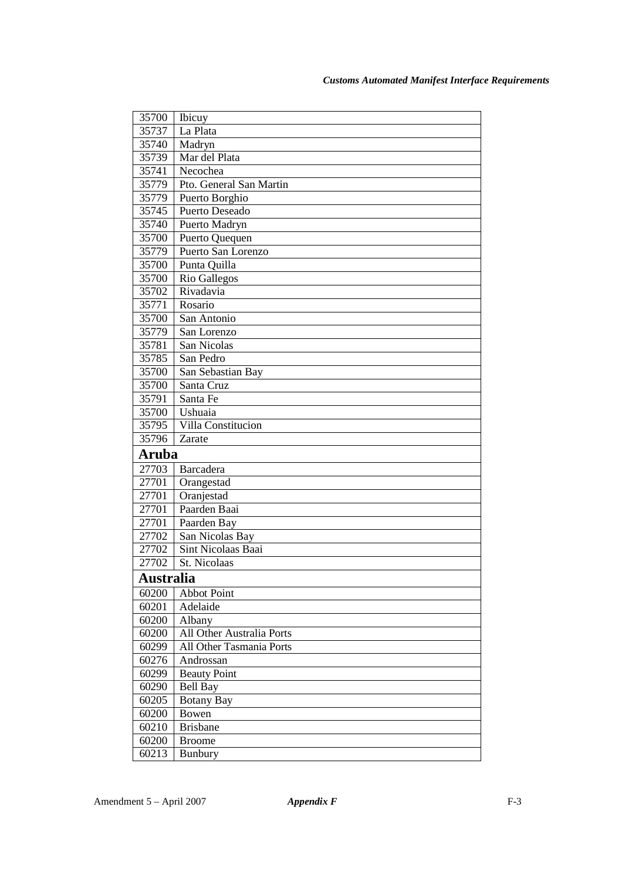| | |
|---|---|
| 35700 | Ibicuy |
| 35737 | La Plata |
| 35740 | Madryn |
| 35739 | Mar del Plata |
| 35741 | Necochea |
| 35779 | Pto. General San Martin |
| 35779 | Puerto Borghio |
| 35745 | Puerto Deseado |
| 35740 | Puerto Madryn |
| 35700 | Puerto Quequen |
| 35779 | Puerto San Lorenzo |
| 35700 | Punta Quilla |
| 35700 | Rio Gallegos |
| 35702 | Rivadavia |
| 35771 | Rosario |
| 35700 | San Antonio |
| 35779 | San Lorenzo |
| 35781 | San Nicolas |
| 35785 | San Pedro |
| 35700 | San Sebastian Bay |
| 35700 | Santa Cruz |
| 35791 | Santa Fe |
| 35700 | Ushuaia |
| 35795 | Villa Constitucion |
| 35796 | Zarate |
| **Aruba** | |
| 27703 | Barcadera |
| 27701 | Orangestad |
| 27701 | Oranjestad |
| 27701 | Paarden Baai |
| 27701 | Paarden Bay |
| 27702 | San Nicolas Bay |
| 27702 | Sint Nicolaas Baai |
| 27702 | St. Nicolaas |
| **Australia** | |
| 60200 | Abbot Point |
| 60201 | Adelaide |
| 60200 | Albany |
| 60200 | All Other Australia Ports |
| 60299 | All Other Tasmania Ports |
| 60276 | Androssan |
| 60299 | Beauty Point |
| 60290 | Bell Bay |
| 60205 | Botany Bay |
| 60200 | Bowen |
| 60210 | Brisbane |
| 60200 | Broome |
| 60213 | Bunbury |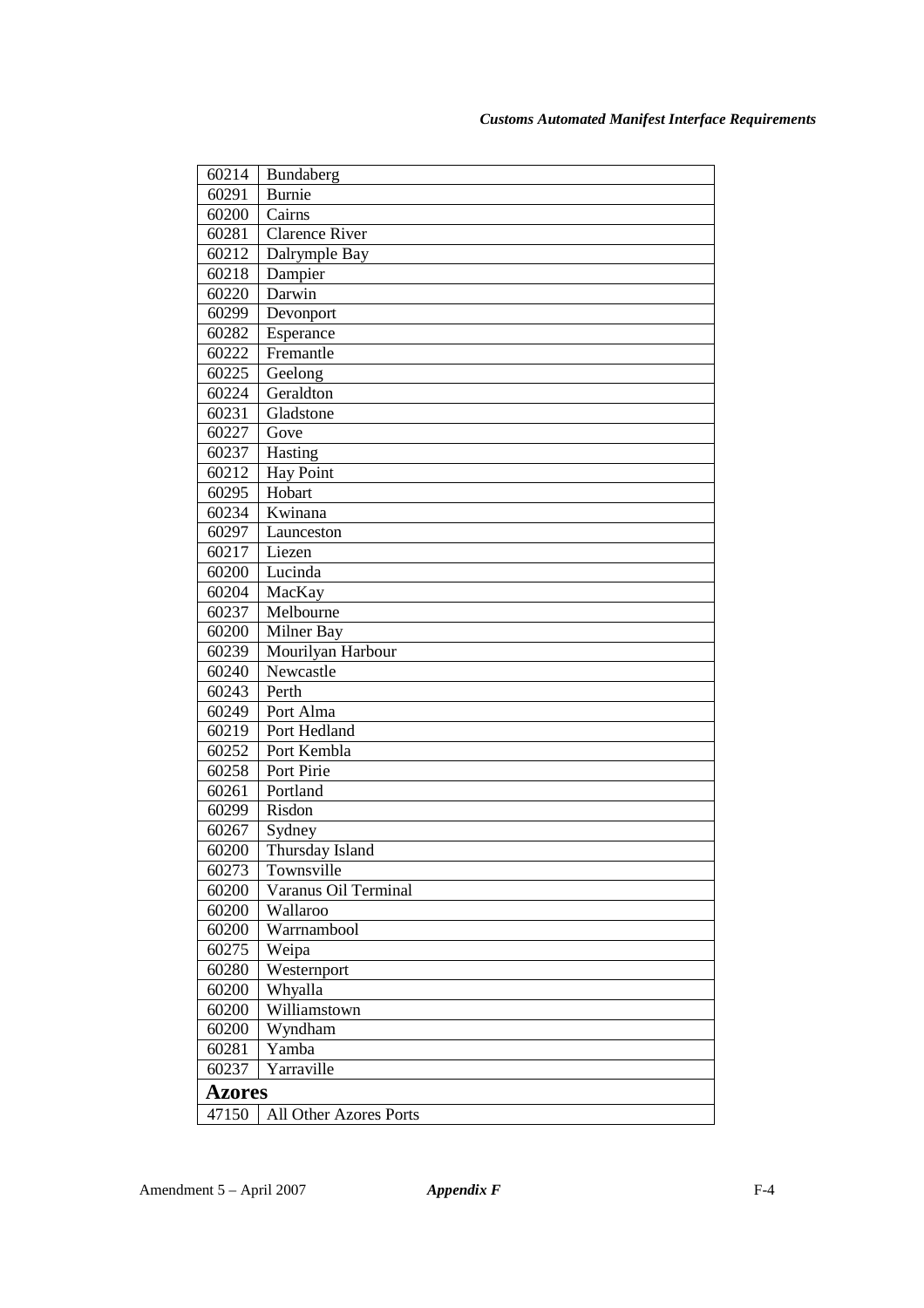| | |
|---|---|
| 60214 | Bundaberg |
| 60291 | Burnie |
| 60200 | Cairns |
| 60281 | Clarence River |
| 60212 | Dalrymple Bay |
| 60218 | Dampier |
| 60220 | Darwin |
| 60299 | Devonport |
| 60282 | Esperance |
| 60222 | Fremantle |
| 60225 | Geelong |
| 60224 | Geraldton |
| 60231 | Gladstone |
| 60227 | Gove |
| 60237 | Hasting |
| 60212 | Hay Point |
| 60295 | Hobart |
| 60234 | Kwinana |
| 60297 | Launceston |
| 60217 | Liezen |
| 60200 | Lucinda |
| 60204 | MacKay |
| 60237 | Melbourne |
| 60200 | Milner Bay |
| 60239 | Mourilyan Harbour |
| 60240 | Newcastle |
| 60243 | Perth |
| 60249 | Port Alma |
| 60219 | Port Hedland |
| 60252 | Port Kembla |
| 60258 | Port Pirie |
| 60261 | Portland |
| 60299 | Risdon |
| 60267 | Sydney |
| 60200 | Thursday Island |
| 60273 | Townsville |
| 60200 | Varanus Oil Terminal |
| 60200 | Wallaroo |
| 60200 | Warrnambool |
| 60275 | Weipa |
| 60280 | Westernport |
| 60200 | Whyalla |
| 60200 | Williamstown |
| 60200 | Wyndham |
| 60281 | Yamba |
| 60237 | Yarraville |
| **Azores** | |
| 47150 | All Other Azores Ports |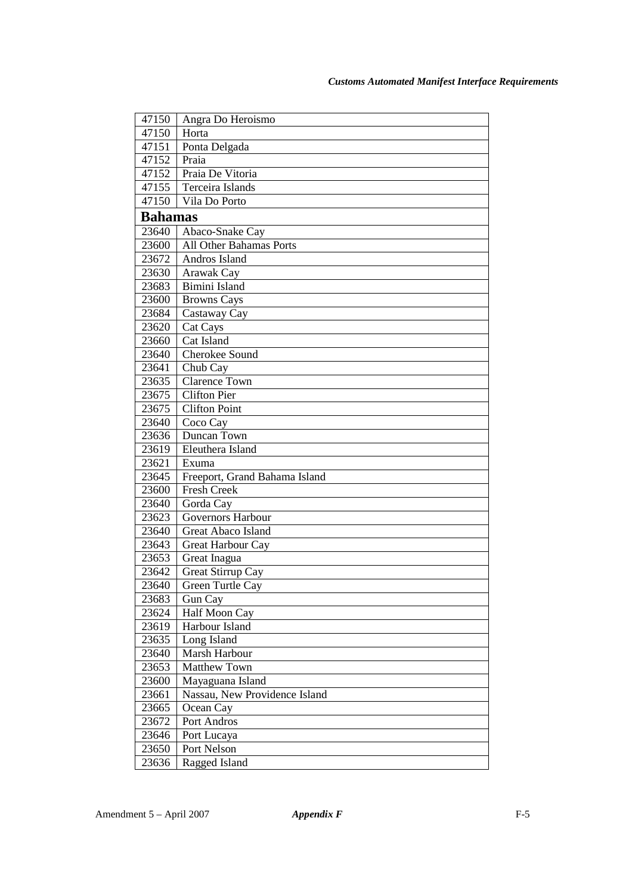| | |
|---|---|
| 47150 | Angra Do Heroismo |
| 47150 | Horta |
| 47151 | Ponta Delgada |
| 47152 | Praia |
| 47152 | Praia De Vitoria |
| 47155 | Terceira Islands |
| 47150 | Vila Do Porto |
| **Bahamas** | |
| 23640 | Abaco-Snake Cay |
| 23600 | All Other Bahamas Ports |
| 23672 | Andros Island |
| 23630 | Arawak Cay |
| 23683 | Bimini Island |
| 23600 | Browns Cays |
| 23684 | Castaway Cay |
| 23620 | Cat Cays |
| 23660 | Cat Island |
| 23640 | Cherokee Sound |
| 23641 | Chub Cay |
| 23635 | Clarence Town |
| 23675 | Clifton Pier |
| 23675 | Clifton Point |
| 23640 | Coco Cay |
| 23636 | Duncan Town |
| 23619 | Eleuthera Island |
| 23621 | Exuma |
| 23645 | Freeport, Grand Bahama Island |
| 23600 | Fresh Creek |
| 23640 | Gorda Cay |
| 23623 | Governors Harbour |
| 23640 | Great Abaco Island |
| 23643 | Great Harbour Cay |
| 23653 | Great Inagua |
| 23642 | Great Stirrup Cay |
| 23640 | Green Turtle Cay |
| 23683 | Gun Cay |
| 23624 | Half Moon Cay |
| 23619 | Harbour Island |
| 23635 | Long Island |
| 23640 | Marsh Harbour |
| 23653 | Matthew Town |
| 23600 | Mayaguana Island |
| 23661 | Nassau, New Providence Island |
| 23665 | Ocean Cay |
| 23672 | Port Andros |
| 23646 | Port Lucaya |
| 23650 | Port Nelson |
| 23636 | Ragged Island |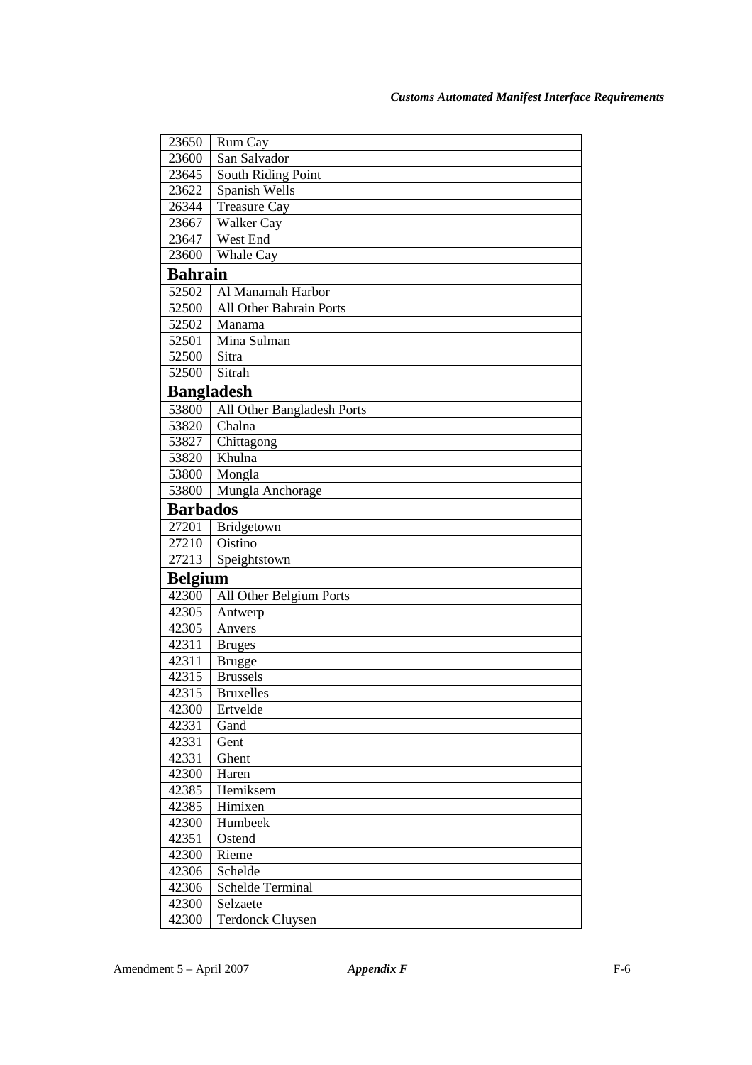| | |
|---|---|
| 23650 | Rum Cay |
| 23600 | San Salvador |
| 23645 | South Riding Point |
| 23622 | Spanish Wells |
| 26344 | Treasure Cay |
| 23667 | Walker Cay |
| 23647 | West End |
| 23600 | Whale Cay |
| **Bahrain** | |
| 52502 | Al Manamah Harbor |
| 52500 | All Other Bahrain Ports |
| 52502 | Manama |
| 52501 | Mina Sulman |
| 52500 | Sitra |
| 52500 | Sitrah |
| **Bangladesh** | |
| 53800 | All Other Bangladesh Ports |
| 53820 | Chalna |
| 53827 | Chittagong |
| 53820 | Khulna |
| 53800 | Mongla |
| 53800 | Mungla Anchorage |
| **Barbados** | |
| 27201 | Bridgetown |
| 27210 | Oistino |
| 27213 | Speightstown |
| **Belgium** | |
| 42300 | All Other Belgium Ports |
| 42305 | Antwerp |
| 42305 | Anvers |
| 42311 | Bruges |
| 42311 | Brugge |
| 42315 | Brussels |
| 42315 | Bruxelles |
| 42300 | Ertvelde |
| 42331 | Gand |
| 42331 | Gent |
| 42331 | Ghent |
| 42300 | Haren |
| 42385 | Hemiksem |
| 42385 | Himixen |
| 42300 | Humbeek |
| 42351 | Ostend |
| 42300 | Rieme |
| 42306 | Schelde |
| 42306 | Schelde Terminal |
| 42300 | Selzaete |
| 42300 | Terdonck Cluysen |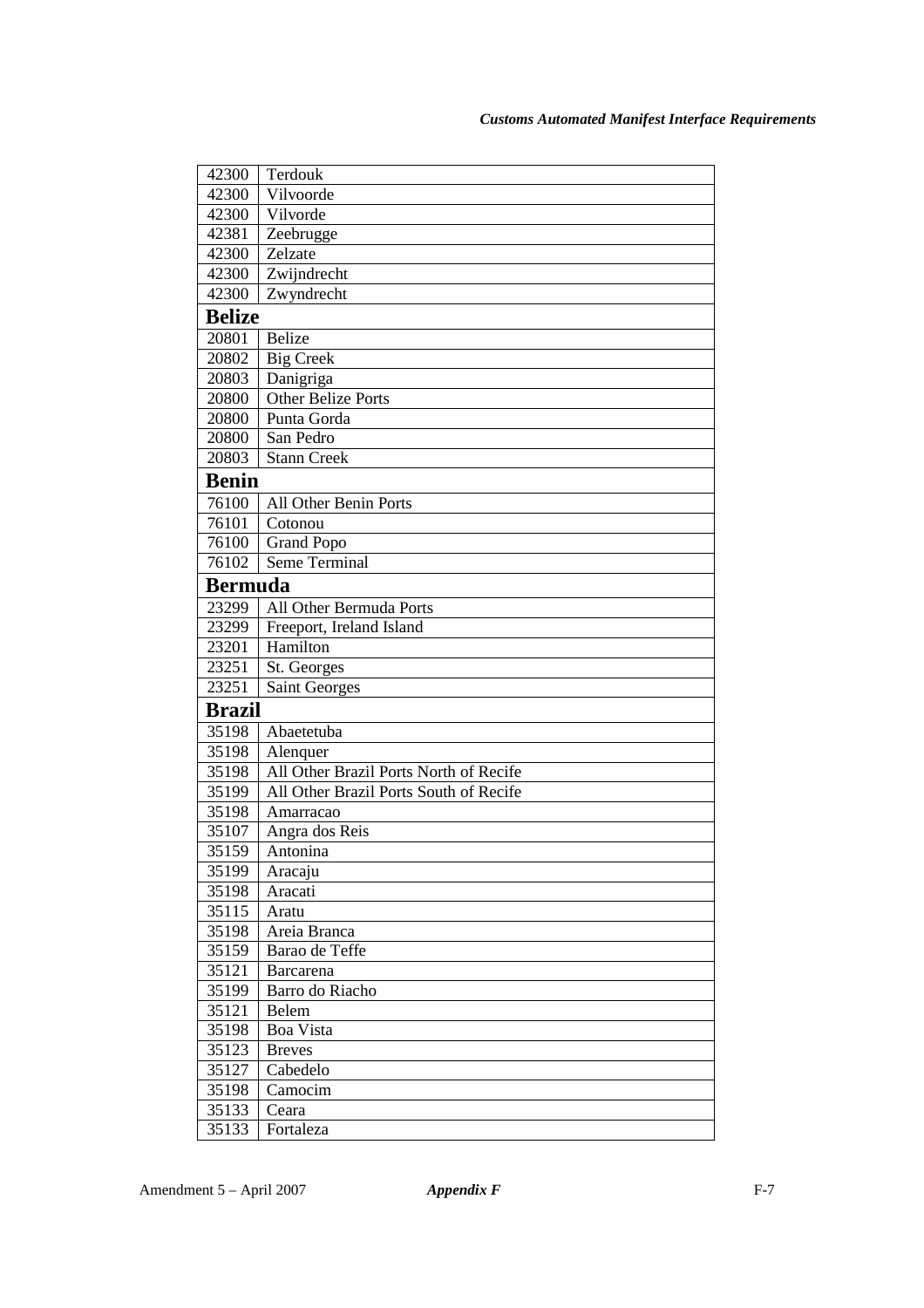| | |
|---|---|
| 42300 | Terdouk |
| 42300 | Vilvoorde |
| 42300 | Vilvorde |
| 42381 | Zeebrugge |
| 42300 | Zelzate |
| 42300 | Zwijndrecht |
| 42300 | Zwyndrecht |
| **Belize** | |
| 20801 | Belize |
| 20802 | Big Creek |
| 20803 | Danigriga |
| 20800 | Other Belize Ports |
| 20800 | Punta Gorda |
| 20800 | San Pedro |
| 20803 | Stann Creek |
| **Benin** | |
| 76100 | All Other Benin Ports |
| 76101 | Cotonou |
| 76100 | Grand Popo |
| 76102 | Seme Terminal |
| **Bermuda** | |
| 23299 | All Other Bermuda Ports |
| 23299 | Freeport, Ireland Island |
| 23201 | Hamilton |
| 23251 | St. Georges |
| 23251 | Saint Georges |
| **Brazil** | |
| 35198 | Abaetetuba |
| 35198 | Alenquer |
| 35198 | All Other Brazil Ports North of Recife |
| 35199 | All Other Brazil Ports South of Recife |
| 35198 | Amarracao |
| 35107 | Angra dos Reis |
| 35159 | Antonina |
| 35199 | Aracaju |
| 35198 | Aracati |
| 35115 | Aratu |
| 35198 | Areia Branca |
| 35159 | Barao de Teffe |
| 35121 | Barcarena |
| 35199 | Barro do Riacho |
| 35121 | Belem |
| 35198 | Boa Vista |
| 35123 | Breves |
| 35127 | Cabedelo |
| 35198 | Camocim |
| 35133 | Ceara |
| 35133 | Fortaleza |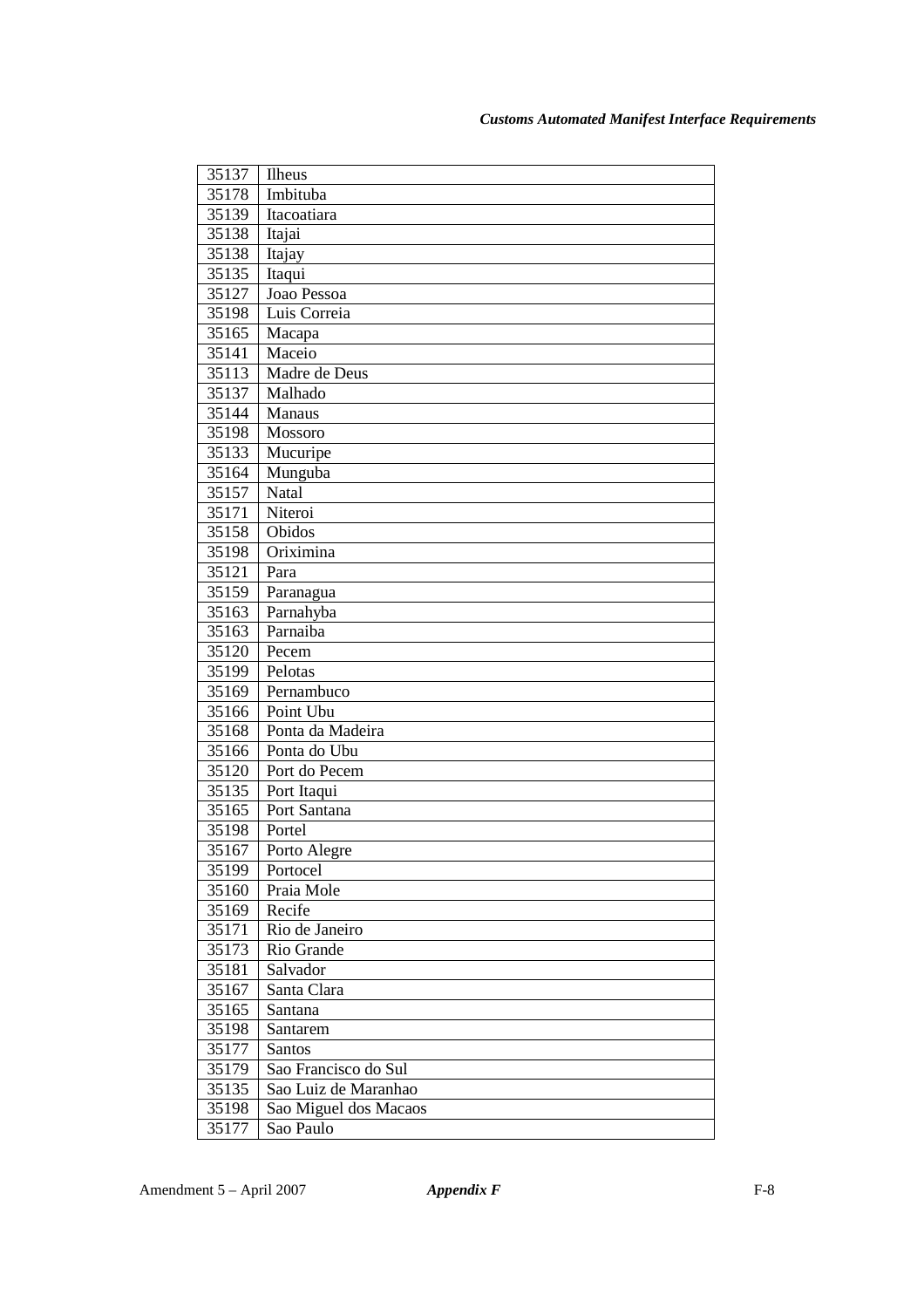| 35137 | Ilheus |
|---|---|
| 35178 | Imbituba |
| 35139 | Itacoatiara |
| 35138 | Itajai |
| 35138 | Itajay |
| 35135 | Itaqui |
| 35127 | Joao Pessoa |
| 35198 | Luis Correia |
| 35165 | Macapa |
| 35141 | Maceio |
| 35113 | Madre de Deus |
| 35137 | Malhado |
| 35144 | Manaus |
| 35198 | Mossoro |
| 35133 | Mucuripe |
| 35164 | Munguba |
| 35157 | Natal |
| 35171 | Niteroi |
| 35158 | Obidos |
| 35198 | Oriximina |
| 35121 | Para |
| 35159 | Paranagua |
| 35163 | Parnahyba |
| 35163 | Parnaiba |
| 35120 | Pecem |
| 35199 | Pelotas |
| 35169 | Pernambuco |
| 35166 | Point Ubu |
| 35168 | Ponta da Madeira |
| 35166 | Ponta do Ubu |
| 35120 | Port do Pecem |
| 35135 | Port Itaqui |
| 35165 | Port Santana |
| 35198 | Portel |
| 35167 | Porto Alegre |
| 35199 | Portocel |
| 35160 | Praia Mole |
| 35169 | Recife |
| 35171 | Rio de Janeiro |
| 35173 | Rio Grande |
| 35181 | Salvador |
| 35167 | Santa Clara |
| 35165 | Santana |
| 35198 | Santarem |
| 35177 | Santos |
| 35179 | Sao Francisco do Sul |
| 35135 | Sao Luiz de Maranhao |
| 35198 | Sao Miguel dos Macaos |
| 35177 | Sao Paulo |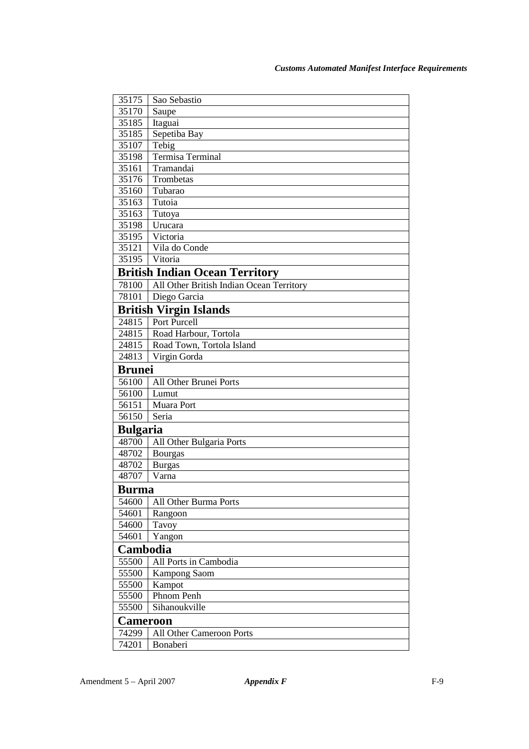| | |
|---|---|
| 35175 | Sao Sebastio |
| 35170 | Saupe |
| 35185 | Itaguai |
| 35185 | Sepetiba Bay |
| 35107 | Tebig |
| 35198 | Termisa Terminal |
| 35161 | Tramandai |
| 35176 | Trombetas |
| 35160 | Tubarao |
| 35163 | Tutoia |
| 35163 | Tutoya |
| 35198 | Urucara |
| 35195 | Victoria |
| 35121 | Vila do Conde |
| 35195 | Vitoria |
| **British Indian Ocean Territory** | |
| 78100 | All Other British Indian Ocean Territory |
| 78101 | Diego Garcia |
| **British Virgin Islands** | |
| 24815 | Port Purcell |
| 24815 | Road Harbour, Tortola |
| 24815 | Road Town, Tortola Island |
| 24813 | Virgin Gorda |
| **Brunei** | |
| 56100 | All Other Brunei Ports |
| 56100 | Lumut |
| 56151 | Muara Port |
| 56150 | Seria |
| **Bulgaria** | |
| 48700 | All Other Bulgaria Ports |
| 48702 | Bourgas |
| 48702 | Burgas |
| 48707 | Varna |
| **Burma** | |
| 54600 | All Other Burma Ports |
| 54601 | Rangoon |
| 54600 | Tavoy |
| 54601 | Yangon |
| **Cambodia** | |
| 55500 | All Ports in Cambodia |
| 55500 | Kampong Saom |
| 55500 | Kampot |
| 55500 | Phnom Penh |
| 55500 | Sihanoukville |
| **Cameroon** | |
| 74299 | All Other Cameroon Ports |
| 74201 | Bonaberi |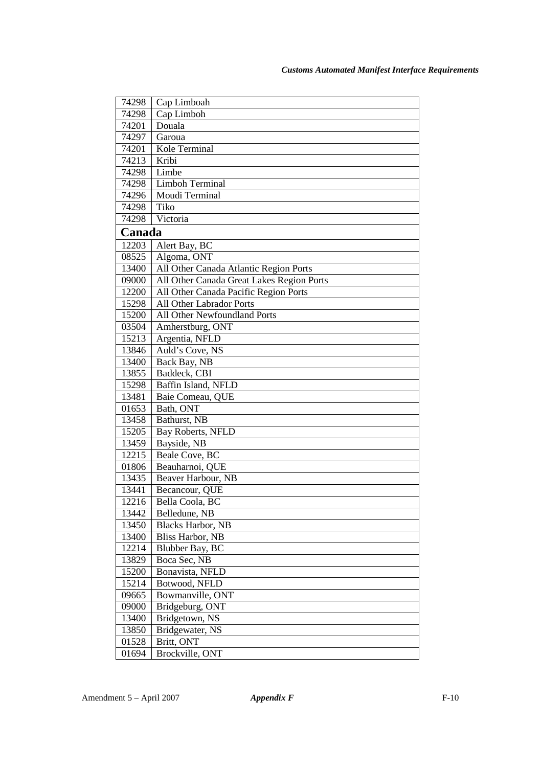| | |
|---|---|
| 74298 | Cap Limboah |
| 74298 | Cap Limboh |
| 74201 | Douala |
| 74297 | Garoua |
| 74201 | Kole Terminal |
| 74213 | Kribi |
| 74298 | Limbe |
| 74298 | Limboh Terminal |
| 74296 | Moudi Terminal |
| 74298 | Tiko |
| 74298 | Victoria |
| **Canada** | |
| 12203 | Alert Bay, BC |
| 08525 | Algoma, ONT |
| 13400 | All Other Canada Atlantic Region Ports |
| 09000 | All Other Canada Great Lakes Region Ports |
| 12200 | All Other Canada Pacific Region Ports |
| 15298 | All Other Labrador Ports |
| 15200 | All Other Newfoundland Ports |
| 03504 | Amherstburg, ONT |
| 15213 | Argentia, NFLD |
| 13846 | Auld's Cove, NS |
| 13400 | Back Bay, NB |
| 13855 | Baddeck, CBI |
| 15298 | Baffin Island, NFLD |
| 13481 | Baie Comeau, QUE |
| 01653 | Bath, ONT |
| 13458 | Bathurst, NB |
| 15205 | Bay Roberts, NFLD |
| 13459 | Bayside, NB |
| 12215 | Beale Cove, BC |
| 01806 | Beauharnoi, QUE |
| 13435 | Beaver Harbour, NB |
| 13441 | Becancour, QUE |
| 12216 | Bella Coola, BC |
| 13442 | Belledune, NB |
| 13450 | Blacks Harbor, NB |
| 13400 | Bliss Harbor, NB |
| 12214 | Blubber Bay, BC |
| 13829 | Boca Sec, NB |
| 15200 | Bonavista, NFLD |
| 15214 | Botwood, NFLD |
| 09665 | Bowmanville, ONT |
| 09000 | Bridgeburg, ONT |
| 13400 | Bridgetown, NS |
| 13850 | Bridgewater, NS |
| 01528 | Britt, ONT |
| 01694 | Brockville, ONT |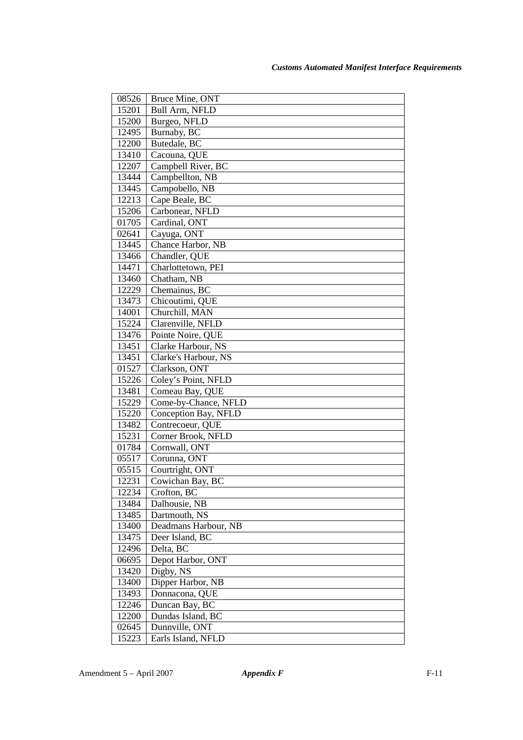| 08526 | Bruce Mine, ONT |
|---|---|
| 15201 | Bull Arm, NFLD |
| 15200 | Burgeo, NFLD |
| 12495 | Burnaby, BC |
| 12200 | Butedale, BC |
| 13410 | Cacouna, QUE |
| 12207 | Campbell River, BC |
| 13444 | Campbellton, NB |
| 13445 | Campobello, NB |
| 12213 | Cape Beale, BC |
| 15206 | Carbonear, NFLD |
| 01705 | Cardinal, ONT |
| 02641 | Cayuga, ONT |
| 13445 | Chance Harbor, NB |
| 13466 | Chandler, QUE |
| 14471 | Charlottetown, PEI |
| 13460 | Chatham, NB |
| 12229 | Chemainus, BC |
| 13473 | Chicoutimi, QUE |
| 14001 | Churchill, MAN |
| 15224 | Clarenville, NFLD |
| 13476 | Pointe Noire, QUE |
| 13451 | Clarke Harbour, NS |
| 13451 | Clarke's Harbour, NS |
| 01527 | Clarkson, ONT |
| 15226 | Coley's Point, NFLD |
| 13481 | Comeau Bay, QUE |
| 15229 | Come-by-Chance, NFLD |
| 15220 | Conception Bay, NFLD |
| 13482 | Contrecoeur, QUE |
| 15231 | Corner Brook, NFLD |
| 01784 | Cornwall, ONT |
| 05517 | Corunna, ONT |
| 05515 | Courtright, ONT |
| 12231 | Cowichan Bay, BC |
| 12234 | Crofton, BC |
| 13484 | Dalhousie, NB |
| 13485 | Dartmouth, NS |
| 13400 | Deadmans Harbour, NB |
| 13475 | Deer Island, BC |
| 12496 | Delta, BC |
| 06695 | Depot Harbor, ONT |
| 13420 | Digby, NS |
| 13400 | Dipper Harbor, NB |
| 13493 | Donnacona, QUE |
| 12246 | Duncan Bay, BC |
| 12200 | Dundas Island, BC |
| 02645 | Dunnville, ONT |
| 15223 | Earls Island, NFLD |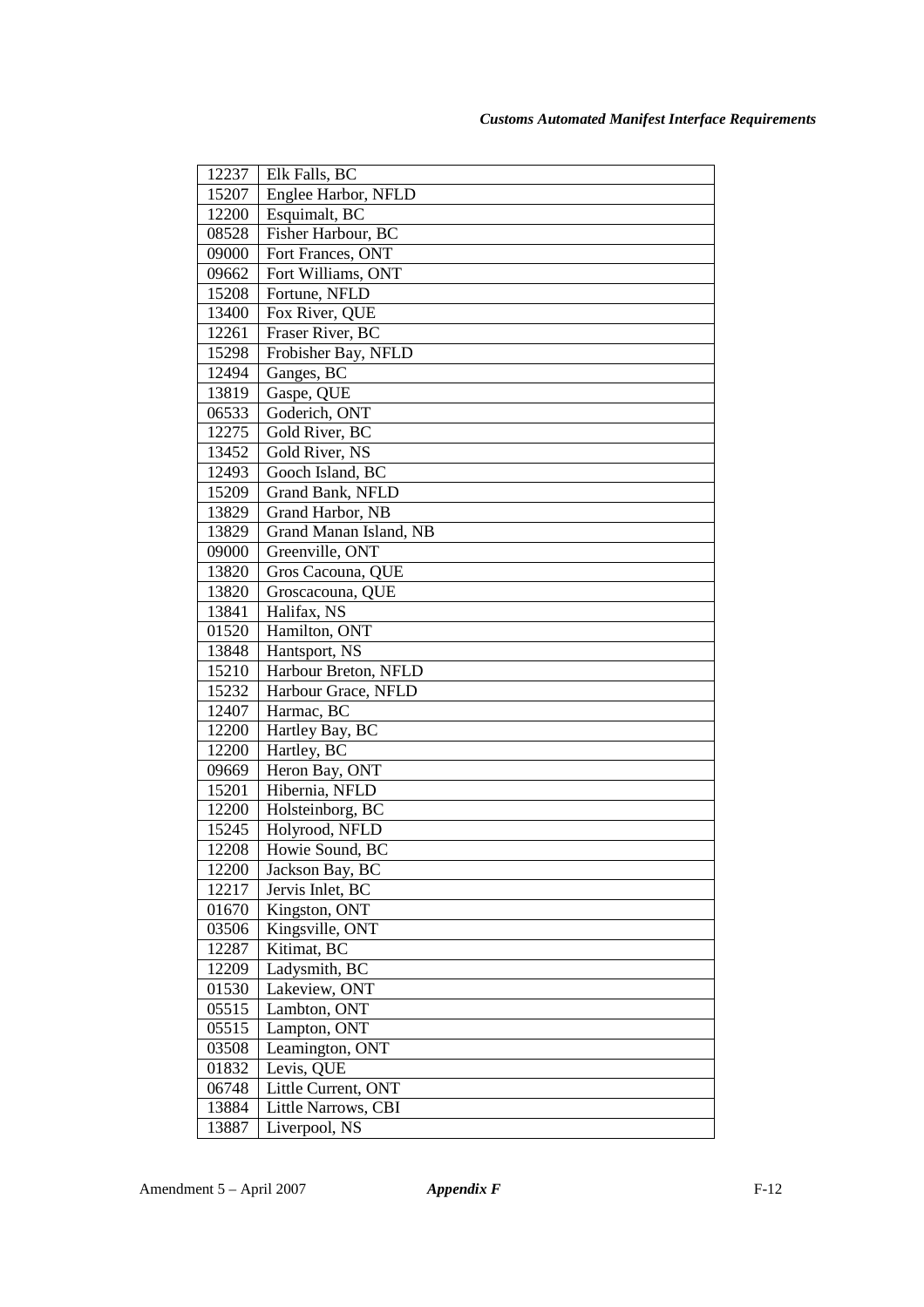| 12237 | Elk Falls, BC |
|---|---|
| 15207 | Englee Harbor, NFLD |
| 12200 | Esquimalt, BC |
| 08528 | Fisher Harbour, BC |
| 09000 | Fort Frances, ONT |
| 09662 | Fort Williams, ONT |
| 15208 | Fortune, NFLD |
| 13400 | Fox River, QUE |
| 12261 | Fraser River, BC |
| 15298 | Frobisher Bay, NFLD |
| 12494 | Ganges, BC |
| 13819 | Gaspe, QUE |
| 06533 | Goderich, ONT |
| 12275 | Gold River, BC |
| 13452 | Gold River, NS |
| 12493 | Gooch Island, BC |
| 15209 | Grand Bank, NFLD |
| 13829 | Grand Harbor, NB |
| 13829 | Grand Manan Island, NB |
| 09000 | Greenville, ONT |
| 13820 | Gros Cacouna, QUE |
| 13820 | Groscacouna, QUE |
| 13841 | Halifax, NS |
| 01520 | Hamilton, ONT |
| 13848 | Hantsport, NS |
| 15210 | Harbour Breton, NFLD |
| 15232 | Harbour Grace, NFLD |
| 12407 | Harmac, BC |
| 12200 | Hartley Bay, BC |
| 12200 | Hartley, BC |
| 09669 | Heron Bay, ONT |
| 15201 | Hibernia, NFLD |
| 12200 | Holsteinborg, BC |
| 15245 | Holyrood, NFLD |
| 12208 | Howie Sound, BC |
| 12200 | Jackson Bay, BC |
| 12217 | Jervis Inlet, BC |
| 01670 | Kingston, ONT |
| 03506 | Kingsville, ONT |
| 12287 | Kitimat, BC |
| 12209 | Ladysmith, BC |
| 01530 | Lakeview, ONT |
| 05515 | Lambton, ONT |
| 05515 | Lampton, ONT |
| 03508 | Leamington, ONT |
| 01832 | Levis, QUE |
| 06748 | Little Current, ONT |
| 13884 | Little Narrows, CBI |
| 13887 | Liverpool, NS |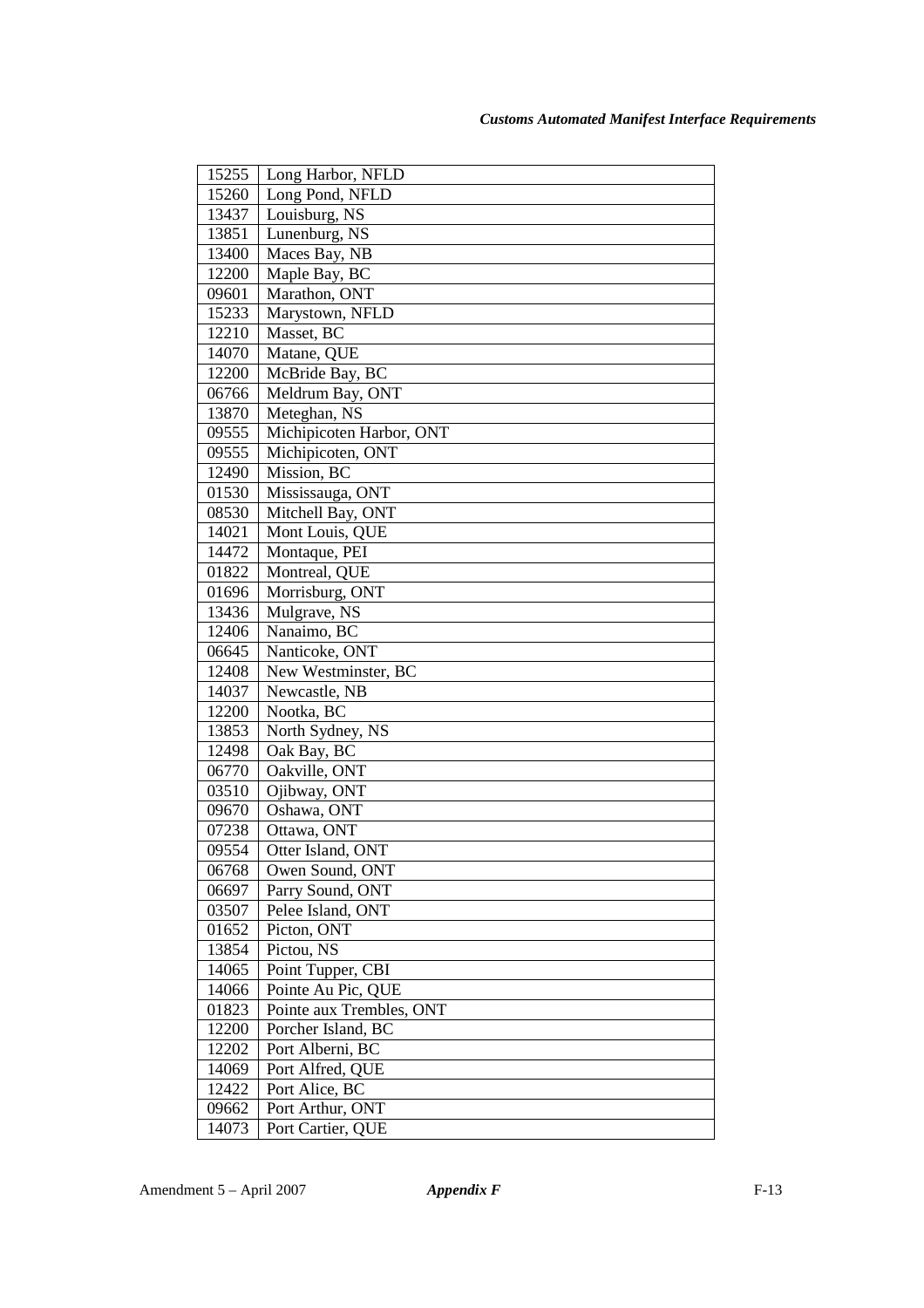| 15255 | Long Harbor, NFLD |
|---|---|
| 15260 | Long Pond, NFLD |
| 13437 | Louisburg, NS |
| 13851 | Lunenburg, NS |
| 13400 | Maces Bay, NB |
| 12200 | Maple Bay, BC |
| 09601 | Marathon, ONT |
| 15233 | Marystown, NFLD |
| 12210 | Masset, BC |
| 14070 | Matane, QUE |
| 12200 | McBride Bay, BC |
| 06766 | Meldrum Bay, ONT |
| 13870 | Meteghan, NS |
| 09555 | Michipicoten Harbor, ONT |
| 09555 | Michipicoten, ONT |
| 12490 | Mission, BC |
| 01530 | Mississauga, ONT |
| 08530 | Mitchell Bay, ONT |
| 14021 | Mont Louis, QUE |
| 14472 | Montaque, PEI |
| 01822 | Montreal, QUE |
| 01696 | Morrisburg, ONT |
| 13436 | Mulgrave, NS |
| 12406 | Nanaimo, BC |
| 06645 | Nanticoke, ONT |
| 12408 | New Westminster, BC |
| 14037 | Newcastle, NB |
| 12200 | Nootka, BC |
| 13853 | North Sydney, NS |
| 12498 | Oak Bay, BC |
| 06770 | Oakville, ONT |
| 03510 | Ojibway, ONT |
| 09670 | Oshawa, ONT |
| 07238 | Ottawa, ONT |
| 09554 | Otter Island, ONT |
| 06768 | Owen Sound, ONT |
| 06697 | Parry Sound, ONT |
| 03507 | Pelee Island, ONT |
| 01652 | Picton, ONT |
| 13854 | Pictou, NS |
| 14065 | Point Tupper, CBI |
| 14066 | Pointe Au Pic, QUE |
| 01823 | Pointe aux Trembles, ONT |
| 12200 | Porcher Island, BC |
| 12202 | Port Alberni, BC |
| 14069 | Port Alfred, QUE |
| 12422 | Port Alice, BC |
| 09662 | Port Arthur, ONT |
| 14073 | Port Cartier, QUE |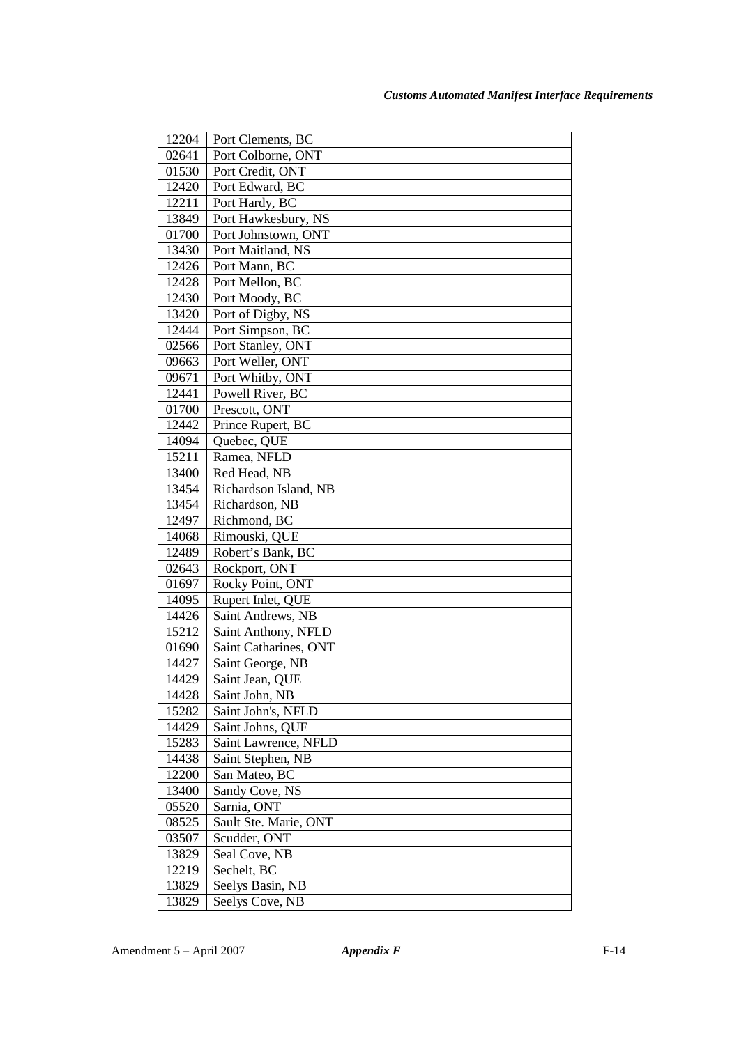| | |
|---|---|
| 12204 | Port Clements, BC |
| 02641 | Port Colborne, ONT |
| 01530 | Port Credit, ONT |
| 12420 | Port Edward, BC |
| 12211 | Port Hardy, BC |
| 13849 | Port Hawkesbury, NS |
| 01700 | Port Johnstown, ONT |
| 13430 | Port Maitland, NS |
| 12426 | Port Mann, BC |
| 12428 | Port Mellon, BC |
| 12430 | Port Moody, BC |
| 13420 | Port of Digby, NS |
| 12444 | Port Simpson, BC |
| 02566 | Port Stanley, ONT |
| 09663 | Port Weller, ONT |
| 09671 | Port Whitby, ONT |
| 12441 | Powell River, BC |
| 01700 | Prescott, ONT |
| 12442 | Prince Rupert, BC |
| 14094 | Quebec, QUE |
| 15211 | Ramea, NFLD |
| 13400 | Red Head, NB |
| 13454 | Richardson Island, NB |
| 13454 | Richardson, NB |
| 12497 | Richmond, BC |
| 14068 | Rimouski, QUE |
| 12489 | Robert's Bank, BC |
| 02643 | Rockport, ONT |
| 01697 | Rocky Point, ONT |
| 14095 | Rupert Inlet, QUE |
| 14426 | Saint Andrews, NB |
| 15212 | Saint Anthony, NFLD |
| 01690 | Saint Catharines, ONT |
| 14427 | Saint George, NB |
| 14429 | Saint Jean, QUE |
| 14428 | Saint John, NB |
| 15282 | Saint John's, NFLD |
| 14429 | Saint Johns, QUE |
| 15283 | Saint Lawrence, NFLD |
| 14438 | Saint Stephen, NB |
| 12200 | San Mateo, BC |
| 13400 | Sandy Cove, NS |
| 05520 | Sarnia, ONT |
| 08525 | Sault Ste. Marie, ONT |
| 03507 | Scudder, ONT |
| 13829 | Seal Cove, NB |
| 12219 | Sechelt, BC |
| 13829 | Seelys Basin, NB |
| 13829 | Seelys Cove, NB |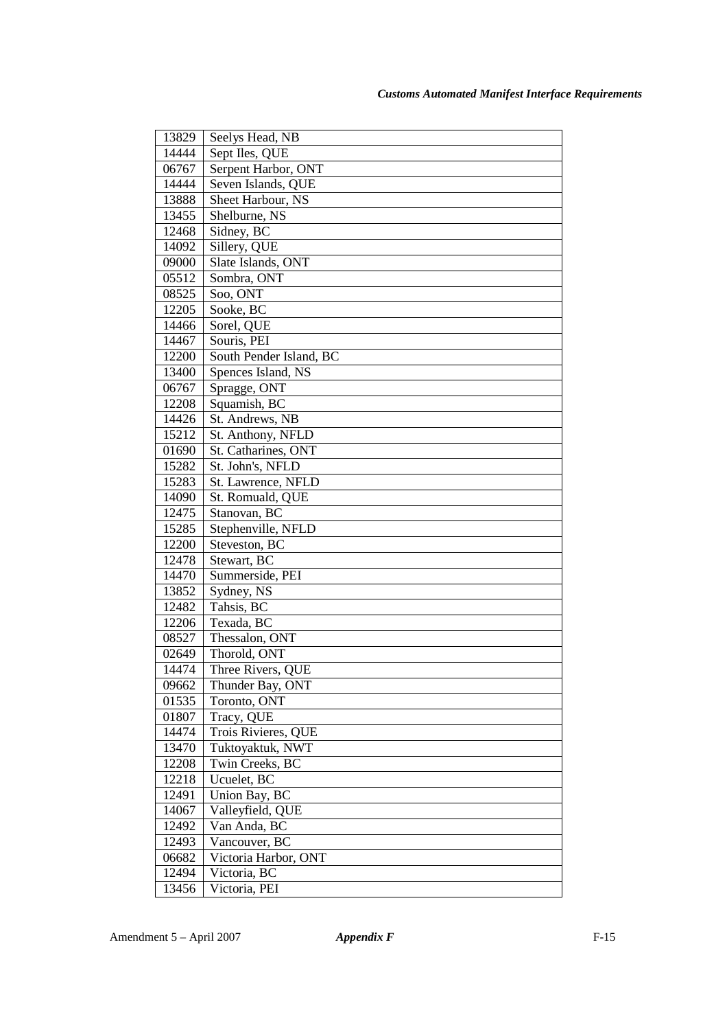| 13829 | Seelys Head, NB |
|---|---|
| 14444 | Sept Iles, QUE |
| 06767 | Serpent Harbor, ONT |
| 14444 | Seven Islands, QUE |
| 13888 | Sheet Harbour, NS |
| 13455 | Shelburne, NS |
| 12468 | Sidney, BC |
| 14092 | Sillery, QUE |
| 09000 | Slate Islands, ONT |
| 05512 | Sombra, ONT |
| 08525 | Soo, ONT |
| 12205 | Sooke, BC |
| 14466 | Sorel, QUE |
| 14467 | Souris, PEI |
| 12200 | South Pender Island, BC |
| 13400 | Spences Island, NS |
| 06767 | Spragge, ONT |
| 12208 | Squamish, BC |
| 14426 | St. Andrews, NB |
| 15212 | St. Anthony, NFLD |
| 01690 | St. Catharines, ONT |
| 15282 | St. John's, NFLD |
| 15283 | St. Lawrence, NFLD |
| 14090 | St. Romuald, QUE |
| 12475 | Stanovan, BC |
| 15285 | Stephenville, NFLD |
| 12200 | Steveston, BC |
| 12478 | Stewart, BC |
| 14470 | Summerside, PEI |
| 13852 | Sydney, NS |
| 12482 | Tahsis, BC |
| 12206 | Texada, BC |
| 08527 | Thessalon, ONT |
| 02649 | Thorold, ONT |
| 14474 | Three Rivers, QUE |
| 09662 | Thunder Bay, ONT |
| 01535 | Toronto, ONT |
| 01807 | Tracy, QUE |
| 14474 | Trois Rivieres, QUE |
| 13470 | Tuktoyaktuk, NWT |
| 12208 | Twin Creeks, BC |
| 12218 | Ucuelet, BC |
| 12491 | Union Bay, BC |
| 14067 | Valleyfield, QUE |
| 12492 | Van Anda, BC |
| 12493 | Vancouver, BC |
| 06682 | Victoria Harbor, ONT |
| 12494 | Victoria, BC |
| 13456 | Victoria, PEI |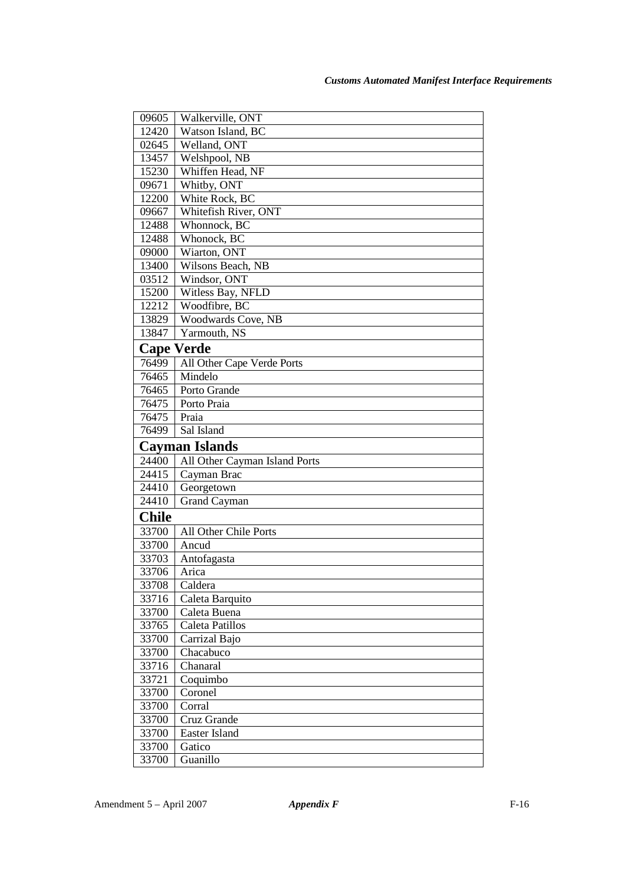| | |
|---|---|
| 09605 | Walkerville, ONT |
| 12420 | Watson Island, BC |
| 02645 | Welland, ONT |
| 13457 | Welshpool, NB |
| 15230 | Whiffen Head, NF |
| 09671 | Whitby, ONT |
| 12200 | White Rock, BC |
| 09667 | Whitefish River, ONT |
| 12488 | Whonnock, BC |
| 12488 | Whonock, BC |
| 09000 | Wiarton, ONT |
| 13400 | Wilsons Beach, NB |
| 03512 | Windsor, ONT |
| 15200 | Witless Bay, NFLD |
| 12212 | Woodfibre, BC |
| 13829 | Woodwards Cove, NB |
| 13847 | Yarmouth, NS |
| **Cape Verde** | |
| 76499 | All Other Cape Verde Ports |
| 76465 | Mindelo |
| 76465 | Porto Grande |
| 76475 | Porto Praia |
| 76475 | Praia |
| 76499 | Sal Island |
| **Cayman Islands** | |
| 24400 | All Other Cayman Island Ports |
| 24415 | Cayman Brac |
| 24410 | Georgetown |
| 24410 | Grand Cayman |
| **Chile** | |
| 33700 | All Other Chile Ports |
| 33700 | Ancud |
| 33703 | Antofagasta |
| 33706 | Arica |
| 33708 | Caldera |
| 33716 | Caleta Barquito |
| 33700 | Caleta Buena |
| 33765 | Caleta Patillos |
| 33700 | Carrizal Bajo |
| 33700 | Chacabuco |
| 33716 | Chanaral |
| 33721 | Coquimbo |
| 33700 | Coronel |
| 33700 | Corral |
| 33700 | Cruz Grande |
| 33700 | Easter Island |
| 33700 | Gatico |
| 33700 | Guanillo |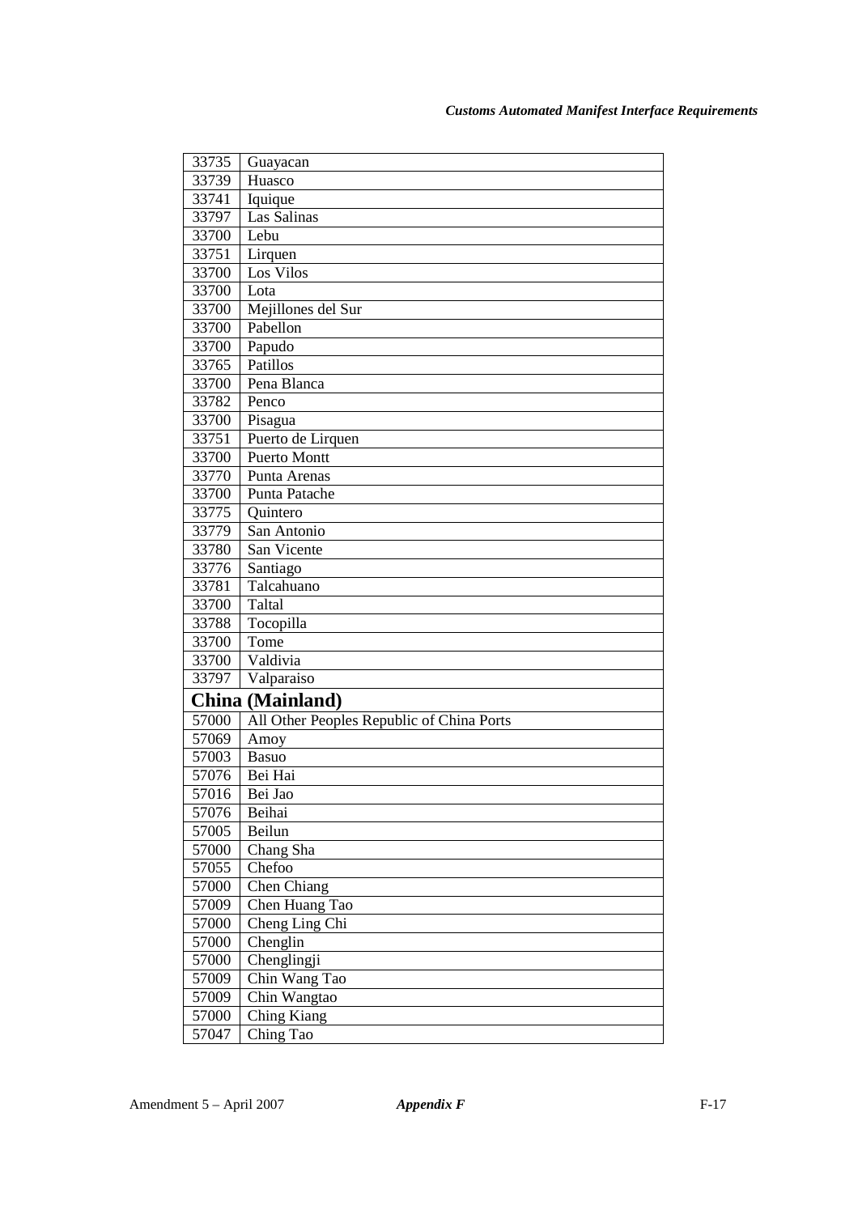| | |
|---|---|
| 33735 | Guayacan |
| 33739 | Huasco |
| 33741 | Iquique |
| 33797 | Las Salinas |
| 33700 | Lebu |
| 33751 | Lirquen |
| 33700 | Los Vilos |
| 33700 | Lota |
| 33700 | Mejillones del Sur |
| 33700 | Pabellon |
| 33700 | Papudo |
| 33765 | Patillos |
| 33700 | Pena Blanca |
| 33782 | Penco |
| 33700 | Pisagua |
| 33751 | Puerto de Lirquen |
| 33700 | Puerto Montt |
| 33770 | Punta Arenas |
| 33700 | Punta Patache |
| 33775 | Quintero |
| 33779 | San Antonio |
| 33780 | San Vicente |
| 33776 | Santiago |
| 33781 | Talcahuano |
| 33700 | Taltal |
| 33788 | Tocopilla |
| 33700 | Tome |
| 33700 | Valdivia |
| 33797 | Valparaiso |
| **China (Mainland)** | |
| 57000 | All Other Peoples Republic of China Ports |
| 57069 | Amoy |
| 57003 | Basuo |
| 57076 | Bei Hai |
| 57016 | Bei Jao |
| 57076 | Beihai |
| 57005 | Beilun |
| 57000 | Chang Sha |
| 57055 | Chefoo |
| 57000 | Chen Chiang |
| 57009 | Chen Huang Tao |
| 57000 | Cheng Ling Chi |
| 57000 | Chenglin |
| 57000 | Chenglingji |
| 57009 | Chin Wang Tao |
| 57009 | Chin Wangtao |
| 57000 | Ching Kiang |
| 57047 | Ching Tao |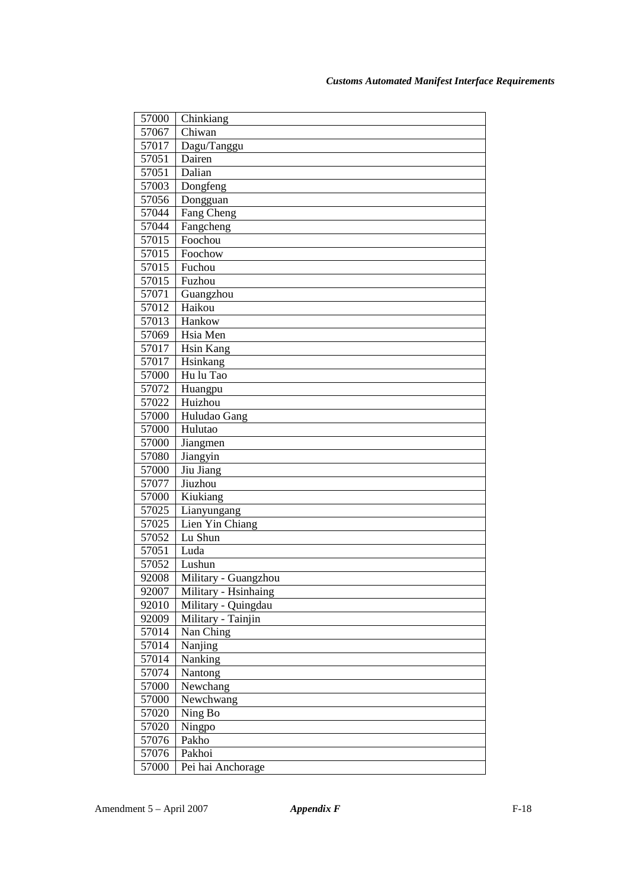| 57000 | Chinkiang |
|---|---|
| 57067 | Chiwan |
| 57017 | Dagu/Tanggu |
| 57051 | Dairen |
| 57051 | Dalian |
| 57003 | Dongfeng |
| 57056 | Dongguan |
| 57044 | Fang Cheng |
| 57044 | Fangcheng |
| 57015 | Foochou |
| 57015 | Foochow |
| 57015 | Fuchou |
| 57015 | Fuzhou |
| 57071 | Guangzhou |
| 57012 | Haikou |
| 57013 | Hankow |
| 57069 | Hsia Men |
| 57017 | Hsin Kang |
| 57017 | Hsinkang |
| 57000 | Hu lu Tao |
| 57072 | Huangpu |
| 57022 | Huizhou |
| 57000 | Huludao Gang |
| 57000 | Hulutao |
| 57000 | Jiangmen |
| 57080 | Jiangyin |
| 57000 | Jiu Jiang |
| 57077 | Jiuzhou |
| 57000 | Kiukiang |
| 57025 | Lianyungang |
| 57025 | Lien Yin Chiang |
| 57052 | Lu Shun |
| 57051 | Luda |
| 57052 | Lushun |
| 92008 | Military - Guangzhou |
| 92007 | Military - Hsinhaing |
| 92010 | Military - Quingdau |
| 92009 | Military - Tainjin |
| 57014 | Nan Ching |
| 57014 | Nanjing |
| 57014 | Nanking |
| 57074 | Nantong |
| 57000 | Newchang |
| 57000 | Newchwang |
| 57020 | Ning Bo |
| 57020 | Ningpo |
| 57076 | Pakho |
| 57076 | Pakhoi |
| 57000 | Pei hai Anchorage |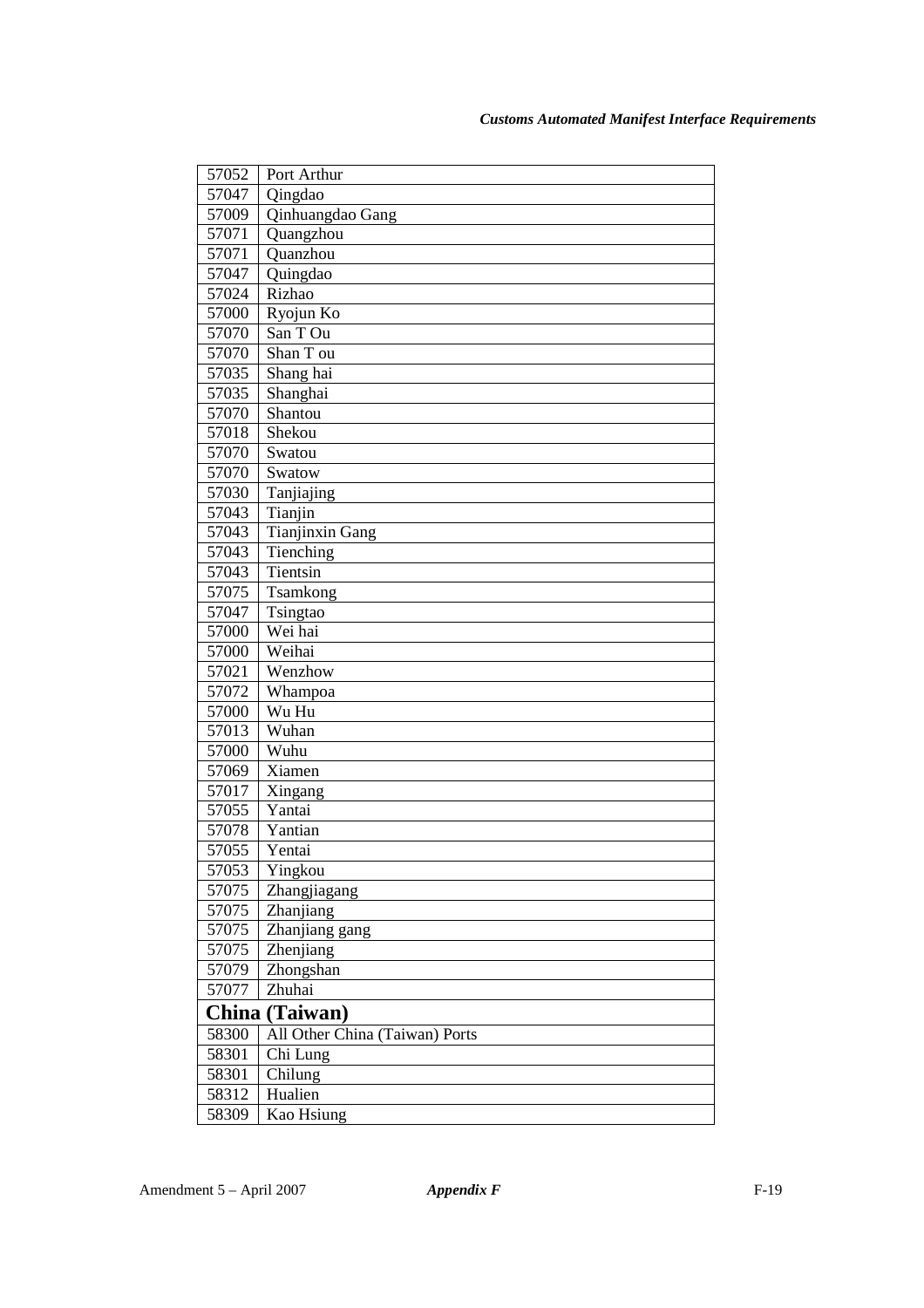| | |
|---|---|
| 57052 | Port Arthur |
| 57047 | Qingdao |
| 57009 | Qinhuangdao Gang |
| 57071 | Quangzhou |
| 57071 | Quanzhou |
| 57047 | Quingdao |
| 57024 | Rizhao |
| 57000 | Ryojun Ko |
| 57070 | San T Ou |
| 57070 | Shan T ou |
| 57035 | Shang hai |
| 57035 | Shanghai |
| 57070 | Shantou |
| 57018 | Shekou |
| 57070 | Swatou |
| 57070 | Swatow |
| 57030 | Tanjiajing |
| 57043 | Tianjin |
| 57043 | Tianjinxin Gang |
| 57043 | Tienching |
| 57043 | Tientsin |
| 57075 | Tsamkong |
| 57047 | Tsingtao |
| 57000 | Wei hai |
| 57000 | Weihai |
| 57021 | Wenzhow |
| 57072 | Whampoa |
| 57000 | Wu Hu |
| 57013 | Wuhan |
| 57000 | Wuhu |
| 57069 | Xiamen |
| 57017 | Xingang |
| 57055 | Yantai |
| 57078 | Yantian |
| 57055 | Yentai |
| 57053 | Yingkou |
| 57075 | Zhangjiagang |
| 57075 | Zhanjiang |
| 57075 | Zhanjiang gang |
| 57075 | Zhenjiang |
| 57079 | Zhongshan |
| 57077 | Zhuhai |
| **China (Taiwan)** | |
| 58300 | All Other China (Taiwan) Ports |
| 58301 | Chi Lung |
| 58301 | Chilung |
| 58312 | Hualien |
| 58309 | Kao Hsiung |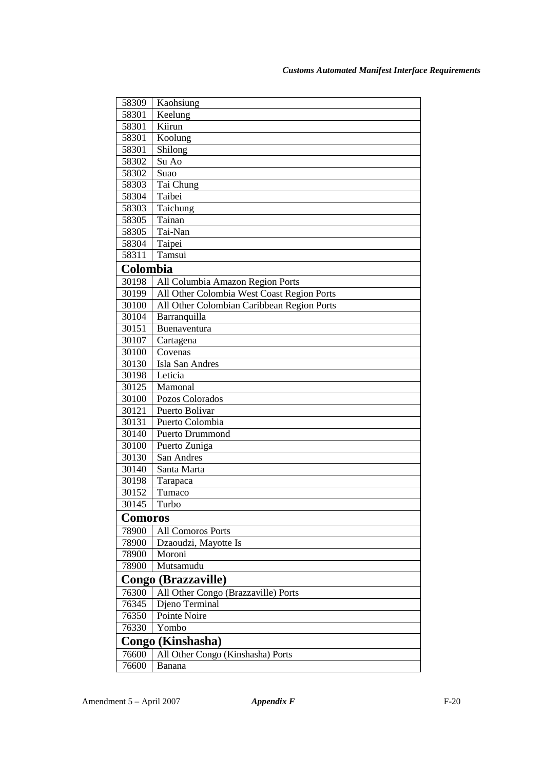| | |
|---|---|
| 58309 | Kaohsiung |
| 58301 | Keelung |
| 58301 | Kiirun |
| 58301 | Koolung |
| 58301 | Shilong |
| 58302 | Su Ao |
| 58302 | Suao |
| 58303 | Tai Chung |
| 58304 | Taibei |
| 58303 | Taichung |
| 58305 | Tainan |
| 58305 | Tai-Nan |
| 58304 | Taipei |
| 58311 | Tamsui |
| **Colombia** | |
| 30198 | All Columbia Amazon Region Ports |
| 30199 | All Other Colombia West Coast Region Ports |
| 30100 | All Other Colombian Caribbean Region Ports |
| 30104 | Barranquilla |
| 30151 | Buenaventura |
| 30107 | Cartagena |
| 30100 | Covenas |
| 30130 | Isla San Andres |
| 30198 | Leticia |
| 30125 | Mamonal |
| 30100 | Pozos Colorados |
| 30121 | Puerto Bolivar |
| 30131 | Puerto Colombia |
| 30140 | Puerto Drummond |
| 30100 | Puerto Zuniga |
| 30130 | San Andres |
| 30140 | Santa Marta |
| 30198 | Tarapaca |
| 30152 | Tumaco |
| 30145 | Turbo |
| **Comoros** | |
| 78900 | All Comoros Ports |
| 78900 | Dzaoudzi, Mayotte Is |
| 78900 | Moroni |
| 78900 | Mutsamudu |
| **Congo (Brazzaville)** | |
| 76300 | All Other Congo (Brazzaville) Ports |
| 76345 | Djeno Terminal |
| 76350 | Pointe Noire |
| 76330 | Yombo |
| **Congo (Kinshasha)** | |
| 76600 | All Other Congo (Kinshasha) Ports |
| 76600 | Banana |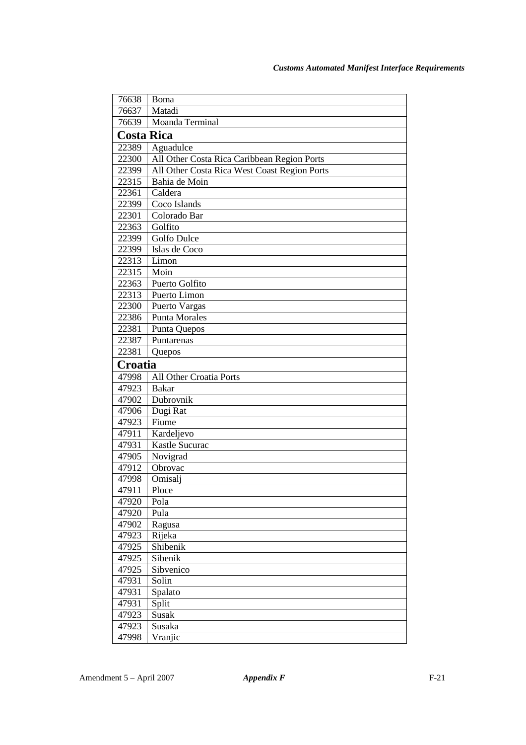| | |
|---|---|
| 76638 | Boma |
| 76637 | Matadi |
| 76639 | Moanda Terminal |
| **Costa Rica** | |
| 22389 | Aguadulce |
| 22300 | All Other Costa Rica Caribbean Region Ports |
| 22399 | All Other Costa Rica West Coast Region Ports |
| 22315 | Bahia de Moin |
| 22361 | Caldera |
| 22399 | Coco Islands |
| 22301 | Colorado Bar |
| 22363 | Golfito |
| 22399 | Golfo Dulce |
| 22399 | Islas de Coco |
| 22313 | Limon |
| 22315 | Moin |
| 22363 | Puerto Golfito |
| 22313 | Puerto Limon |
| 22300 | Puerto Vargas |
| 22386 | Punta Morales |
| 22381 | Punta Quepos |
| 22387 | Puntarenas |
| 22381 | Quepos |
| **Croatia** | |
| 47998 | All Other Croatia Ports |
| 47923 | Bakar |
| 47902 | Dubrovnik |
| 47906 | Dugi Rat |
| 47923 | Fiume |
| 47911 | Kardeljevo |
| 47931 | Kastle Sucurac |
| 47905 | Novigrad |
| 47912 | Obrovac |
| 47998 | Omisalj |
| 47911 | Ploce |
| 47920 | Pola |
| 47920 | Pula |
| 47902 | Ragusa |
| 47923 | Rijeka |
| 47925 | Shibenik |
| 47925 | Sibenik |
| 47925 | Sibvenico |
| 47931 | Solin |
| 47931 | Spalato |
| 47931 | Split |
| 47923 | Susak |
| 47923 | Susaka |
| 47998 | Vranjic |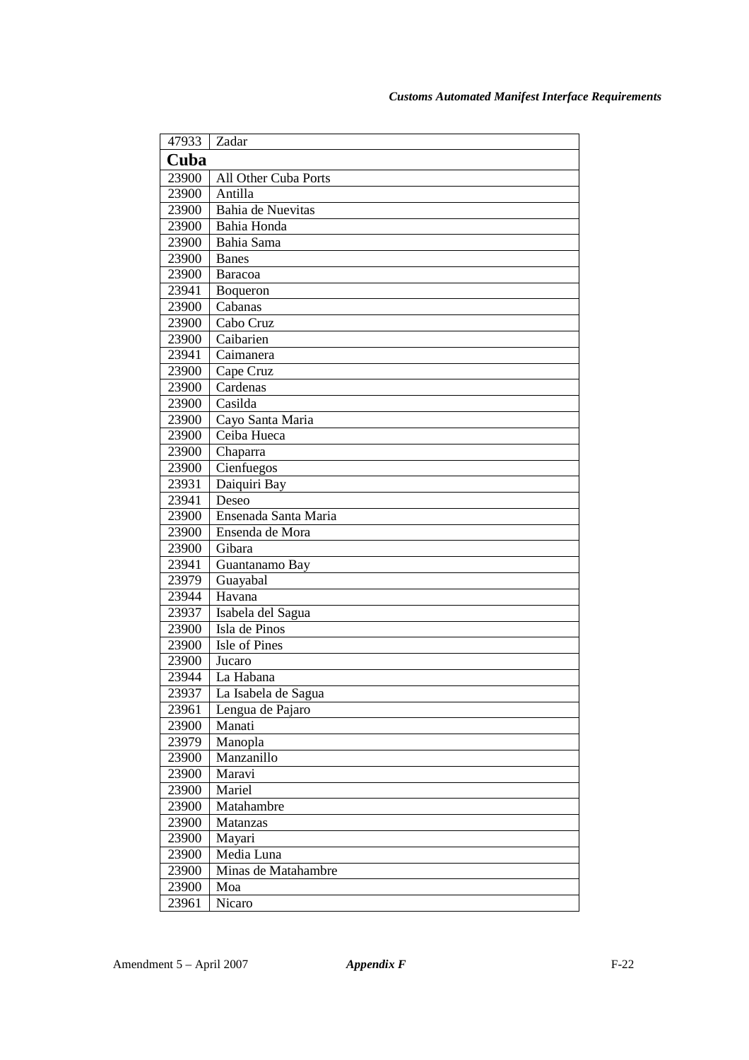| 47933 | Zadar |
|---|---|
| **Cuba** | |
| 23900 | All Other Cuba Ports |
| 23900 | Antilla |
| 23900 | Bahia de Nuevitas |
| 23900 | Bahia Honda |
| 23900 | Bahia Sama |
| 23900 | Banes |
| 23900 | Baracoa |
| 23941 | Boqueron |
| 23900 | Cabanas |
| 23900 | Cabo Cruz |
| 23900 | Caibarien |
| 23941 | Caimanera |
| 23900 | Cape Cruz |
| 23900 | Cardenas |
| 23900 | Casilda |
| 23900 | Cayo Santa Maria |
| 23900 | Ceiba Hueca |
| 23900 | Chaparra |
| 23900 | Cienfuegos |
| 23931 | Daiquiri Bay |
| 23941 | Deseo |
| 23900 | Ensenada Santa Maria |
| 23900 | Ensenda de Mora |
| 23900 | Gibara |
| 23941 | Guantanamo Bay |
| 23979 | Guayabal |
| 23944 | Havana |
| 23937 | Isabela del Sagua |
| 23900 | Isla de Pinos |
| 23900 | Isle of Pines |
| 23900 | Jucaro |
| 23944 | La Habana |
| 23937 | La Isabela de Sagua |
| 23961 | Lengua de Pajaro |
| 23900 | Manati |
| 23979 | Manopla |
| 23900 | Manzanillo |
| 23900 | Maravi |
| 23900 | Mariel |
| 23900 | Matahambre |
| 23900 | Matanzas |
| 23900 | Mayari |
| 23900 | Media Luna |
| 23900 | Minas de Matahambre |
| 23900 | Moa |
| 23961 | Nicaro |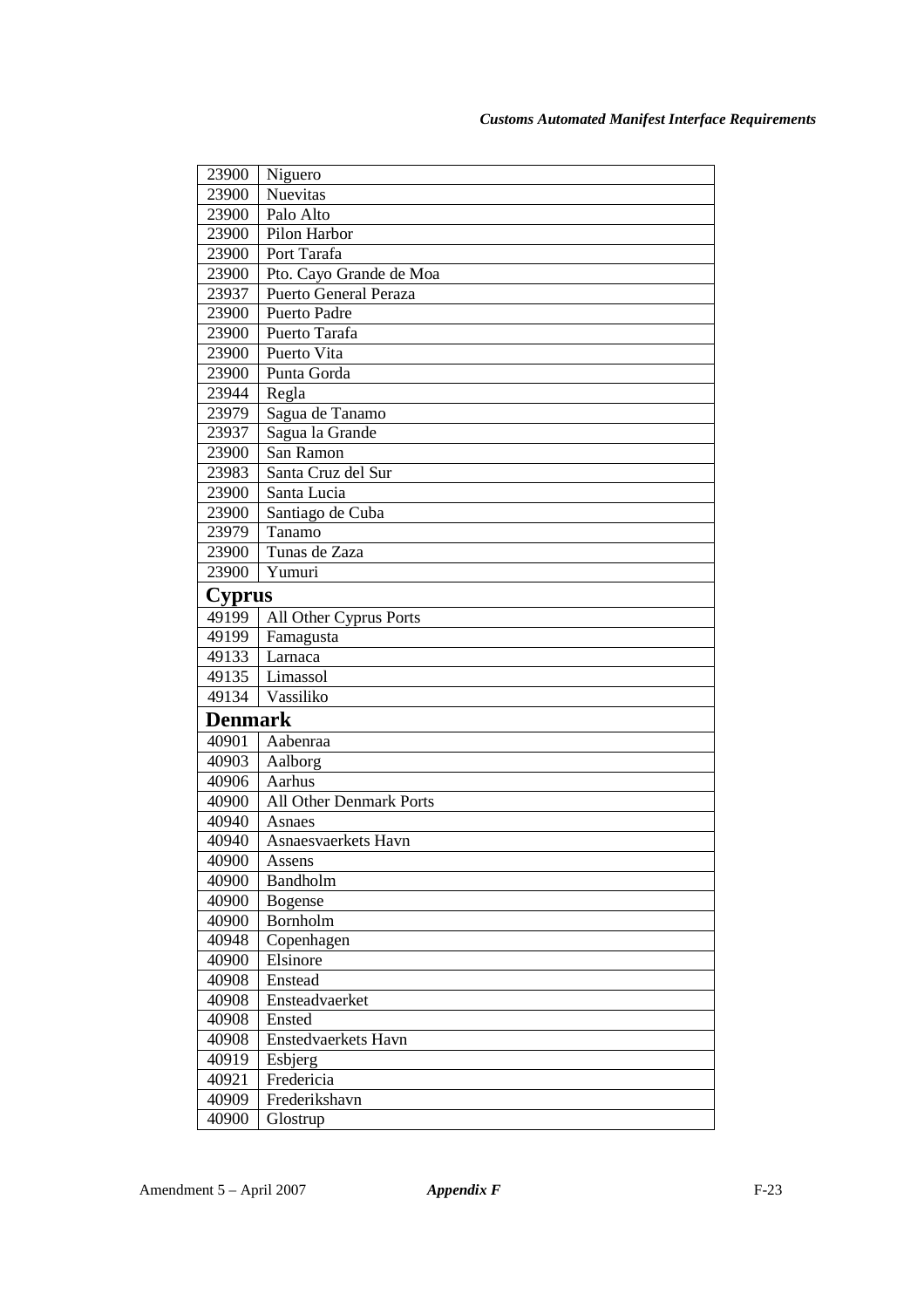| | |
|---|---|
| 23900 | Niguero |
| 23900 | Nuevitas |
| 23900 | Palo Alto |
| 23900 | Pilon Harbor |
| 23900 | Port Tarafa |
| 23900 | Pto. Cayo Grande de Moa |
| 23937 | Puerto General Peraza |
| 23900 | Puerto Padre |
| 23900 | Puerto Tarafa |
| 23900 | Puerto Vita |
| 23900 | Punta Gorda |
| 23944 | Regla |
| 23979 | Sagua de Tanamo |
| 23937 | Sagua la Grande |
| 23900 | San Ramon |
| 23983 | Santa Cruz del Sur |
| 23900 | Santa Lucia |
| 23900 | Santiago de Cuba |
| 23979 | Tanamo |
| 23900 | Tunas de Zaza |
| 23900 | Yumuri |
| **Cyprus** | |
| 49199 | All Other Cyprus Ports |
| 49199 | Famagusta |
| 49133 | Larnaca |
| 49135 | Limassol |
| 49134 | Vassiliko |
| **Denmark** | |
| 40901 | Aabenraa |
| 40903 | Aalborg |
| 40906 | Aarhus |
| 40900 | All Other Denmark Ports |
| 40940 | Asnaes |
| 40940 | Asnaesvaerkets Havn |
| 40900 | Assens |
| 40900 | Bandholm |
| 40900 | Bogense |
| 40900 | Bornholm |
| 40948 | Copenhagen |
| 40900 | Elsinore |
| 40908 | Enstead |
| 40908 | Ensteadvaerket |
| 40908 | Ensted |
| 40908 | Enstedvaerkets Havn |
| 40919 | Esbjerg |
| 40921 | Fredericia |
| 40909 | Frederikshavn |
| 40900 | Glostrup |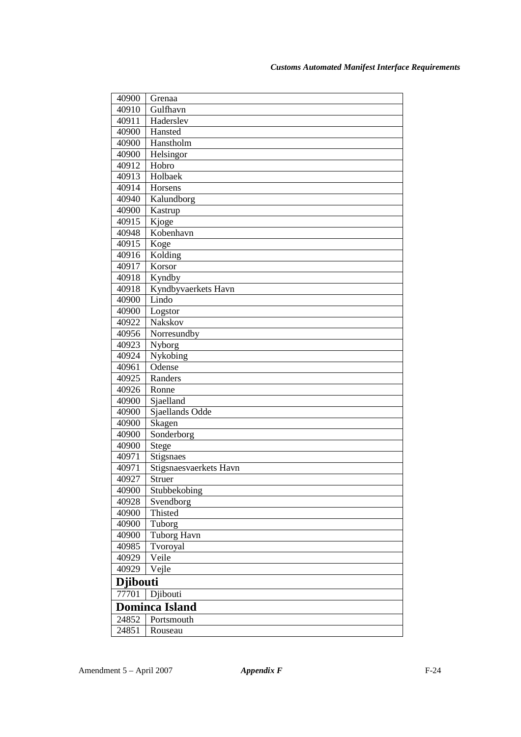| | |
|---|---|
| 40900 | Grenaa |
| 40910 | Gulfhavn |
| 40911 | Haderslev |
| 40900 | Hansted |
| 40900 | Hanstholm |
| 40900 | Helsingor |
| 40912 | Hobro |
| 40913 | Holbaek |
| 40914 | Horsens |
| 40940 | Kalundborg |
| 40900 | Kastrup |
| 40915 | Kjoge |
| 40948 | Kobenhavn |
| 40915 | Koge |
| 40916 | Kolding |
| 40917 | Korsor |
| 40918 | Kyndby |
| 40918 | Kyndbyvaerkets Havn |
| 40900 | Lindo |
| 40900 | Logstor |
| 40922 | Nakskov |
| 40956 | Norresundby |
| 40923 | Nyborg |
| 40924 | Nykobing |
| 40961 | Odense |
| 40925 | Randers |
| 40926 | Ronne |
| 40900 | Sjaelland |
| 40900 | Sjaellands Odde |
| 40900 | Skagen |
| 40900 | Sonderborg |
| 40900 | Stege |
| 40971 | Stigsnaes |
| 40971 | Stigsnaesvaerkets Havn |
| 40927 | Struer |
| 40900 | Stubbekobing |
| 40928 | Svendborg |
| 40900 | Thisted |
| 40900 | Tuborg |
| 40900 | Tuborg Havn |
| 40985 | Tvoroyal |
| 40929 | Veile |
| 40929 | Vejle |
| **Djibouti** | |
| 77701 | Djibouti |
| **Dominca Island** | |
| 24852 | Portsmouth |
| 24851 | Rouseau |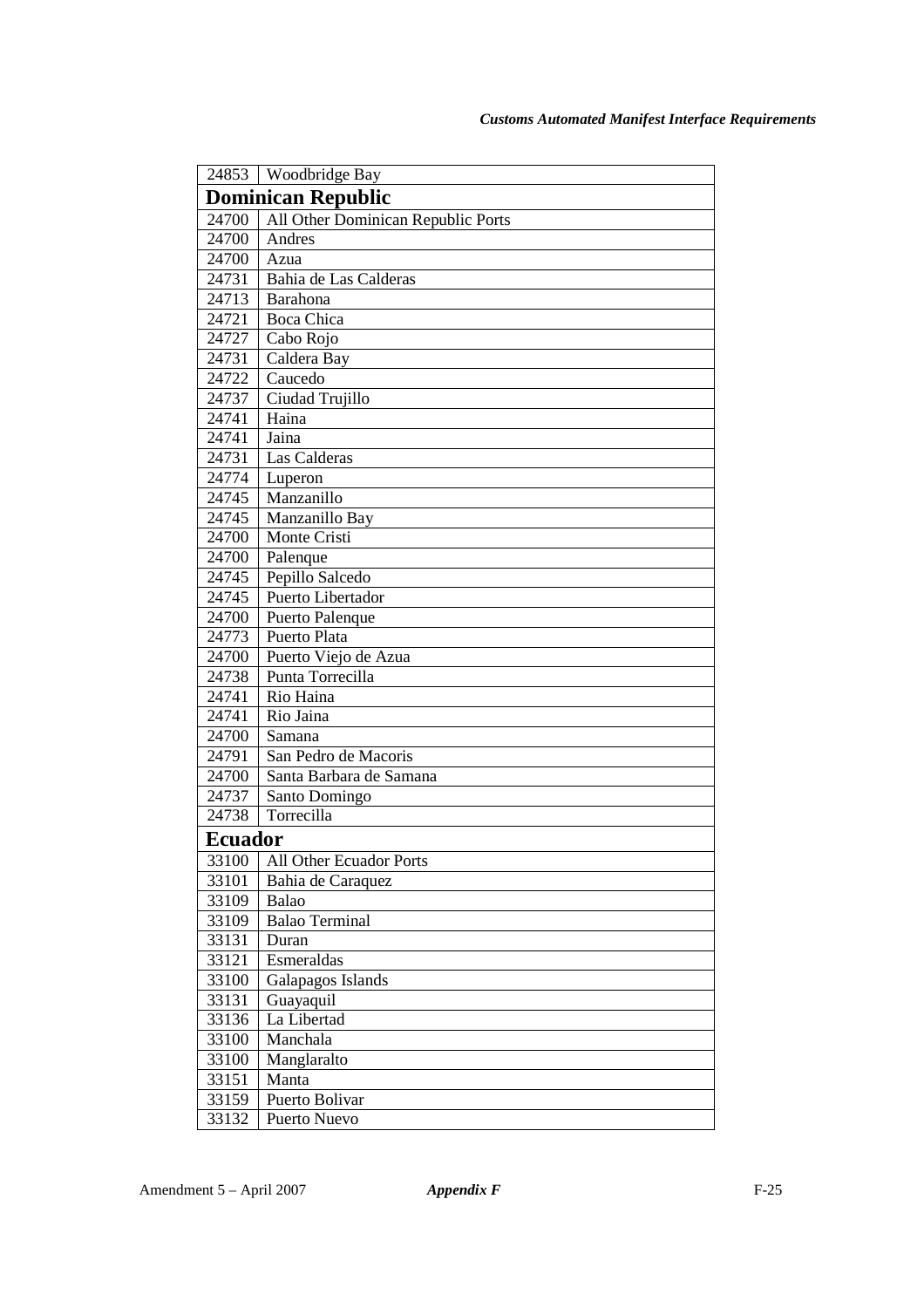| | |
|---|---|
| 24853 | Woodbridge Bay |
| **Dominican Republic** | |
| 24700 | All Other Dominican Republic Ports |
| 24700 | Andres |
| 24700 | Azua |
| 24731 | Bahia de Las Calderas |
| 24713 | Barahona |
| 24721 | Boca Chica |
| 24727 | Cabo Rojo |
| 24731 | Caldera Bay |
| 24722 | Caucedo |
| 24737 | Ciudad Trujillo |
| 24741 | Haina |
| 24741 | Jaina |
| 24731 | Las Calderas |
| 24774 | Luperon |
| 24745 | Manzanillo |
| 24745 | Manzanillo Bay |
| 24700 | Monte Cristi |
| 24700 | Palenque |
| 24745 | Pepillo Salcedo |
| 24745 | Puerto Libertador |
| 24700 | Puerto Palenque |
| 24773 | Puerto Plata |
| 24700 | Puerto Viejo de Azua |
| 24738 | Punta Torrecilla |
| 24741 | Rio Haina |
| 24741 | Rio Jaina |
| 24700 | Samana |
| 24791 | San Pedro de Macoris |
| 24700 | Santa Barbara de Samana |
| 24737 | Santo Domingo |
| 24738 | Torrecilla |
| **Ecuador** | |
| 33100 | All Other Ecuador Ports |
| 33101 | Bahia de Caraquez |
| 33109 | Balao |
| 33109 | Balao Terminal |
| 33131 | Duran |
| 33121 | Esmeraldas |
| 33100 | Galapagos Islands |
| 33131 | Guayaquil |
| 33136 | La Libertad |
| 33100 | Manchala |
| 33100 | Manglaralto |
| 33151 | Manta |
| 33159 | Puerto Bolivar |
| 33132 | Puerto Nuevo |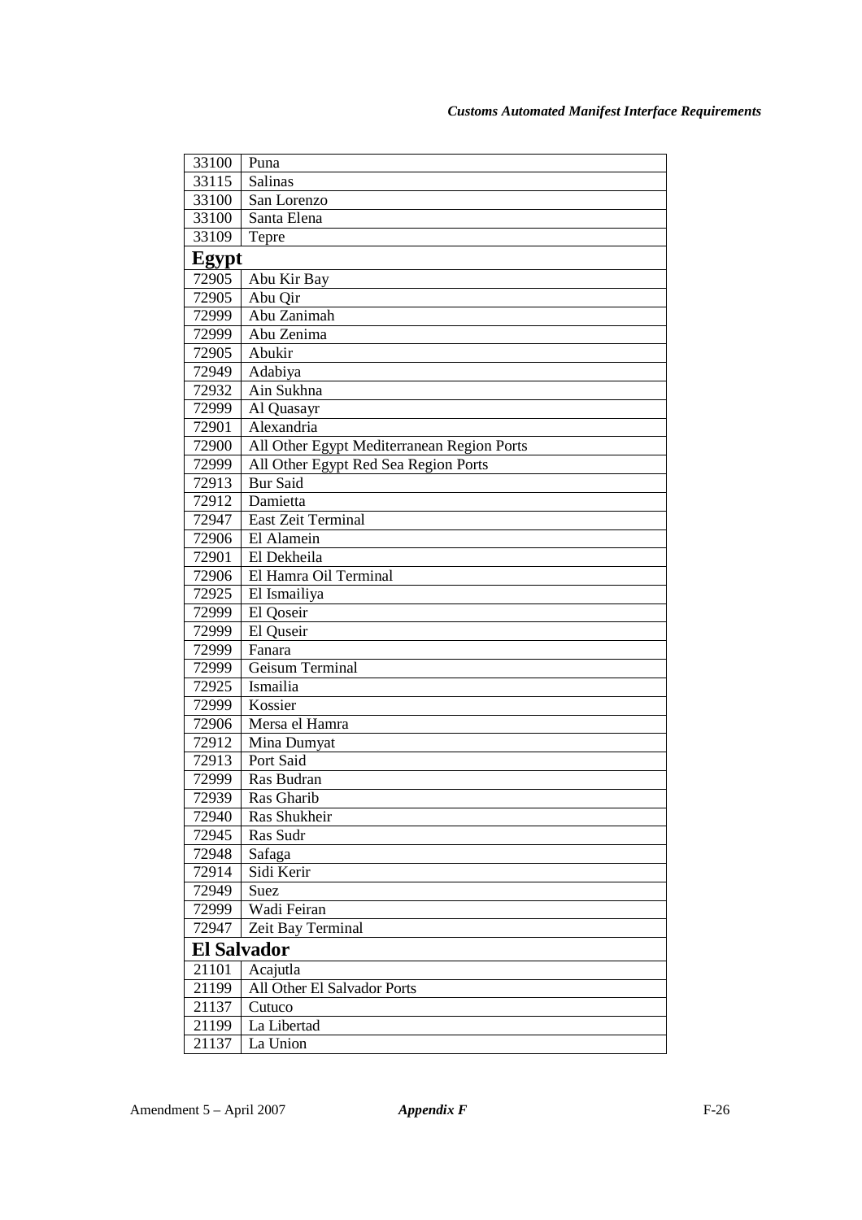| | |
|---|---|
| 33100 | Puna |
| 33115 | Salinas |
| 33100 | San Lorenzo |
| 33100 | Santa Elena |
| 33109 | Tepre |
| **Egypt** | |
| 72905 | Abu Kir Bay |
| 72905 | Abu Qir |
| 72999 | Abu Zanimah |
| 72999 | Abu Zenima |
| 72905 | Abukir |
| 72949 | Adabiya |
| 72932 | Ain Sukhna |
| 72999 | Al Quasayr |
| 72901 | Alexandria |
| 72900 | All Other Egypt Mediterranean Region Ports |
| 72999 | All Other Egypt Red Sea Region Ports |
| 72913 | Bur Said |
| 72912 | Damietta |
| 72947 | East Zeit Terminal |
| 72906 | El Alamein |
| 72901 | El Dekheila |
| 72906 | El Hamra Oil Terminal |
| 72925 | El Ismailiya |
| 72999 | El Qoseir |
| 72999 | El Quseir |
| 72999 | Fanara |
| 72999 | Geisum Terminal |
| 72925 | Ismailia |
| 72999 | Kossier |
| 72906 | Mersa el Hamra |
| 72912 | Mina Dumyat |
| 72913 | Port Said |
| 72999 | Ras Budran |
| 72939 | Ras Gharib |
| 72940 | Ras Shukheir |
| 72945 | Ras Sudr |
| 72948 | Safaga |
| 72914 | Sidi Kerir |
| 72949 | Suez |
| 72999 | Wadi Feiran |
| 72947 | Zeit Bay Terminal |
| **El Salvador** | |
| 21101 | Acajutla |
| 21199 | All Other El Salvador Ports |
| 21137 | Cutuco |
| 21199 | La Libertad |
| 21137 | La Union |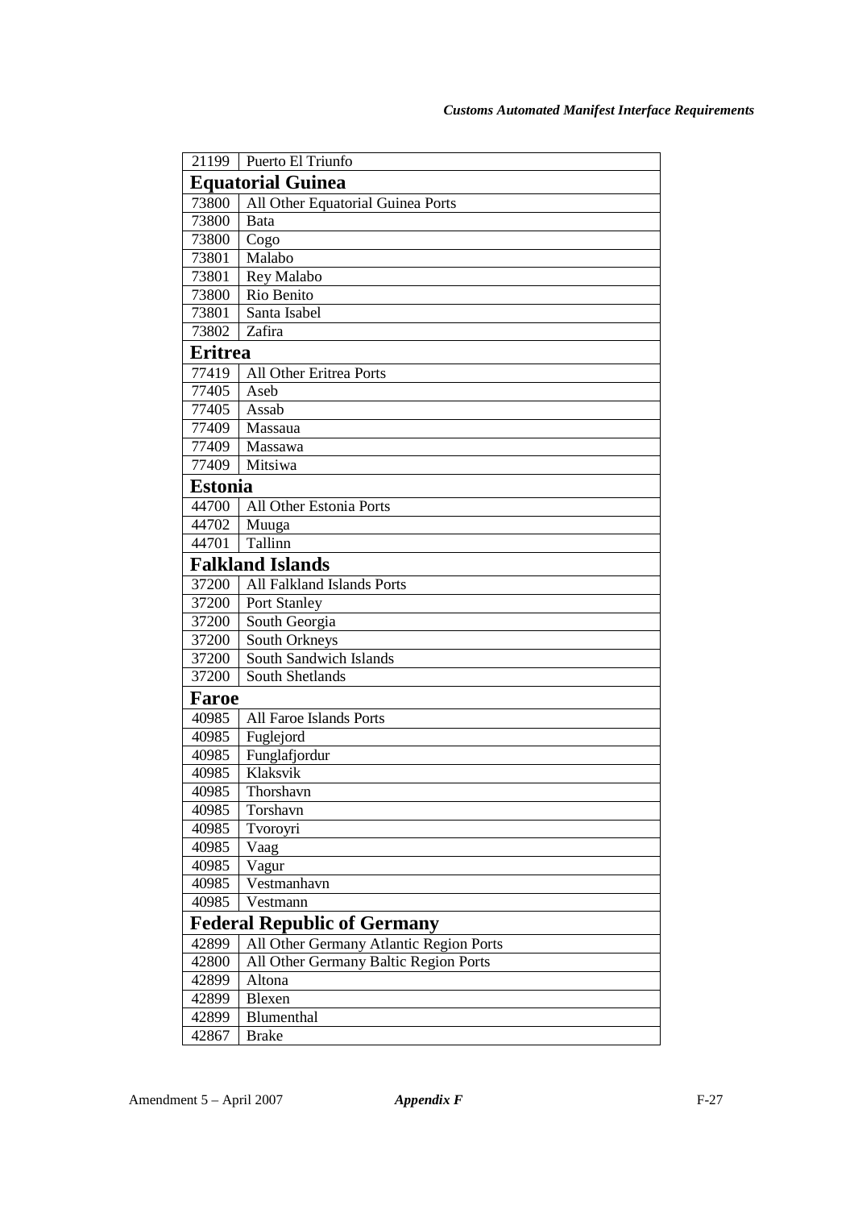| Code | Port |
|---|---|
| 21199 | Puerto El Triunfo |
| **Equatorial Guinea** | |
| 73800 | All Other Equatorial Guinea Ports |
| 73800 | Bata |
| 73800 | Cogo |
| 73801 | Malabo |
| 73801 | Rey Malabo |
| 73800 | Rio Benito |
| 73801 | Santa Isabel |
| 73802 | Zafira |
| **Eritrea** | |
| 77419 | All Other Eritrea Ports |
| 77405 | Aseb |
| 77405 | Assab |
| 77409 | Massaua |
| 77409 | Massawa |
| 77409 | Mitsiwa |
| **Estonia** | |
| 44700 | All Other Estonia Ports |
| 44702 | Muuga |
| 44701 | Tallinn |
| **Falkland Islands** | |
| 37200 | All Falkland Islands Ports |
| 37200 | Port Stanley |
| 37200 | South Georgia |
| 37200 | South Orkneys |
| 37200 | South Sandwich Islands |
| 37200 | South Shetlands |
| **Faroe** | |
| 40985 | All Faroe Islands Ports |
| 40985 | Fuglejord |
| 40985 | Funglafjordur |
| 40985 | Klaksvik |
| 40985 | Thorshavn |
| 40985 | Torshavn |
| 40985 | Tvoroyri |
| 40985 | Vaag |
| 40985 | Vagur |
| 40985 | Vestmanhavn |
| 40985 | Vestmann |
| **Federal Republic of Germany** | |
| 42899 | All Other Germany Atlantic Region Ports |
| 42800 | All Other Germany Baltic Region Ports |
| 42899 | Altona |
| 42899 | Blexen |
| 42899 | Blumenthal |
| 42867 | Brake |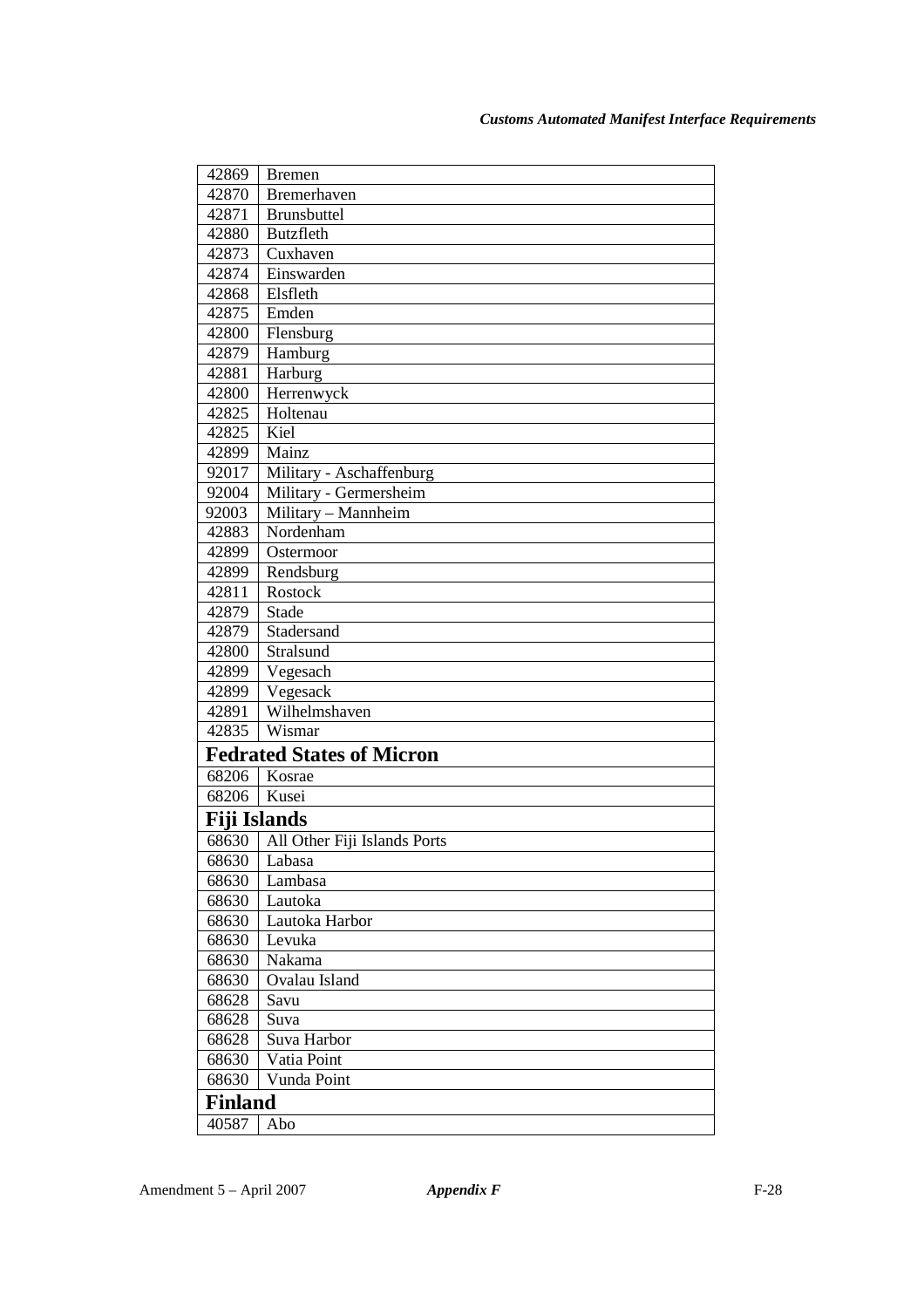| | |
|---|---|
| 42869 | Bremen |
| 42870 | Bremerhaven |
| 42871 | Brunsbuttel |
| 42880 | Butzfleth |
| 42873 | Cuxhaven |
| 42874 | Einswarden |
| 42868 | Elsfleth |
| 42875 | Emden |
| 42800 | Flensburg |
| 42879 | Hamburg |
| 42881 | Harburg |
| 42800 | Herrenwyck |
| 42825 | Holtenau |
| 42825 | Kiel |
| 42899 | Mainz |
| 92017 | Military - Aschaffenburg |
| 92004 | Military - Germersheim |
| 92003 | Military – Mannheim |
| 42883 | Nordenham |
| 42899 | Ostermoor |
| 42899 | Rendsburg |
| 42811 | Rostock |
| 42879 | Stade |
| 42879 | Stadersand |
| 42800 | Stralsund |
| 42899 | Vegesach |
| 42899 | Vegesack |
| 42891 | Wilhelmshaven |
| 42835 | Wismar |
| **Fedrated States of Micron** | |
| 68206 | Kosrae |
| 68206 | Kusei |
| **Fiji Islands** | |
| 68630 | All Other Fiji Islands Ports |
| 68630 | Labasa |
| 68630 | Lambasa |
| 68630 | Lautoka |
| 68630 | Lautoka Harbor |
| 68630 | Levuka |
| 68630 | Nakama |
| 68630 | Ovalau Island |
| 68628 | Savu |
| 68628 | Suva |
| 68628 | Suva Harbor |
| 68630 | Vatia Point |
| 68630 | Vunda Point |
| **Finland** | |
| 40587 | Abo |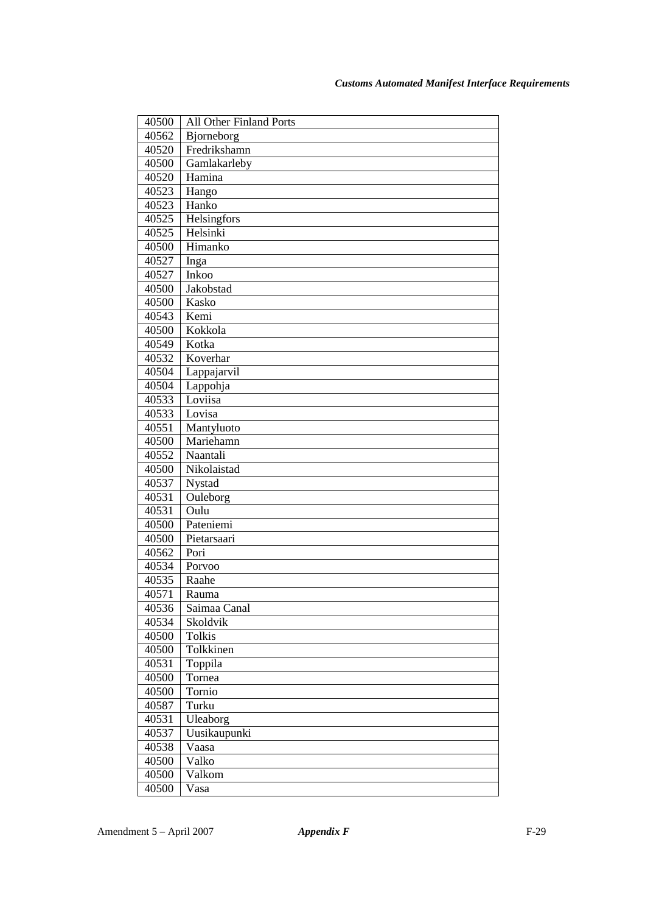| 40500 | All Other Finland Ports |
|---|---|
| 40562 | Bjorneborg |
| 40520 | Fredrikshamn |
| 40500 | Gamlakarleby |
| 40520 | Hamina |
| 40523 | Hango |
| 40523 | Hanko |
| 40525 | Helsingfors |
| 40525 | Helsinki |
| 40500 | Himanko |
| 40527 | Inga |
| 40527 | Inkoo |
| 40500 | Jakobstad |
| 40500 | Kasko |
| 40543 | Kemi |
| 40500 | Kokkola |
| 40549 | Kotka |
| 40532 | Koverhar |
| 40504 | Lappajarvil |
| 40504 | Lappohja |
| 40533 | Loviisa |
| 40533 | Lovisa |
| 40551 | Mantyluoto |
| 40500 | Mariehamn |
| 40552 | Naantali |
| 40500 | Nikolaistad |
| 40537 | Nystad |
| 40531 | Ouleborg |
| 40531 | Oulu |
| 40500 | Pateniemi |
| 40500 | Pietarsaari |
| 40562 | Pori |
| 40534 | Porvoo |
| 40535 | Raahe |
| 40571 | Rauma |
| 40536 | Saimaa Canal |
| 40534 | Skoldvik |
| 40500 | Tolkis |
| 40500 | Tolkkinen |
| 40531 | Toppila |
| 40500 | Tornea |
| 40500 | Tornio |
| 40587 | Turku |
| 40531 | Uleaborg |
| 40537 | Uusikaupunki |
| 40538 | Vaasa |
| 40500 | Valko |
| 40500 | Valkom |
| 40500 | Vasa |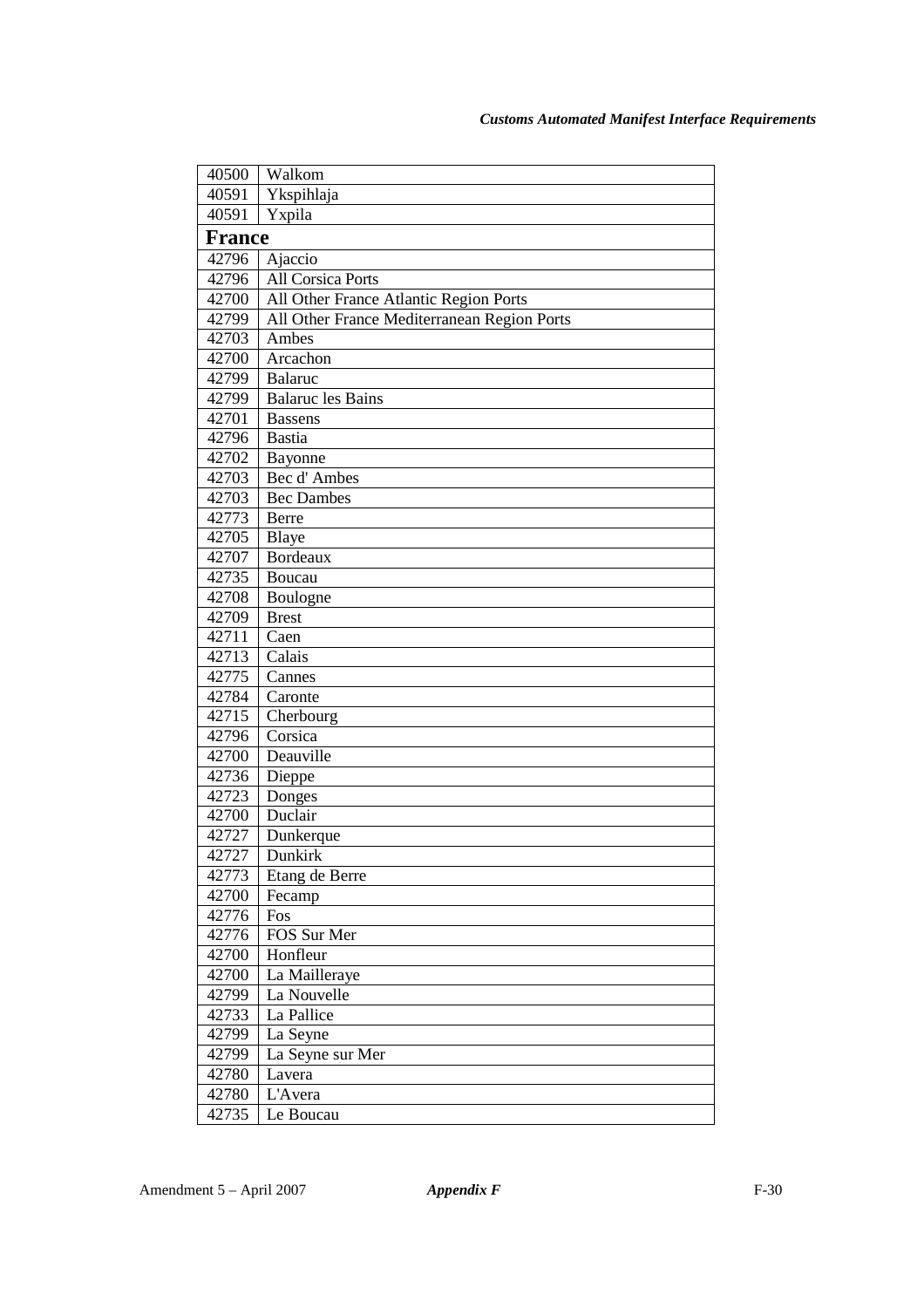| | |
|---|---|
| 40500 | Walkom |
| 40591 | Ykspihlaja |
| 40591 | Yxpila |
| **France** | |
| 42796 | Ajaccio |
| 42796 | All Corsica Ports |
| 42700 | All Other France Atlantic Region Ports |
| 42799 | All Other France Mediterranean Region Ports |
| 42703 | Ambes |
| 42700 | Arcachon |
| 42799 | Balaruc |
| 42799 | Balaruc les Bains |
| 42701 | Bassens |
| 42796 | Bastia |
| 42702 | Bayonne |
| 42703 | Bec d' Ambes |
| 42703 | Bec Dambes |
| 42773 | Berre |
| 42705 | Blaye |
| 42707 | Bordeaux |
| 42735 | Boucau |
| 42708 | Boulogne |
| 42709 | Brest |
| 42711 | Caen |
| 42713 | Calais |
| 42775 | Cannes |
| 42784 | Caronte |
| 42715 | Cherbourg |
| 42796 | Corsica |
| 42700 | Deauville |
| 42736 | Dieppe |
| 42723 | Donges |
| 42700 | Duclair |
| 42727 | Dunkerque |
| 42727 | Dunkirk |
| 42773 | Etang de Berre |
| 42700 | Fecamp |
| 42776 | Fos |
| 42776 | FOS Sur Mer |
| 42700 | Honfleur |
| 42700 | La Mailleraye |
| 42799 | La Nouvelle |
| 42733 | La Pallice |
| 42799 | La Seyne |
| 42799 | La Seyne sur Mer |
| 42780 | Lavera |
| 42780 | L'Avera |
| 42735 | Le Boucau |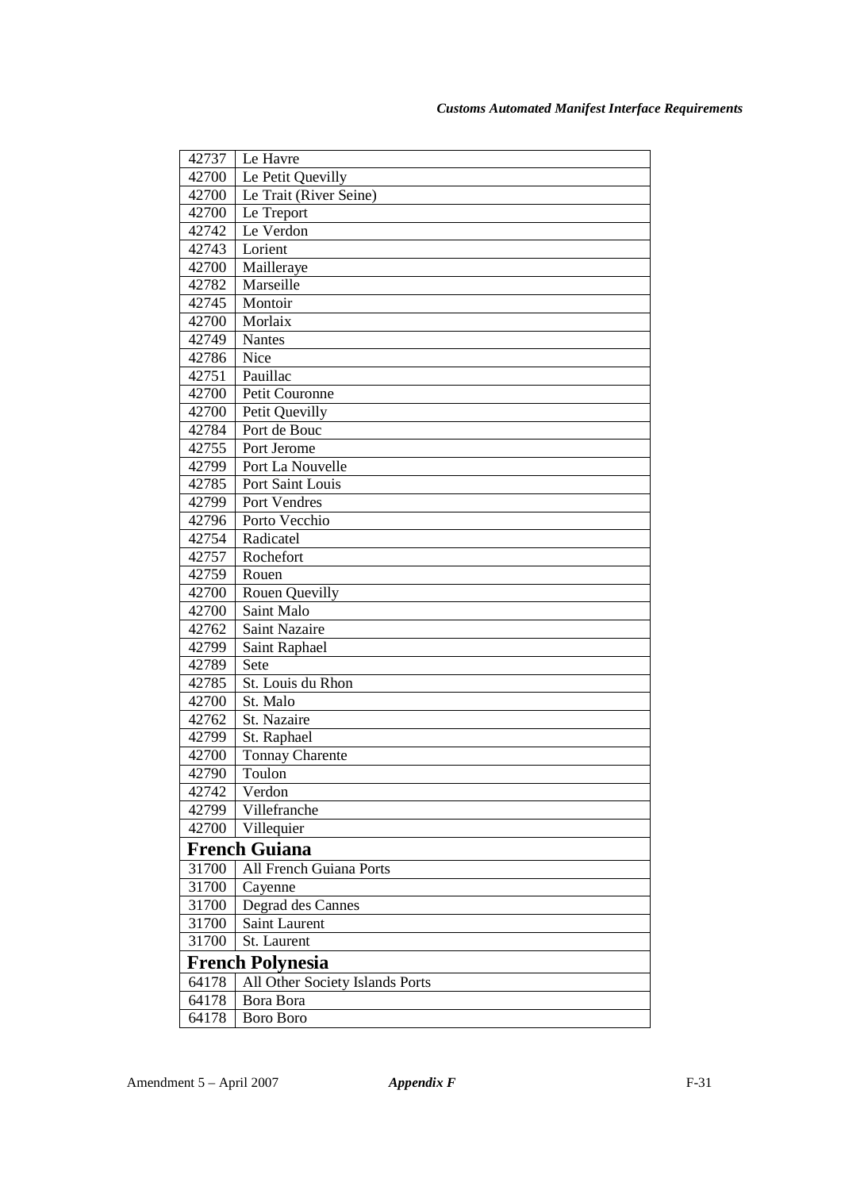| | |
|---|---|
| 42737 | Le Havre |
| 42700 | Le Petit Quevilly |
| 42700 | Le Trait (River Seine) |
| 42700 | Le Treport |
| 42742 | Le Verdon |
| 42743 | Lorient |
| 42700 | Mailleraye |
| 42782 | Marseille |
| 42745 | Montoir |
| 42700 | Morlaix |
| 42749 | Nantes |
| 42786 | Nice |
| 42751 | Pauillac |
| 42700 | Petit Couronne |
| 42700 | Petit Quevilly |
| 42784 | Port de Bouc |
| 42755 | Port Jerome |
| 42799 | Port La Nouvelle |
| 42785 | Port Saint Louis |
| 42799 | Port Vendres |
| 42796 | Porto Vecchio |
| 42754 | Radicatel |
| 42757 | Rochefort |
| 42759 | Rouen |
| 42700 | Rouen Quevilly |
| 42700 | Saint Malo |
| 42762 | Saint Nazaire |
| 42799 | Saint Raphael |
| 42789 | Sete |
| 42785 | St. Louis du Rhon |
| 42700 | St. Malo |
| 42762 | St. Nazaire |
| 42799 | St. Raphael |
| 42700 | Tonnay Charente |
| 42790 | Toulon |
| 42742 | Verdon |
| 42799 | Villefranche |
| 42700 | Villequier |
| **French Guiana** | |
| 31700 | All French Guiana Ports |
| 31700 | Cayenne |
| 31700 | Degrad des Cannes |
| 31700 | Saint Laurent |
| 31700 | St. Laurent |
| **French Polynesia** | |
| 64178 | All Other Society Islands Ports |
| 64178 | Bora Bora |
| 64178 | Boro Boro |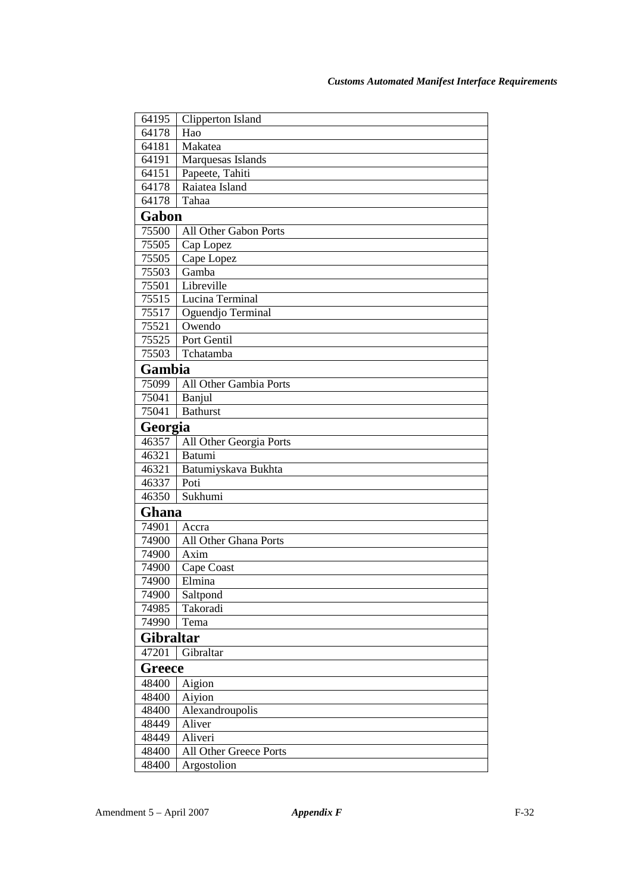| | |
|---|---|
| 64195 | Clipperton Island |
| 64178 | Hao |
| 64181 | Makatea |
| 64191 | Marquesas Islands |
| 64151 | Papeete, Tahiti |
| 64178 | Raiatea Island |
| 64178 | Tahaa |
| **Gabon** | |
| 75500 | All Other Gabon Ports |
| 75505 | Cap Lopez |
| 75505 | Cape Lopez |
| 75503 | Gamba |
| 75501 | Libreville |
| 75515 | Lucina Terminal |
| 75517 | Oguendjo Terminal |
| 75521 | Owendo |
| 75525 | Port Gentil |
| 75503 | Tchatamba |
| **Gambia** | |
| 75099 | All Other Gambia Ports |
| 75041 | Banjul |
| 75041 | Bathurst |
| **Georgia** | |
| 46357 | All Other Georgia Ports |
| 46321 | Batumi |
| 46321 | Batumiyskava Bukhta |
| 46337 | Poti |
| 46350 | Sukhumi |
| **Ghana** | |
| 74901 | Accra |
| 74900 | All Other Ghana Ports |
| 74900 | Axim |
| 74900 | Cape Coast |
| 74900 | Elmina |
| 74900 | Saltpond |
| 74985 | Takoradi |
| 74990 | Tema |
| **Gibraltar** | |
| 47201 | Gibraltar |
| **Greece** | |
| 48400 | Aigion |
| 48400 | Aiyion |
| 48400 | Alexandroupolis |
| 48449 | Aliver |
| 48449 | Aliveri |
| 48400 | All Other Greece Ports |
| 48400 | Argostolion |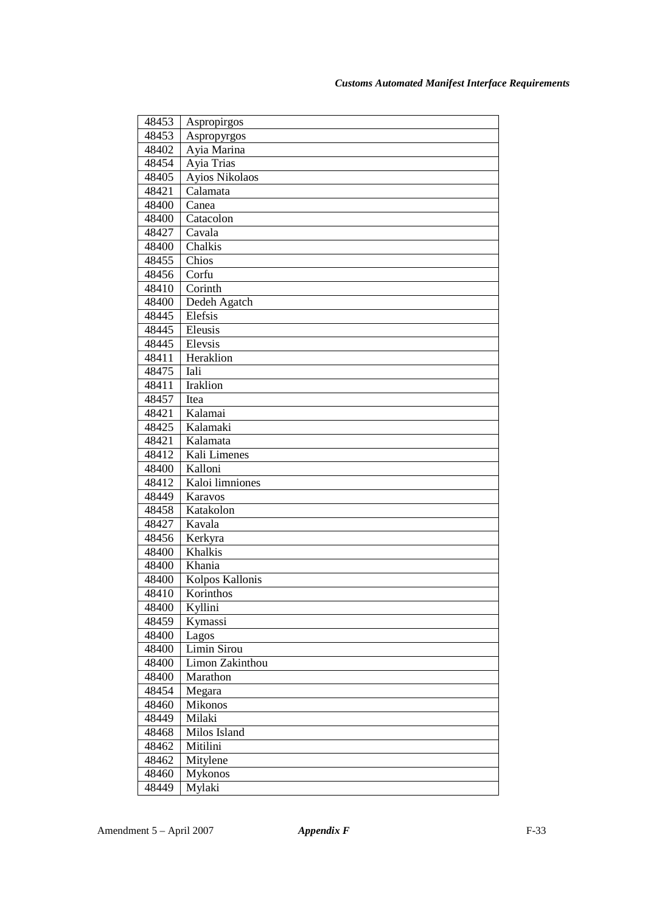| | |
|---|---|
| 48453 | Aspropirgos |
| 48453 | Aspropyrgos |
| 48402 | Ayia Marina |
| 48454 | Ayia Trias |
| 48405 | Ayios Nikolaos |
| 48421 | Calamata |
| 48400 | Canea |
| 48400 | Catacolon |
| 48427 | Cavala |
| 48400 | Chalkis |
| 48455 | Chios |
| 48456 | Corfu |
| 48410 | Corinth |
| 48400 | Dedeh Agatch |
| 48445 | Elefsis |
| 48445 | Eleusis |
| 48445 | Elevsis |
| 48411 | Heraklion |
| 48475 | Iali |
| 48411 | Iraklion |
| 48457 | Itea |
| 48421 | Kalamai |
| 48425 | Kalamaki |
| 48421 | Kalamata |
| 48412 | Kali Limenes |
| 48400 | Kalloni |
| 48412 | Kaloi limniones |
| 48449 | Karavos |
| 48458 | Katakolon |
| 48427 | Kavala |
| 48456 | Kerkyra |
| 48400 | Khalkis |
| 48400 | Khania |
| 48400 | Kolpos Kallonis |
| 48410 | Korinthos |
| 48400 | Kyllini |
| 48459 | Kymassi |
| 48400 | Lagos |
| 48400 | Limin Sirou |
| 48400 | Limon Zakinthou |
| 48400 | Marathon |
| 48454 | Megara |
| 48460 | Mikonos |
| 48449 | Milaki |
| 48468 | Milos Island |
| 48462 | Mitilini |
| 48462 | Mitylene |
| 48460 | Mykonos |
| 48449 | Mylaki |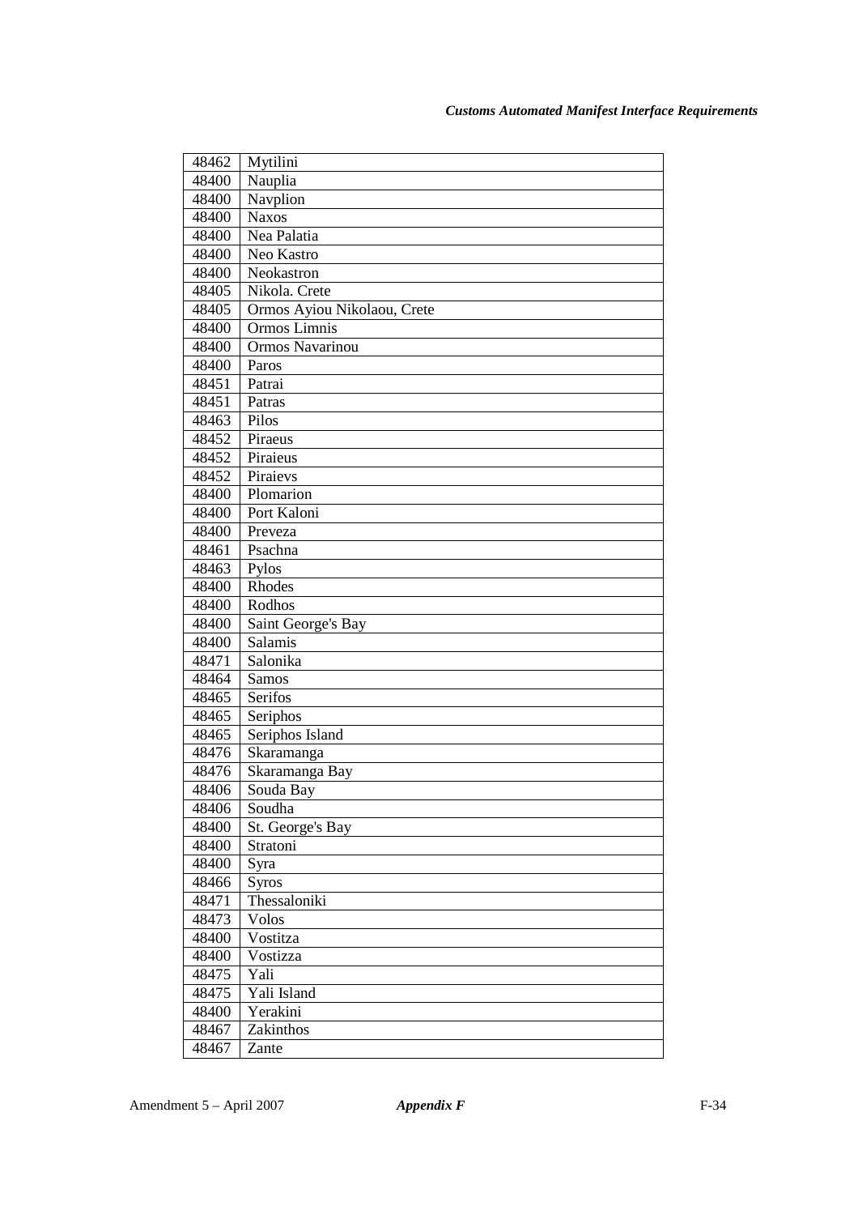| 48462 | Mytilini |
|---|---|
| 48400 | Nauplia |
| 48400 | Navplion |
| 48400 | Naxos |
| 48400 | Nea Palatia |
| 48400 | Neo Kastro |
| 48400 | Neokastron |
| 48405 | Nikola. Crete |
| 48405 | Ormos Ayiou Nikolaou, Crete |
| 48400 | Ormos Limnis |
| 48400 | Ormos Navarinou |
| 48400 | Paros |
| 48451 | Patrai |
| 48451 | Patras |
| 48463 | Pilos |
| 48452 | Piraeus |
| 48452 | Piraieus |
| 48452 | Piraievs |
| 48400 | Plomarion |
| 48400 | Port Kaloni |
| 48400 | Preveza |
| 48461 | Psachna |
| 48463 | Pylos |
| 48400 | Rhodes |
| 48400 | Rodhos |
| 48400 | Saint George's Bay |
| 48400 | Salamis |
| 48471 | Salonika |
| 48464 | Samos |
| 48465 | Serifos |
| 48465 | Seriphos |
| 48465 | Seriphos Island |
| 48476 | Skaramanga |
| 48476 | Skaramanga Bay |
| 48406 | Souda Bay |
| 48406 | Soudha |
| 48400 | St. George's Bay |
| 48400 | Stratoni |
| 48400 | Syra |
| 48466 | Syros |
| 48471 | Thessaloniki |
| 48473 | Volos |
| 48400 | Vostitza |
| 48400 | Vostizza |
| 48475 | Yali |
| 48475 | Yali Island |
| 48400 | Yerakini |
| 48467 | Zakinthos |
| 48467 | Zante |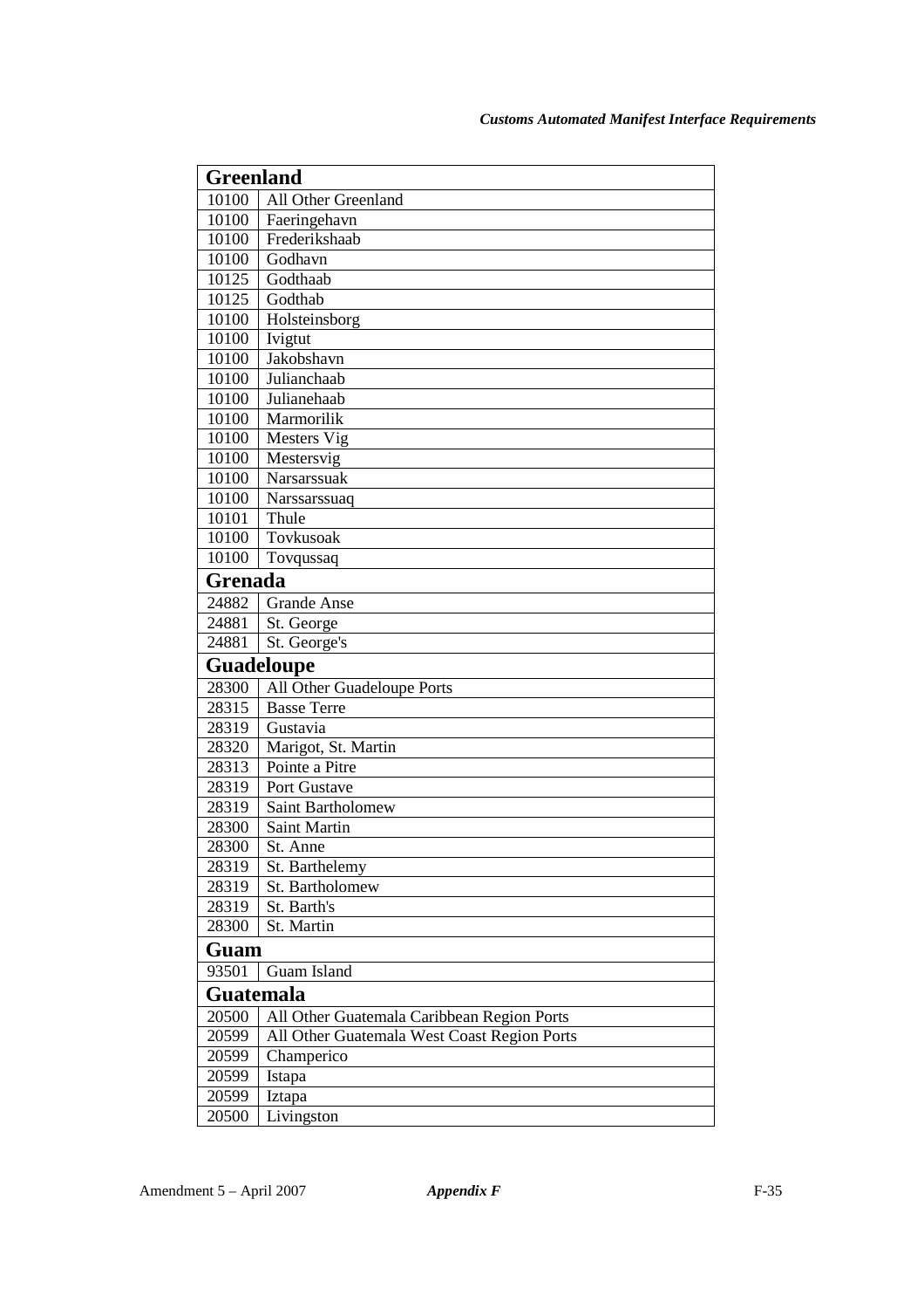| **Greenland** | |
|---|---|
| 10100 | All Other Greenland |
| 10100 | Faeringehavn |
| 10100 | Frederikshaab |
| 10100 | Godhavn |
| 10125 | Godthaab |
| 10125 | Godthab |
| 10100 | Holsteinsborg |
| 10100 | Ivigtut |
| 10100 | Jakobshavn |
| 10100 | Julianchaab |
| 10100 | Julianehaab |
| 10100 | Marmorilik |
| 10100 | Mesters Vig |
| 10100 | Mestersvig |
| 10100 | Narsarssuak |
| 10100 | Narssarssuaq |
| 10101 | Thule |
| 10100 | Tovkusoak |
| 10100 | Tovqussaq |
| **Grenada** | |
| 24882 | Grande Anse |
| 24881 | St. George |
| 24881 | St. George's |
| **Guadeloupe** | |
| 28300 | All Other Guadeloupe Ports |
| 28315 | Basse Terre |
| 28319 | Gustavia |
| 28320 | Marigot, St. Martin |
| 28313 | Pointe a Pitre |
| 28319 | Port Gustave |
| 28319 | Saint Bartholomew |
| 28300 | Saint Martin |
| 28300 | St. Anne |
| 28319 | St. Barthelemy |
| 28319 | St. Bartholomew |
| 28319 | St. Barth's |
| 28300 | St. Martin |
| **Guam** | |
| 93501 | Guam Island |
| **Guatemala** | |
| 20500 | All Other Guatemala Caribbean Region Ports |
| 20599 | All Other Guatemala West Coast Region Ports |
| 20599 | Champerico |
| 20599 | Istapa |
| 20599 | Iztapa |
| 20500 | Livingston |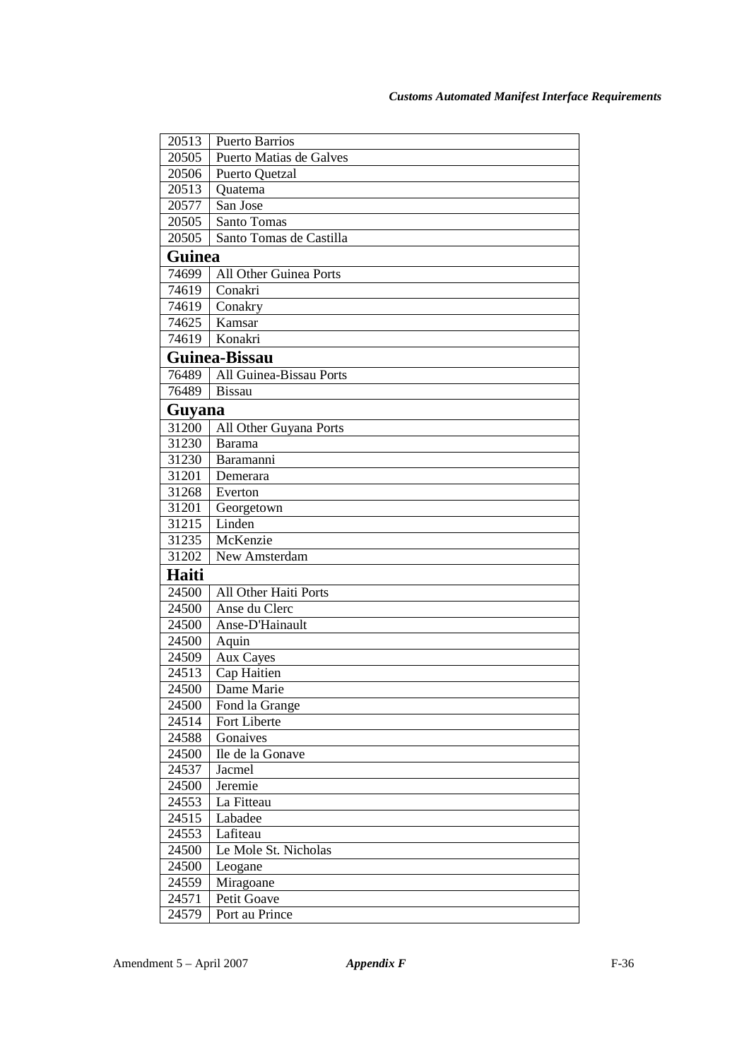| | |
|---|---|
| 20513 | Puerto Barrios |
| 20505 | Puerto Matias de Galves |
| 20506 | Puerto Quetzal |
| 20513 | Quatema |
| 20577 | San Jose |
| 20505 | Santo Tomas |
| 20505 | Santo Tomas de Castilla |
| **Guinea** | |
| 74699 | All Other Guinea Ports |
| 74619 | Conakri |
| 74619 | Conakry |
| 74625 | Kamsar |
| 74619 | Konakri |
| **Guinea-Bissau** | |
| 76489 | All Guinea-Bissau Ports |
| 76489 | Bissau |
| **Guyana** | |
| 31200 | All Other Guyana Ports |
| 31230 | Barama |
| 31230 | Baramanni |
| 31201 | Demerara |
| 31268 | Everton |
| 31201 | Georgetown |
| 31215 | Linden |
| 31235 | McKenzie |
| 31202 | New Amsterdam |
| **Haiti** | |
| 24500 | All Other Haiti Ports |
| 24500 | Anse du Clerc |
| 24500 | Anse-D'Hainault |
| 24500 | Aquin |
| 24509 | Aux Cayes |
| 24513 | Cap Haitien |
| 24500 | Dame Marie |
| 24500 | Fond la Grange |
| 24514 | Fort Liberte |
| 24588 | Gonaives |
| 24500 | Ile de la Gonave |
| 24537 | Jacmel |
| 24500 | Jeremie |
| 24553 | La Fitteau |
| 24515 | Labadee |
| 24553 | Lafiteau |
| 24500 | Le Mole St. Nicholas |
| 24500 | Leogane |
| 24559 | Miragoane |
| 24571 | Petit Goave |
| 24579 | Port au Prince |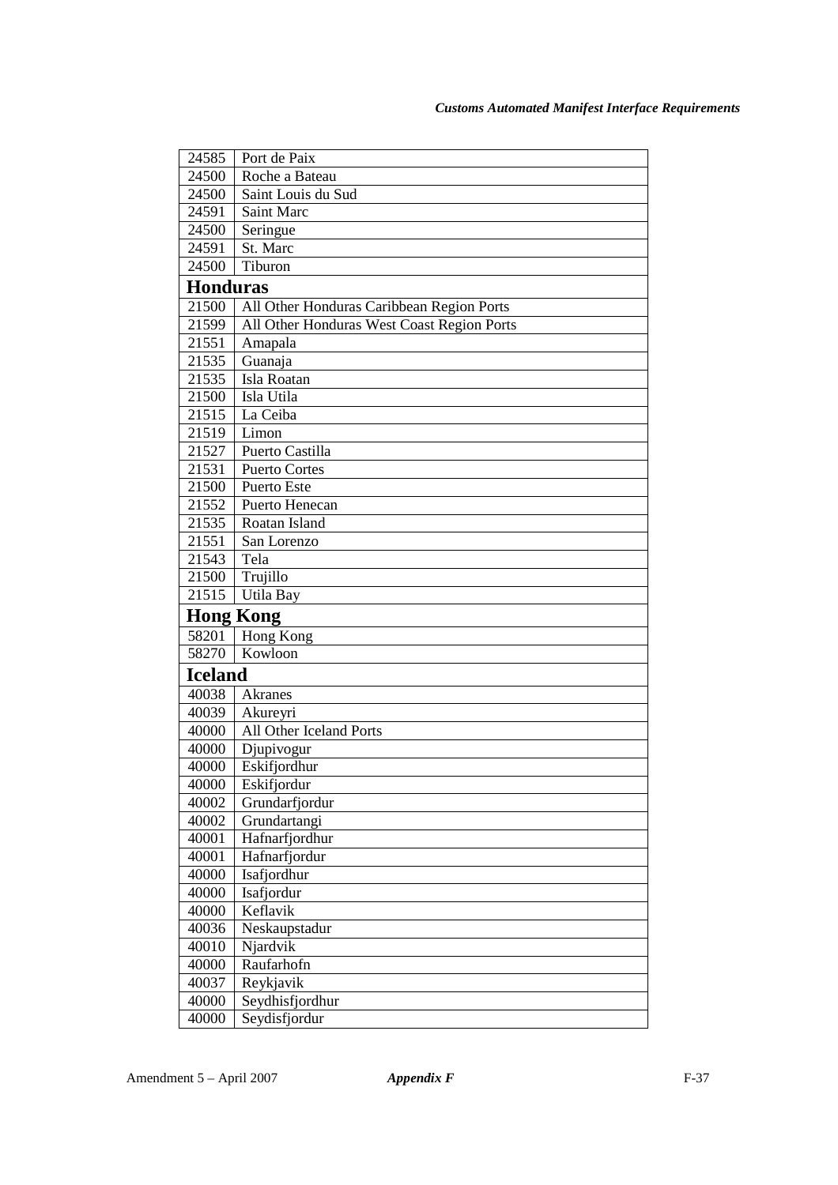| | |
|---|---|
| 24585 | Port de Paix |
| 24500 | Roche a Bateau |
| 24500 | Saint Louis du Sud |
| 24591 | Saint Marc |
| 24500 | Seringue |
| 24591 | St. Marc |
| 24500 | Tiburon |
| **Honduras** | |
| 21500 | All Other Honduras Caribbean Region Ports |
| 21599 | All Other Honduras West Coast Region Ports |
| 21551 | Amapala |
| 21535 | Guanaja |
| 21535 | Isla Roatan |
| 21500 | Isla Utila |
| 21515 | La Ceiba |
| 21519 | Limon |
| 21527 | Puerto Castilla |
| 21531 | Puerto Cortes |
| 21500 | Puerto Este |
| 21552 | Puerto Henecan |
| 21535 | Roatan Island |
| 21551 | San Lorenzo |
| 21543 | Tela |
| 21500 | Trujillo |
| 21515 | Utila Bay |
| **Hong Kong** | |
| 58201 | Hong Kong |
| 58270 | Kowloon |
| **Iceland** | |
| 40038 | Akranes |
| 40039 | Akureyri |
| 40000 | All Other Iceland Ports |
| 40000 | Djupivogur |
| 40000 | Eskifjordhur |
| 40000 | Eskifjordur |
| 40002 | Grundarfjordur |
| 40002 | Grundartangi |
| 40001 | Hafnarfjordhur |
| 40001 | Hafnarfjordur |
| 40000 | Isafjordhur |
| 40000 | Isafjordur |
| 40000 | Keflavik |
| 40036 | Neskaupstadur |
| 40010 | Njardvik |
| 40000 | Raufarhofn |
| 40037 | Reykjavik |
| 40000 | Seydhisfjordhur |
| 40000 | Seydisfjordur |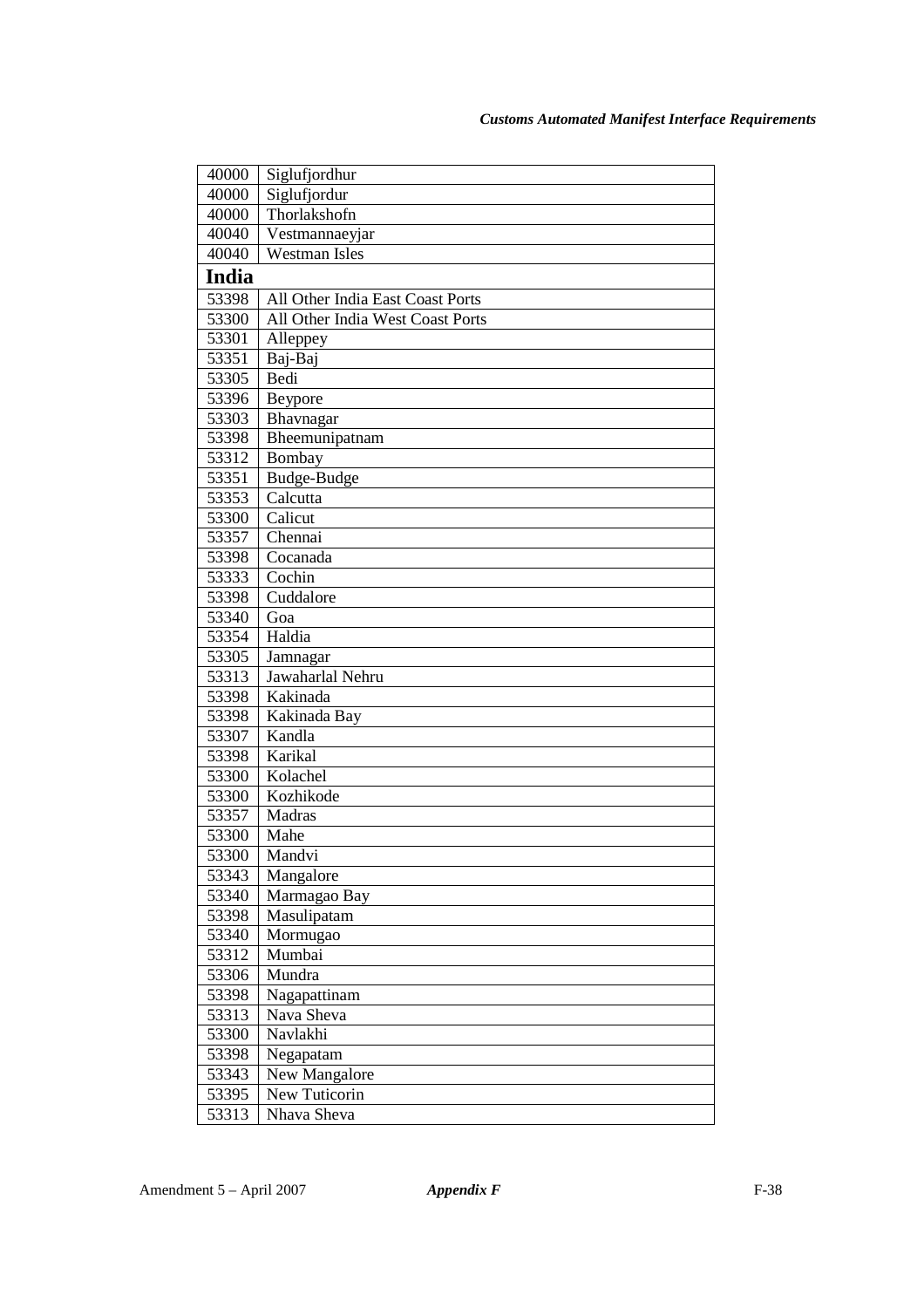| | |
|---|---|
| 40000 | Siglufjordhur |
| 40000 | Siglufjordur |
| 40000 | Thorlakshofn |
| 40040 | Vestmannaeyjar |
| 40040 | Westman Isles |
| **India** | |
| 53398 | All Other India East Coast Ports |
| 53300 | All Other India West Coast Ports |
| 53301 | Alleppey |
| 53351 | Baj-Baj |
| 53305 | Bedi |
| 53396 | Beypore |
| 53303 | Bhavnagar |
| 53398 | Bheemunipatnam |
| 53312 | Bombay |
| 53351 | Budge-Budge |
| 53353 | Calcutta |
| 53300 | Calicut |
| 53357 | Chennai |
| 53398 | Cocanada |
| 53333 | Cochin |
| 53398 | Cuddalore |
| 53340 | Goa |
| 53354 | Haldia |
| 53305 | Jamnagar |
| 53313 | Jawaharlal Nehru |
| 53398 | Kakinada |
| 53398 | Kakinada Bay |
| 53307 | Kandla |
| 53398 | Karikal |
| 53300 | Kolachel |
| 53300 | Kozhikode |
| 53357 | Madras |
| 53300 | Mahe |
| 53300 | Mandvi |
| 53343 | Mangalore |
| 53340 | Marmagao Bay |
| 53398 | Masulipatam |
| 53340 | Mormugao |
| 53312 | Mumbai |
| 53306 | Mundra |
| 53398 | Nagapattinam |
| 53313 | Nava Sheva |
| 53300 | Navlakhi |
| 53398 | Negapatam |
| 53343 | New Mangalore |
| 53395 | New Tuticorin |
| 53313 | Nhava Sheva |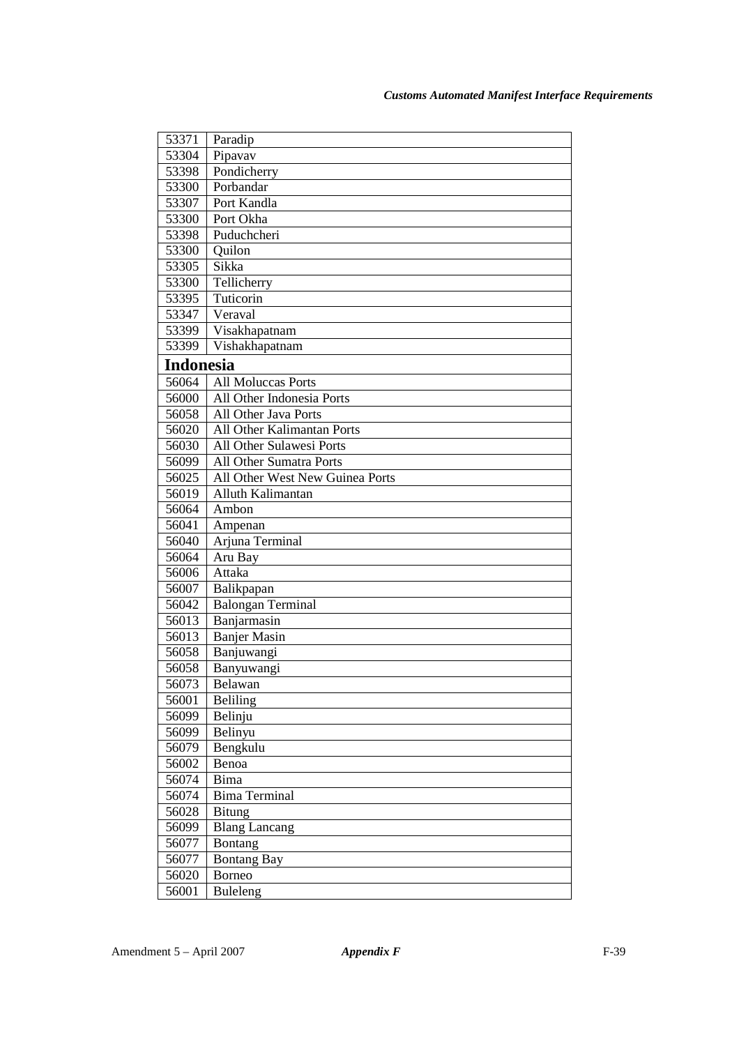| | |
|---|---|
| 53371 | Paradip |
| 53304 | Pipavav |
| 53398 | Pondicherry |
| 53300 | Porbandar |
| 53307 | Port Kandla |
| 53300 | Port Okha |
| 53398 | Puduchcheri |
| 53300 | Quilon |
| 53305 | Sikka |
| 53300 | Tellicherry |
| 53395 | Tuticorin |
| 53347 | Veraval |
| 53399 | Visakhapatnam |
| 53399 | Vishakhapatnam |
| **Indonesia** | |
| 56064 | All Moluccas Ports |
| 56000 | All Other Indonesia Ports |
| 56058 | All Other Java Ports |
| 56020 | All Other Kalimantan Ports |
| 56030 | All Other Sulawesi Ports |
| 56099 | All Other Sumatra Ports |
| 56025 | All Other West New Guinea Ports |
| 56019 | Alluth Kalimantan |
| 56064 | Ambon |
| 56041 | Ampenan |
| 56040 | Arjuna Terminal |
| 56064 | Aru Bay |
| 56006 | Attaka |
| 56007 | Balikpapan |
| 56042 | Balongan Terminal |
| 56013 | Banjarmasin |
| 56013 | Banjer Masin |
| 56058 | Banjuwangi |
| 56058 | Banyuwangi |
| 56073 | Belawan |
| 56001 | Beliling |
| 56099 | Belinju |
| 56099 | Belinyu |
| 56079 | Bengkulu |
| 56002 | Benoa |
| 56074 | Bima |
| 56074 | Bima Terminal |
| 56028 | Bitung |
| 56099 | Blang Lancang |
| 56077 | Bontang |
| 56077 | Bontang Bay |
| 56020 | Borneo |
| 56001 | Buleleng |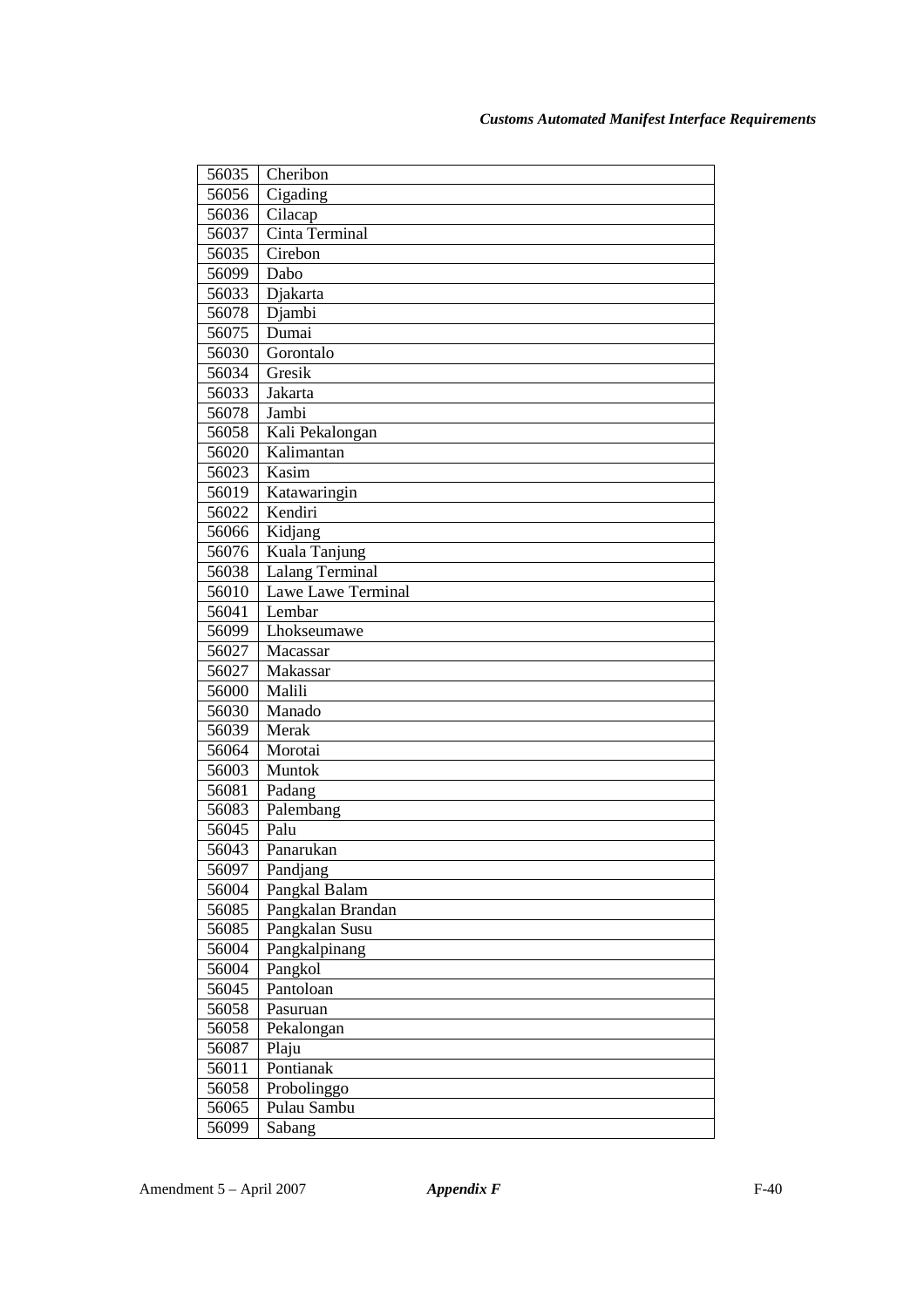| 56035 | Cheribon |
|---|---|
| 56056 | Cigading |
| 56036 | Cilacap |
| 56037 | Cinta Terminal |
| 56035 | Cirebon |
| 56099 | Dabo |
| 56033 | Djakarta |
| 56078 | Djambi |
| 56075 | Dumai |
| 56030 | Gorontalo |
| 56034 | Gresik |
| 56033 | Jakarta |
| 56078 | Jambi |
| 56058 | Kali Pekalongan |
| 56020 | Kalimantan |
| 56023 | Kasim |
| 56019 | Katawaringin |
| 56022 | Kendiri |
| 56066 | Kidjang |
| 56076 | Kuala Tanjung |
| 56038 | Lalang Terminal |
| 56010 | Lawe Lawe Terminal |
| 56041 | Lembar |
| 56099 | Lhokseumawe |
| 56027 | Macassar |
| 56027 | Makassar |
| 56000 | Malili |
| 56030 | Manado |
| 56039 | Merak |
| 56064 | Morotai |
| 56003 | Muntok |
| 56081 | Padang |
| 56083 | Palembang |
| 56045 | Palu |
| 56043 | Panarukan |
| 56097 | Pandjang |
| 56004 | Pangkal Balam |
| 56085 | Pangkalan Brandan |
| 56085 | Pangkalan Susu |
| 56004 | Pangkalpinang |
| 56004 | Pangkol |
| 56045 | Pantoloan |
| 56058 | Pasuruan |
| 56058 | Pekalongan |
| 56087 | Plaju |
| 56011 | Pontianak |
| 56058 | Probolinggo |
| 56065 | Pulau Sambu |
| 56099 | Sabang |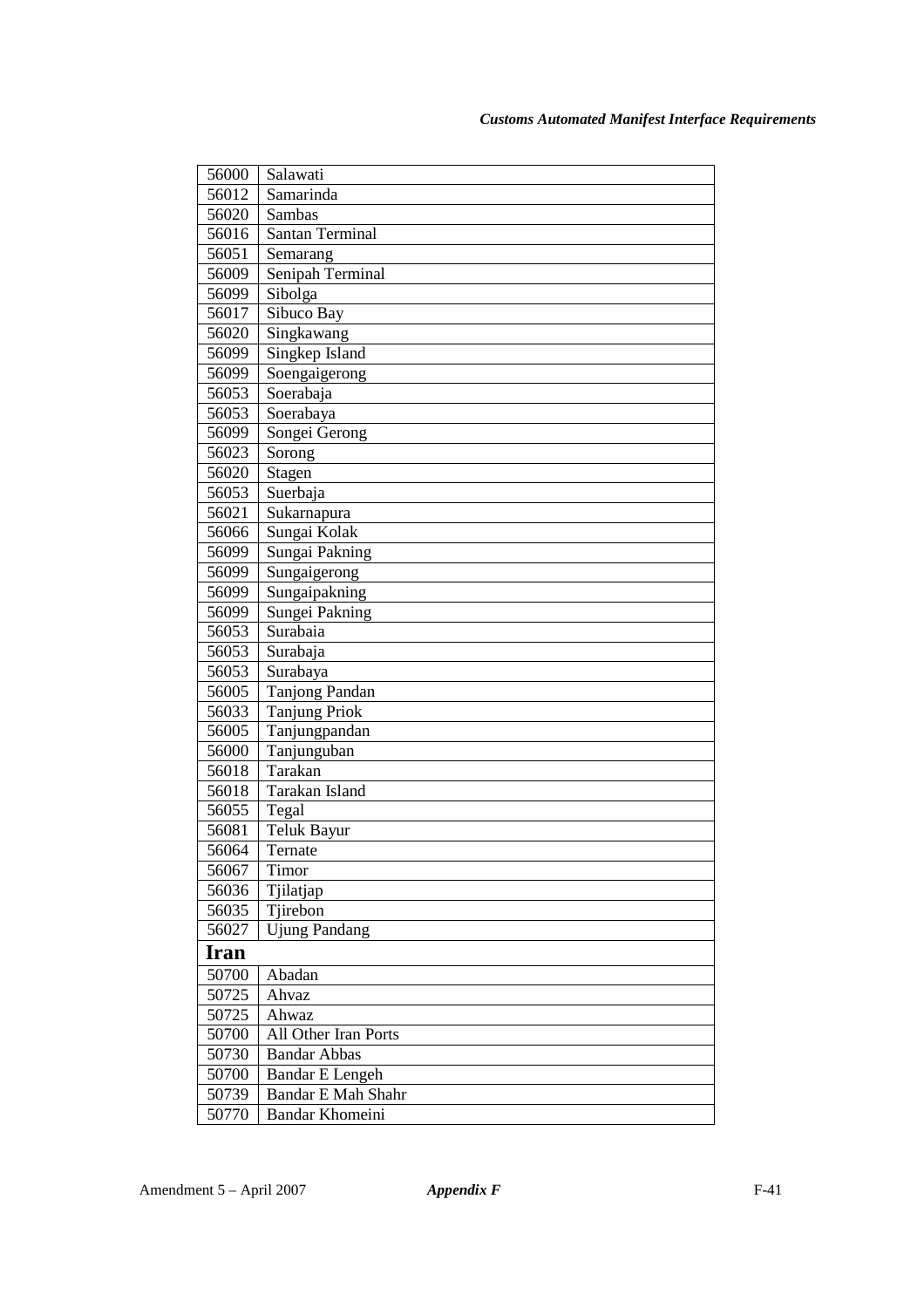| | |
|---|---|
| 56000 | Salawati |
| 56012 | Samarinda |
| 56020 | Sambas |
| 56016 | Santan Terminal |
| 56051 | Semarang |
| 56009 | Senipah Terminal |
| 56099 | Sibolga |
| 56017 | Sibuco Bay |
| 56020 | Singkawang |
| 56099 | Singkep Island |
| 56099 | Soengaigerong |
| 56053 | Soerabaja |
| 56053 | Soerabaya |
| 56099 | Songei Gerong |
| 56023 | Sorong |
| 56020 | Stagen |
| 56053 | Suerbaja |
| 56021 | Sukarnapura |
| 56066 | Sungai Kolak |
| 56099 | Sungai Pakning |
| 56099 | Sungaigerong |
| 56099 | Sungaipakning |
| 56099 | Sungei Pakning |
| 56053 | Surabaia |
| 56053 | Surabaja |
| 56053 | Surabaya |
| 56005 | Tanjong Pandan |
| 56033 | Tanjung Priok |
| 56005 | Tanjungpandan |
| 56000 | Tanjunguban |
| 56018 | Tarakan |
| 56018 | Tarakan Island |
| 56055 | Tegal |
| 56081 | Teluk Bayur |
| 56064 | Ternate |
| 56067 | Timor |
| 56036 | Tjilatjap |
| 56035 | Tjirebon |
| 56027 | Ujung Pandang |
| **Iran** | |
| 50700 | Abadan |
| 50725 | Ahvaz |
| 50725 | Ahwaz |
| 50700 | All Other Iran Ports |
| 50730 | Bandar Abbas |
| 50700 | Bandar E Lengeh |
| 50739 | Bandar E Mah Shahr |
| 50770 | Bandar Khomeini |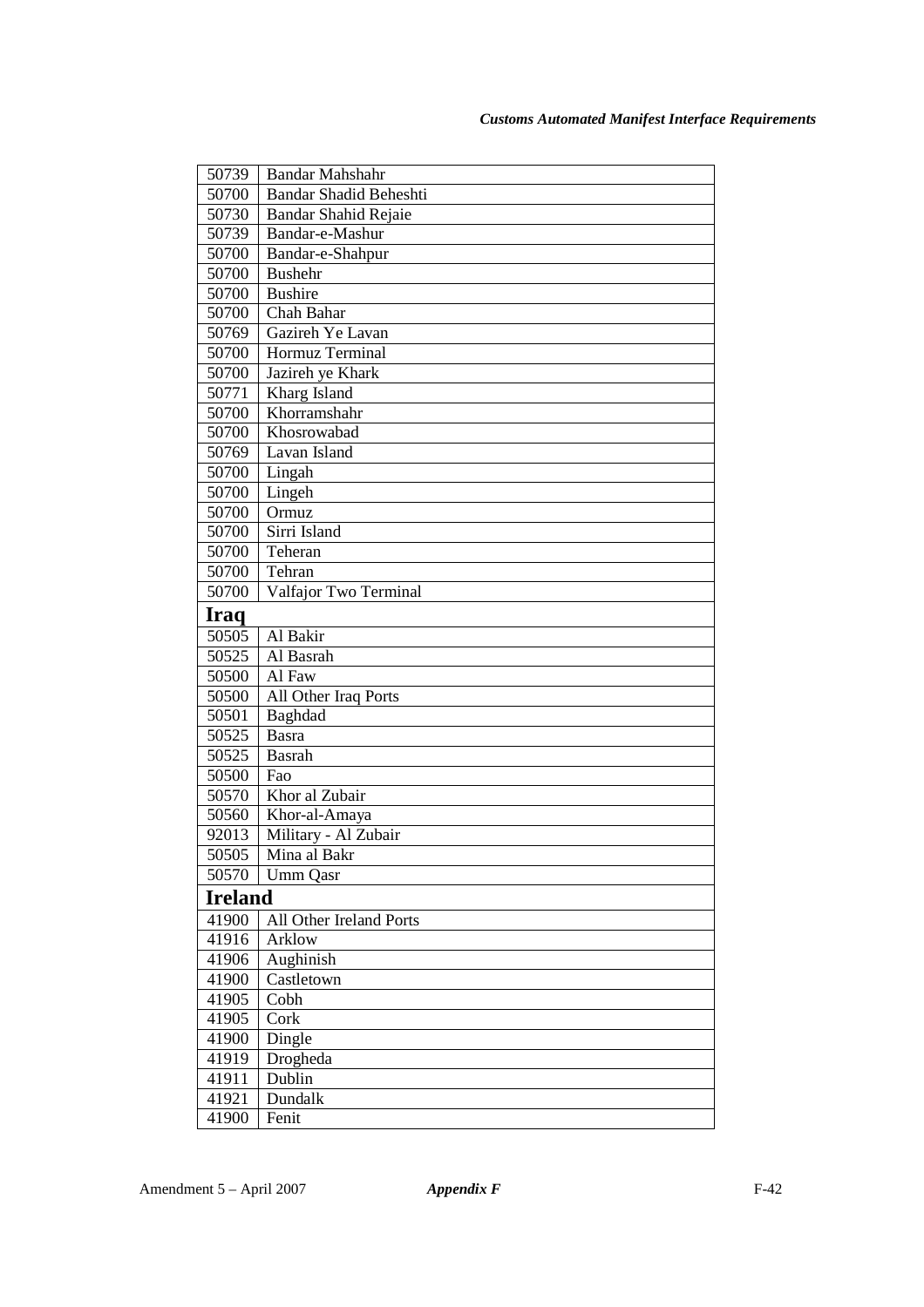| | |
|---|---|
| 50739 | Bandar Mahshahr |
| 50700 | Bandar Shadid Beheshti |
| 50730 | Bandar Shahid Rejaie |
| 50739 | Bandar-e-Mashur |
| 50700 | Bandar-e-Shahpur |
| 50700 | Bushehr |
| 50700 | Bushire |
| 50700 | Chah Bahar |
| 50769 | Gazireh Ye Lavan |
| 50700 | Hormuz Terminal |
| 50700 | Jazireh ye Khark |
| 50771 | Kharg Island |
| 50700 | Khorramshahr |
| 50700 | Khosrowabad |
| 50769 | Lavan Island |
| 50700 | Lingah |
| 50700 | Lingeh |
| 50700 | Ormuz |
| 50700 | Sirri Island |
| 50700 | Teheran |
| 50700 | Tehran |
| 50700 | Valfajor Two Terminal |
| **Iraq** | |
| 50505 | Al Bakir |
| 50525 | Al Basrah |
| 50500 | Al Faw |
| 50500 | All Other Iraq Ports |
| 50501 | Baghdad |
| 50525 | Basra |
| 50525 | Basrah |
| 50500 | Fao |
| 50570 | Khor al Zubair |
| 50560 | Khor-al-Amaya |
| 92013 | Military - Al Zubair |
| 50505 | Mina al Bakr |
| 50570 | Umm Qasr |
| **Ireland** | |
| 41900 | All Other Ireland Ports |
| 41916 | Arklow |
| 41906 | Aughinish |
| 41900 | Castletown |
| 41905 | Cobh |
| 41905 | Cork |
| 41900 | Dingle |
| 41919 | Drogheda |
| 41911 | Dublin |
| 41921 | Dundalk |
| 41900 | Fenit |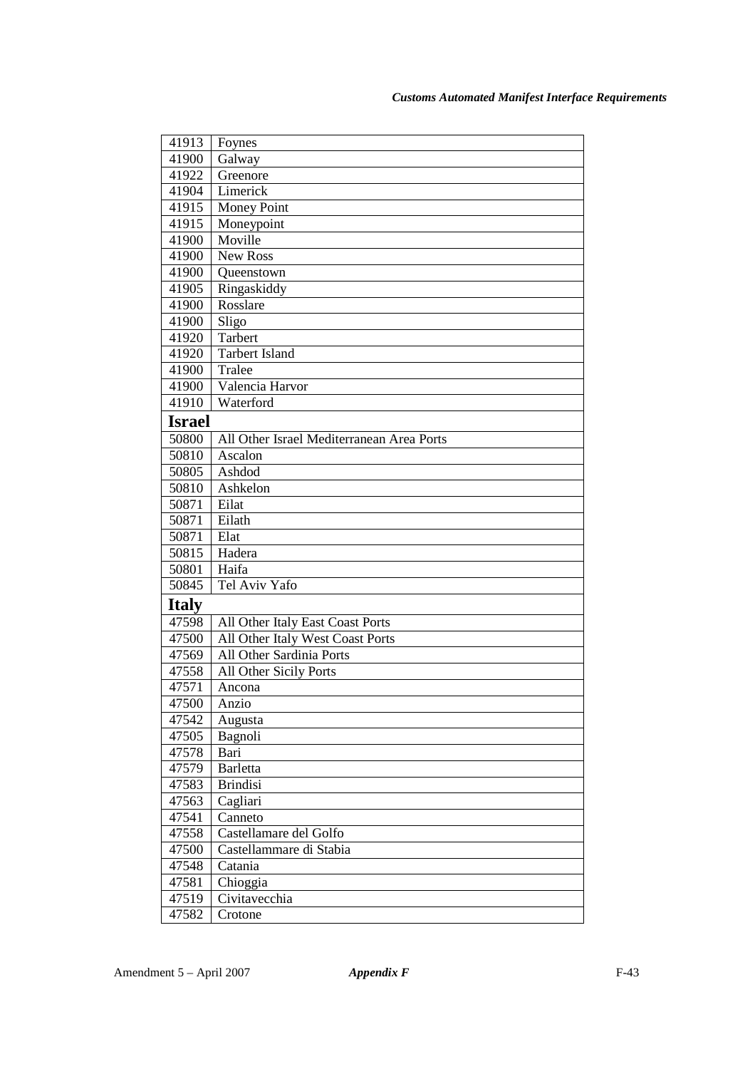| | |
|---|---|
| 41913 | Foynes |
| 41900 | Galway |
| 41922 | Greenore |
| 41904 | Limerick |
| 41915 | Money Point |
| 41915 | Moneypoint |
| 41900 | Moville |
| 41900 | New Ross |
| 41900 | Queenstown |
| 41905 | Ringaskiddy |
| 41900 | Rosslare |
| 41900 | Sligo |
| 41920 | Tarbert |
| 41920 | Tarbert Island |
| 41900 | Tralee |
| 41900 | Valencia Harvor |
| 41910 | Waterford |
| **Israel** | |
| 50800 | All Other Israel Mediterranean Area Ports |
| 50810 | Ascalon |
| 50805 | Ashdod |
| 50810 | Ashkelon |
| 50871 | Eilat |
| 50871 | Eilath |
| 50871 | Elat |
| 50815 | Hadera |
| 50801 | Haifa |
| 50845 | Tel Aviv Yafo |
| **Italy** | |
| 47598 | All Other Italy East Coast Ports |
| 47500 | All Other Italy West Coast Ports |
| 47569 | All Other Sardinia Ports |
| 47558 | All Other Sicily Ports |
| 47571 | Ancona |
| 47500 | Anzio |
| 47542 | Augusta |
| 47505 | Bagnoli |
| 47578 | Bari |
| 47579 | Barletta |
| 47583 | Brindisi |
| 47563 | Cagliari |
| 47541 | Canneto |
| 47558 | Castellamare del Golfo |
| 47500 | Castellammare di Stabia |
| 47548 | Catania |
| 47581 | Chioggia |
| 47519 | Civitavecchia |
| 47582 | Crotone |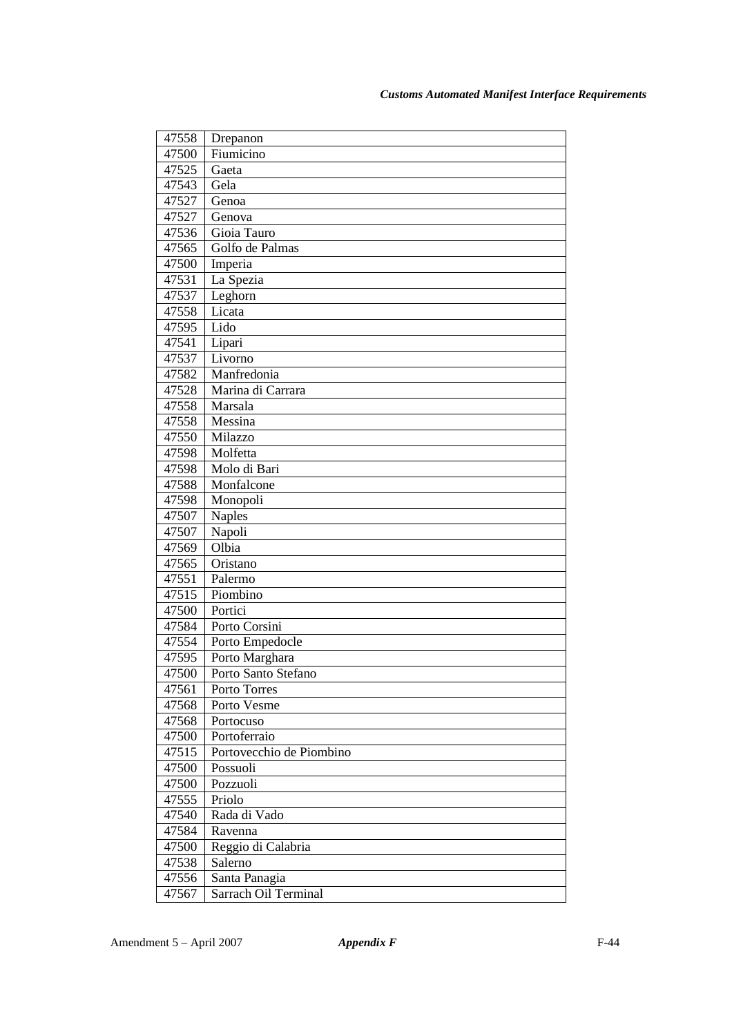| 47558 | Drepanon |
|---|---|
| 47500 | Fiumicino |
| 47525 | Gaeta |
| 47543 | Gela |
| 47527 | Genoa |
| 47527 | Genova |
| 47536 | Gioia Tauro |
| 47565 | Golfo de Palmas |
| 47500 | Imperia |
| 47531 | La Spezia |
| 47537 | Leghorn |
| 47558 | Licata |
| 47595 | Lido |
| 47541 | Lipari |
| 47537 | Livorno |
| 47582 | Manfredonia |
| 47528 | Marina di Carrara |
| 47558 | Marsala |
| 47558 | Messina |
| 47550 | Milazzo |
| 47598 | Molfetta |
| 47598 | Molo di Bari |
| 47588 | Monfalcone |
| 47598 | Monopoli |
| 47507 | Naples |
| 47507 | Napoli |
| 47569 | Olbia |
| 47565 | Oristano |
| 47551 | Palermo |
| 47515 | Piombino |
| 47500 | Portici |
| 47584 | Porto Corsini |
| 47554 | Porto Empedocle |
| 47595 | Porto Marghara |
| 47500 | Porto Santo Stefano |
| 47561 | Porto Torres |
| 47568 | Porto Vesme |
| 47568 | Portocuso |
| 47500 | Portoferraio |
| 47515 | Portovecchio de Piombino |
| 47500 | Possuoli |
| 47500 | Pozzuoli |
| 47555 | Priolo |
| 47540 | Rada di Vado |
| 47584 | Ravenna |
| 47500 | Reggio di Calabria |
| 47538 | Salerno |
| 47556 | Santa Panagia |
| 47567 | Sarrach Oil Terminal |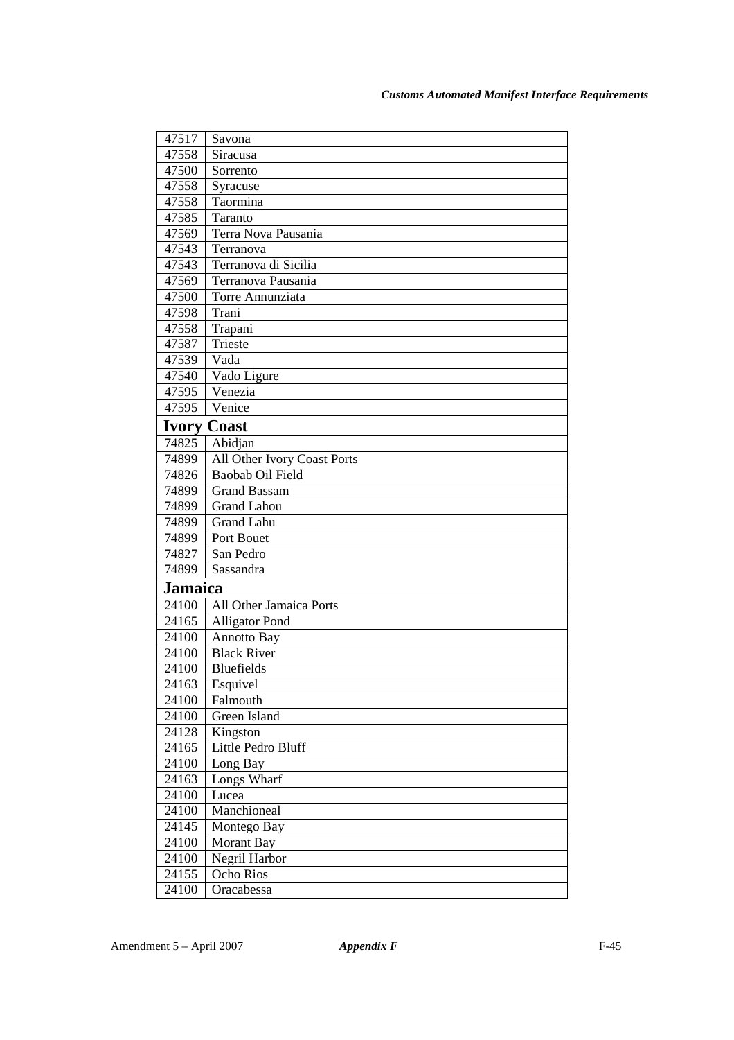| | |
|---|---|
| 47517 | Savona |
| 47558 | Siracusa |
| 47500 | Sorrento |
| 47558 | Syracuse |
| 47558 | Taormina |
| 47585 | Taranto |
| 47569 | Terra Nova Pausania |
| 47543 | Terranova |
| 47543 | Terranova di Sicilia |
| 47569 | Terranova Pausania |
| 47500 | Torre Annunziata |
| 47598 | Trani |
| 47558 | Trapani |
| 47587 | Trieste |
| 47539 | Vada |
| 47540 | Vado Ligure |
| 47595 | Venezia |
| 47595 | Venice |
| **Ivory Coast** | |
| 74825 | Abidjan |
| 74899 | All Other Ivory Coast Ports |
| 74826 | Baobab Oil Field |
| 74899 | Grand Bassam |
| 74899 | Grand Lahou |
| 74899 | Grand Lahu |
| 74899 | Port Bouet |
| 74827 | San Pedro |
| 74899 | Sassandra |
| **Jamaica** | |
| 24100 | All Other Jamaica Ports |
| 24165 | Alligator Pond |
| 24100 | Annotto Bay |
| 24100 | Black River |
| 24100 | Bluefields |
| 24163 | Esquivel |
| 24100 | Falmouth |
| 24100 | Green Island |
| 24128 | Kingston |
| 24165 | Little Pedro Bluff |
| 24100 | Long Bay |
| 24163 | Longs Wharf |
| 24100 | Lucea |
| 24100 | Manchioneal |
| 24145 | Montego Bay |
| 24100 | Morant Bay |
| 24100 | Negril Harbor |
| 24155 | Ocho Rios |
| 24100 | Oracabessa |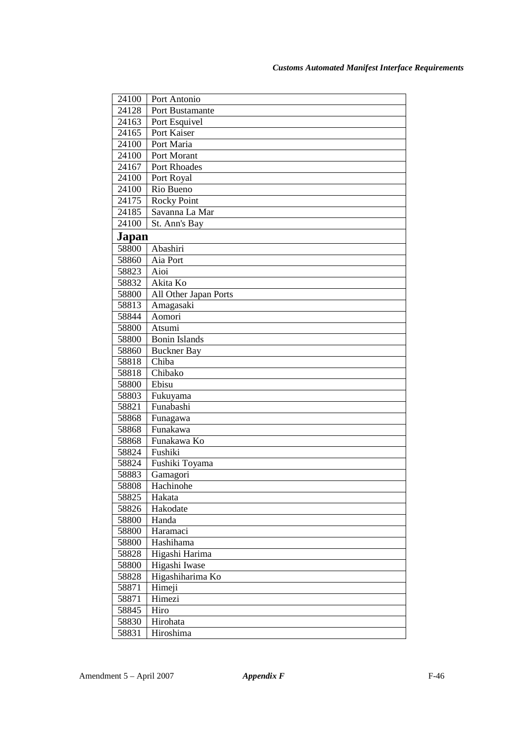| | |
|---|---|
| 24100 | Port Antonio |
| 24128 | Port Bustamante |
| 24163 | Port Esquivel |
| 24165 | Port Kaiser |
| 24100 | Port Maria |
| 24100 | Port Morant |
| 24167 | Port Rhoades |
| 24100 | Port Royal |
| 24100 | Rio Bueno |
| 24175 | Rocky Point |
| 24185 | Savanna La Mar |
| 24100 | St. Ann's Bay |
| **Japan** | |
| 58800 | Abashiri |
| 58860 | Aia Port |
| 58823 | Aioi |
| 58832 | Akita Ko |
| 58800 | All Other Japan Ports |
| 58813 | Amagasaki |
| 58844 | Aomori |
| 58800 | Atsumi |
| 58800 | Bonin Islands |
| 58860 | Buckner Bay |
| 58818 | Chiba |
| 58818 | Chibako |
| 58800 | Ebisu |
| 58803 | Fukuyama |
| 58821 | Funabashi |
| 58868 | Funagawa |
| 58868 | Funakawa |
| 58868 | Funakawa Ko |
| 58824 | Fushiki |
| 58824 | Fushiki Toyama |
| 58883 | Gamagori |
| 58808 | Hachinohe |
| 58825 | Hakata |
| 58826 | Hakodate |
| 58800 | Handa |
| 58800 | Haramaci |
| 58800 | Hashihama |
| 58828 | Higashi Harima |
| 58800 | Higashi Iwase |
| 58828 | Higashiharima Ko |
| 58871 | Himeji |
| 58871 | Himezi |
| 58845 | Hiro |
| 58830 | Hirohata |
| 58831 | Hiroshima |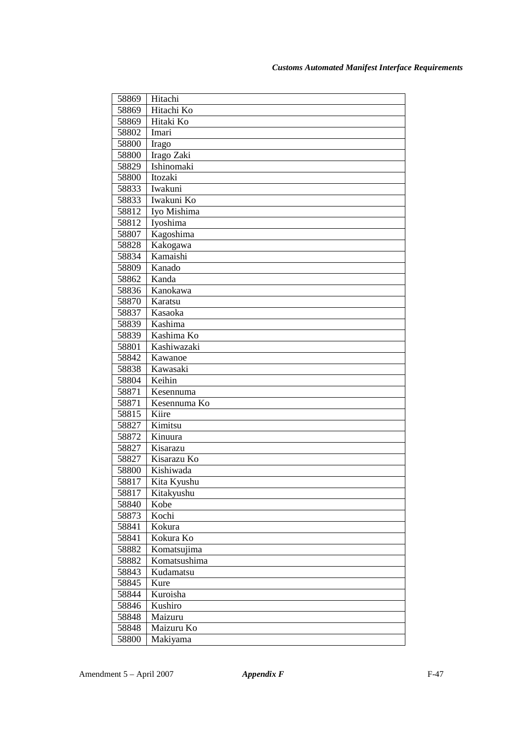| | |
|---|---|
| 58869 | Hitachi |
| 58869 | Hitachi Ko |
| 58869 | Hitaki Ko |
| 58802 | Imari |
| 58800 | Irago |
| 58800 | Irago Zaki |
| 58829 | Ishinomaki |
| 58800 | Itozaki |
| 58833 | Iwakuni |
| 58833 | Iwakuni Ko |
| 58812 | Iyo Mishima |
| 58812 | Iyoshima |
| 58807 | Kagoshima |
| 58828 | Kakogawa |
| 58834 | Kamaishi |
| 58809 | Kanado |
| 58862 | Kanda |
| 58836 | Kanokawa |
| 58870 | Karatsu |
| 58837 | Kasaoka |
| 58839 | Kashima |
| 58839 | Kashima Ko |
| 58801 | Kashiwazaki |
| 58842 | Kawanoe |
| 58838 | Kawasaki |
| 58804 | Keihin |
| 58871 | Kesennuma |
| 58871 | Kesennuma Ko |
| 58815 | Kiire |
| 58827 | Kimitsu |
| 58872 | Kinuura |
| 58827 | Kisarazu |
| 58827 | Kisarazu Ko |
| 58800 | Kishiwada |
| 58817 | Kita Kyushu |
| 58817 | Kitakyushu |
| 58840 | Kobe |
| 58873 | Kochi |
| 58841 | Kokura |
| 58841 | Kokura Ko |
| 58882 | Komatsujima |
| 58882 | Komatsushima |
| 58843 | Kudamatsu |
| 58845 | Kure |
| 58844 | Kuroisha |
| 58846 | Kushiro |
| 58848 | Maizuru |
| 58848 | Maizuru Ko |
| 58800 | Makiyama |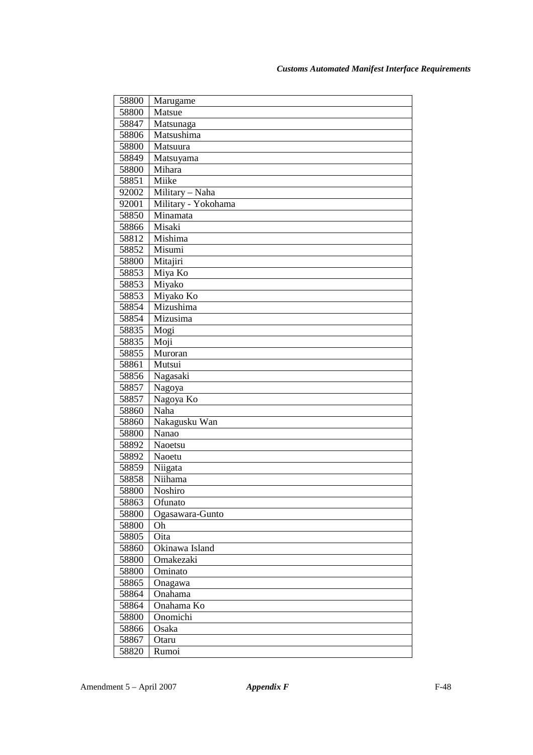| 58800 | Marugame |
|---|---|
| 58800 | Matsue |
| 58847 | Matsunaga |
| 58806 | Matsushima |
| 58800 | Matsuura |
| 58849 | Matsuyama |
| 58800 | Mihara |
| 58851 | Miike |
| 92002 | Military – Naha |
| 92001 | Military - Yokohama |
| 58850 | Minamata |
| 58866 | Misaki |
| 58812 | Mishima |
| 58852 | Misumi |
| 58800 | Mitajiri |
| 58853 | Miya Ko |
| 58853 | Miyako |
| 58853 | Miyako Ko |
| 58854 | Mizushima |
| 58854 | Mizusima |
| 58835 | Mogi |
| 58835 | Moji |
| 58855 | Muroran |
| 58861 | Mutsui |
| 58856 | Nagasaki |
| 58857 | Nagoya |
| 58857 | Nagoya Ko |
| 58860 | Naha |
| 58860 | Nakagusku Wan |
| 58800 | Nanao |
| 58892 | Naoetsu |
| 58892 | Naoetu |
| 58859 | Niigata |
| 58858 | Niihama |
| 58800 | Noshiro |
| 58863 | Ofunato |
| 58800 | Ogasawara-Gunto |
| 58800 | Oh |
| 58805 | Oita |
| 58860 | Okinawa Island |
| 58800 | Omakezaki |
| 58800 | Ominato |
| 58865 | Onagawa |
| 58864 | Onahama |
| 58864 | Onahama Ko |
| 58800 | Onomichi |
| 58866 | Osaka |
| 58867 | Otaru |
| 58820 | Rumoi |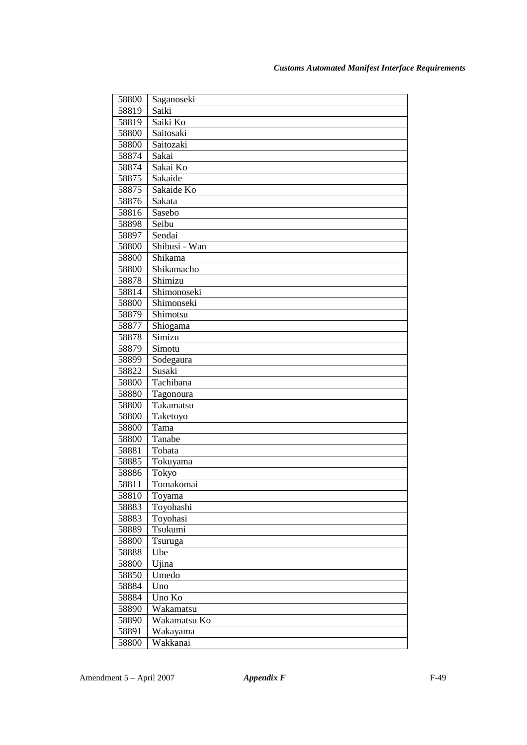| 58800 | Saganoseki |
|---|---|
| 58819 | Saiki |
| 58819 | Saiki Ko |
| 58800 | Saitosaki |
| 58800 | Saitozaki |
| 58874 | Sakai |
| 58874 | Sakai Ko |
| 58875 | Sakaide |
| 58875 | Sakaide Ko |
| 58876 | Sakata |
| 58816 | Sasebo |
| 58898 | Seibu |
| 58897 | Sendai |
| 58800 | Shibusi - Wan |
| 58800 | Shikama |
| 58800 | Shikamacho |
| 58878 | Shimizu |
| 58814 | Shimonoseki |
| 58800 | Shimonseki |
| 58879 | Shimotsu |
| 58877 | Shiogama |
| 58878 | Simizu |
| 58879 | Simotu |
| 58899 | Sodegaura |
| 58822 | Susaki |
| 58800 | Tachibana |
| 58880 | Tagonoura |
| 58800 | Takamatsu |
| 58800 | Taketoyo |
| 58800 | Tama |
| 58800 | Tanabe |
| 58881 | Tobata |
| 58885 | Tokuyama |
| 58886 | Tokyo |
| 58811 | Tomakomai |
| 58810 | Toyama |
| 58883 | Toyohashi |
| 58883 | Toyohasi |
| 58889 | Tsukumi |
| 58800 | Tsuruga |
| 58888 | Ube |
| 58800 | Ujina |
| 58850 | Umedo |
| 58884 | Uno |
| 58884 | Uno Ko |
| 58890 | Wakamatsu |
| 58890 | Wakamatsu Ko |
| 58891 | Wakayama |
| 58800 | Wakkanai |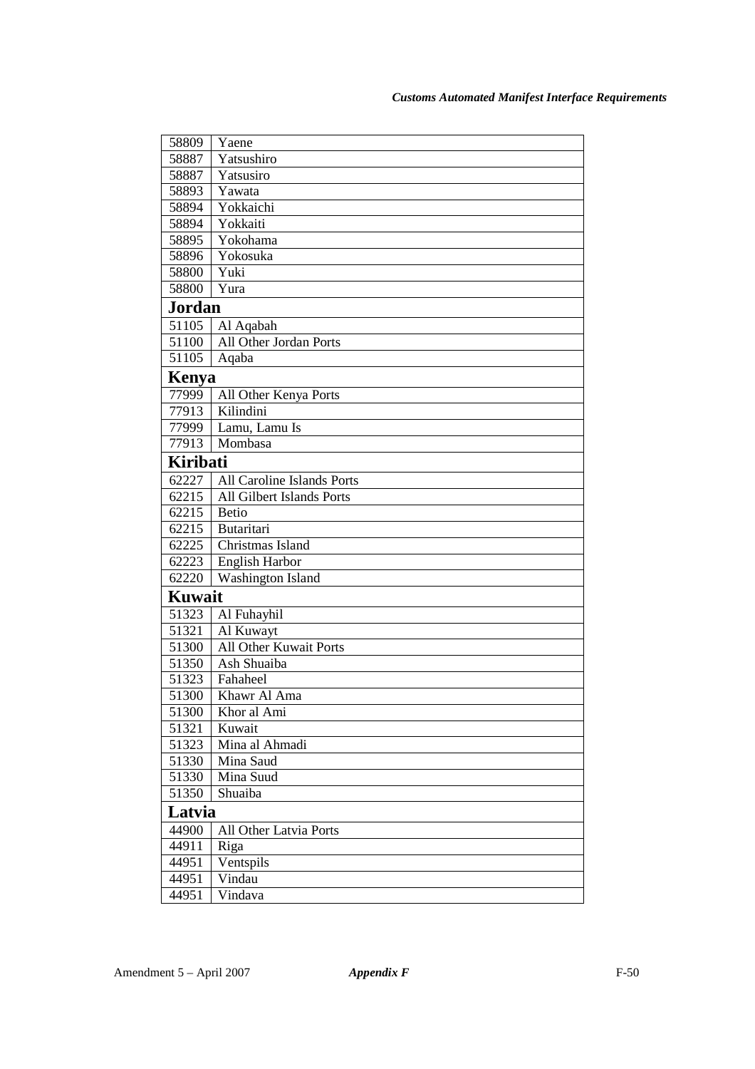| | |
|---|---|
| 58809 | Yaene |
| 58887 | Yatsushiro |
| 58887 | Yatsusiro |
| 58893 | Yawata |
| 58894 | Yokkaichi |
| 58894 | Yokkaiti |
| 58895 | Yokohama |
| 58896 | Yokosuka |
| 58800 | Yuki |
| 58800 | Yura |
| **Jordan** | |
| 51105 | Al Aqabah |
| 51100 | All Other Jordan Ports |
| 51105 | Aqaba |
| **Kenya** | |
| 77999 | All Other Kenya Ports |
| 77913 | Kilindini |
| 77999 | Lamu, Lamu Is |
| 77913 | Mombasa |
| **Kiribati** | |
| 62227 | All Caroline Islands Ports |
| 62215 | All Gilbert Islands Ports |
| 62215 | Betio |
| 62215 | Butaritari |
| 62225 | Christmas Island |
| 62223 | English Harbor |
| 62220 | Washington Island |
| **Kuwait** | |
| 51323 | Al Fuhayhil |
| 51321 | Al Kuwayt |
| 51300 | All Other Kuwait Ports |
| 51350 | Ash Shuaiba |
| 51323 | Fahaheel |
| 51300 | Khawr Al Ama |
| 51300 | Khor al Ami |
| 51321 | Kuwait |
| 51323 | Mina al Ahmadi |
| 51330 | Mina Saud |
| 51330 | Mina Suud |
| 51350 | Shuaiba |
| **Latvia** | |
| 44900 | All Other Latvia Ports |
| 44911 | Riga |
| 44951 | Ventspils |
| 44951 | Vindau |
| 44951 | Vindava |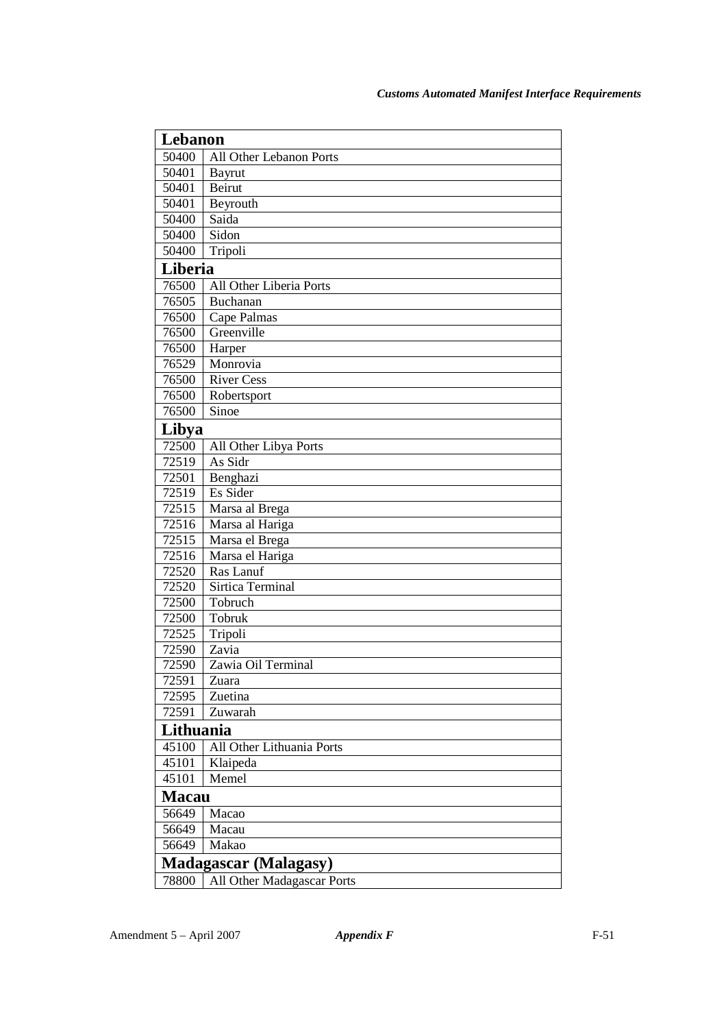| Lebanon | |
|---|---|
| 50400 | All Other Lebanon Ports |
| 50401 | Bayrut |
| 50401 | Beirut |
| 50401 | Beyrouth |
| 50400 | Saida |
| 50400 | Sidon |
| 50400 | Tripoli |
| **Liberia** | |
| 76500 | All Other Liberia Ports |
| 76505 | Buchanan |
| 76500 | Cape Palmas |
| 76500 | Greenville |
| 76500 | Harper |
| 76529 | Monrovia |
| 76500 | River Cess |
| 76500 | Robertsport |
| 76500 | Sinoe |
| **Libya** | |
| 72500 | All Other Libya Ports |
| 72519 | As Sidr |
| 72501 | Benghazi |
| 72519 | Es Sider |
| 72515 | Marsa al Brega |
| 72516 | Marsa al Hariga |
| 72515 | Marsa el Brega |
| 72516 | Marsa el Hariga |
| 72520 | Ras Lanuf |
| 72520 | Sirtica Terminal |
| 72500 | Tobruch |
| 72500 | Tobruk |
| 72525 | Tripoli |
| 72590 | Zavia |
| 72590 | Zawia Oil Terminal |
| 72591 | Zuara |
| 72595 | Zuetina |
| 72591 | Zuwarah |
| **Lithuania** | |
| 45100 | All Other Lithuania Ports |
| 45101 | Klaipeda |
| 45101 | Memel |
| **Macau** | |
| 56649 | Macao |
| 56649 | Macau |
| 56649 | Makao |
| **Madagascar (Malagasy)** | |
| 78800 | All Other Madagascar Ports |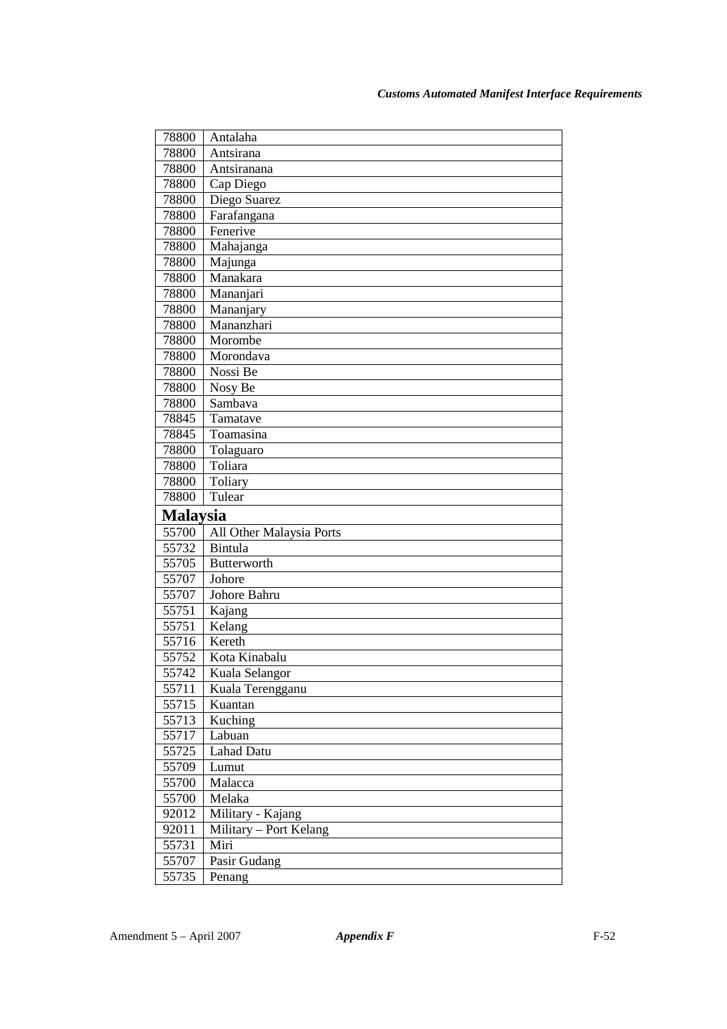| | |
|---|---|
| 78800 | Antalaha |
| 78800 | Antsirana |
| 78800 | Antsiranana |
| 78800 | Cap Diego |
| 78800 | Diego Suarez |
| 78800 | Farafangana |
| 78800 | Fenerive |
| 78800 | Mahajanga |
| 78800 | Majunga |
| 78800 | Manakara |
| 78800 | Mananjari |
| 78800 | Mananjary |
| 78800 | Mananzhari |
| 78800 | Morombe |
| 78800 | Morondava |
| 78800 | Nossi Be |
| 78800 | Nosy Be |
| 78800 | Sambava |
| 78845 | Tamatave |
| 78845 | Toamasina |
| 78800 | Tolaguaro |
| 78800 | Toliara |
| 78800 | Toliary |
| 78800 | Tulear |
| **Malaysia** | |
| 55700 | All Other Malaysia Ports |
| 55732 | Bintula |
| 55705 | Butterworth |
| 55707 | Johore |
| 55707 | Johore Bahru |
| 55751 | Kajang |
| 55751 | Kelang |
| 55716 | Kereth |
| 55752 | Kota Kinabalu |
| 55742 | Kuala Selangor |
| 55711 | Kuala Terengganu |
| 55715 | Kuantan |
| 55713 | Kuching |
| 55717 | Labuan |
| 55725 | Lahad Datu |
| 55709 | Lumut |
| 55700 | Malacca |
| 55700 | Melaka |
| 92012 | Military - Kajang |
| 92011 | Military – Port Kelang |
| 55731 | Miri |
| 55707 | Pasir Gudang |
| 55735 | Penang |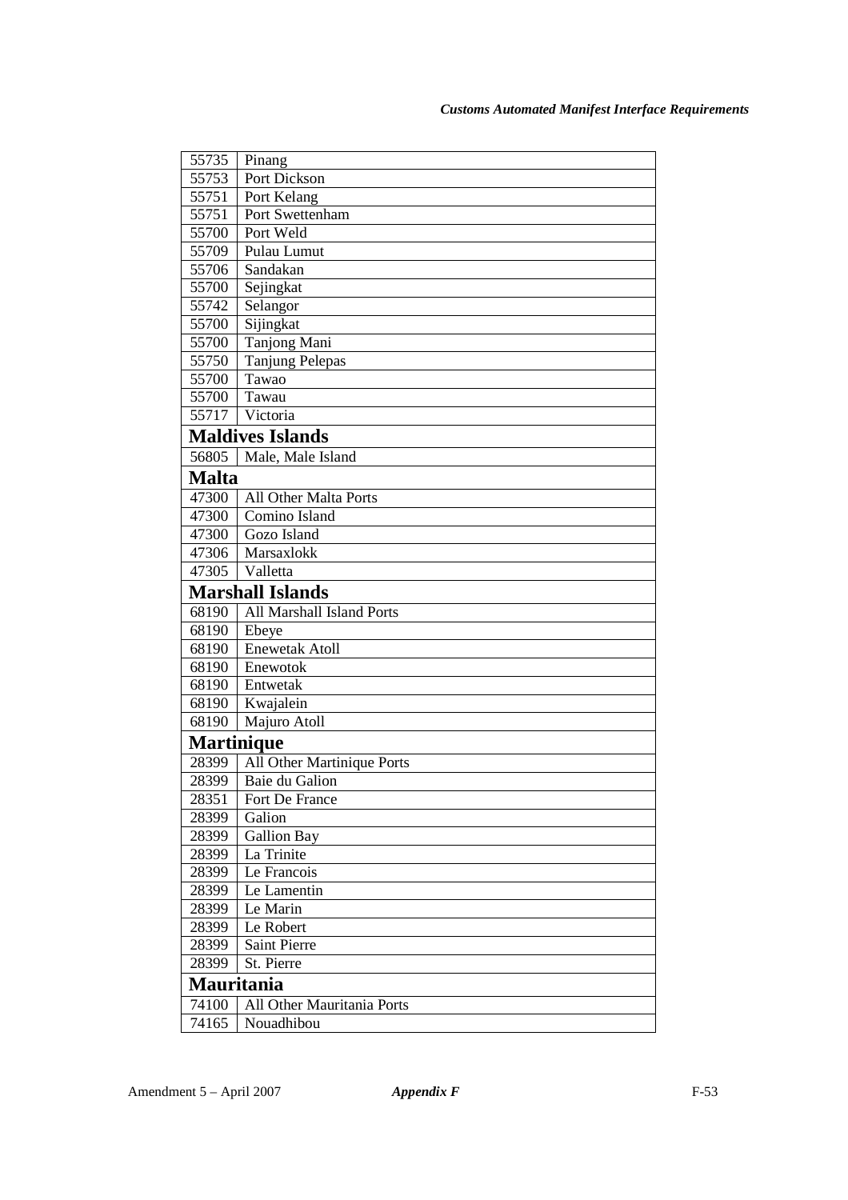| | |
|---|---|
| 55735 | Pinang |
| 55753 | Port Dickson |
| 55751 | Port Kelang |
| 55751 | Port Swettenham |
| 55700 | Port Weld |
| 55709 | Pulau Lumut |
| 55706 | Sandakan |
| 55700 | Sejingkat |
| 55742 | Selangor |
| 55700 | Sijingkat |
| 55700 | Tanjong Mani |
| 55750 | Tanjung Pelepas |
| 55700 | Tawao |
| 55700 | Tawau |
| 55717 | Victoria |
| **Maldives Islands** | |
| 56805 | Male, Male Island |
| **Malta** | |
| 47300 | All Other Malta Ports |
| 47300 | Comino Island |
| 47300 | Gozo Island |
| 47306 | Marsaxlokk |
| 47305 | Valletta |
| **Marshall Islands** | |
| 68190 | All Marshall Island Ports |
| 68190 | Ebeye |
| 68190 | Enewetak Atoll |
| 68190 | Enewotok |
| 68190 | Entwetak |
| 68190 | Kwajalein |
| 68190 | Majuro Atoll |
| **Martinique** | |
| 28399 | All Other Martinique Ports |
| 28399 | Baie du Galion |
| 28351 | Fort De France |
| 28399 | Galion |
| 28399 | Gallion Bay |
| 28399 | La Trinite |
| 28399 | Le Francois |
| 28399 | Le Lamentin |
| 28399 | Le Marin |
| 28399 | Le Robert |
| 28399 | Saint Pierre |
| 28399 | St. Pierre |
| **Mauritania** | |
| 74100 | All Other Mauritania Ports |
| 74165 | Nouadhibou |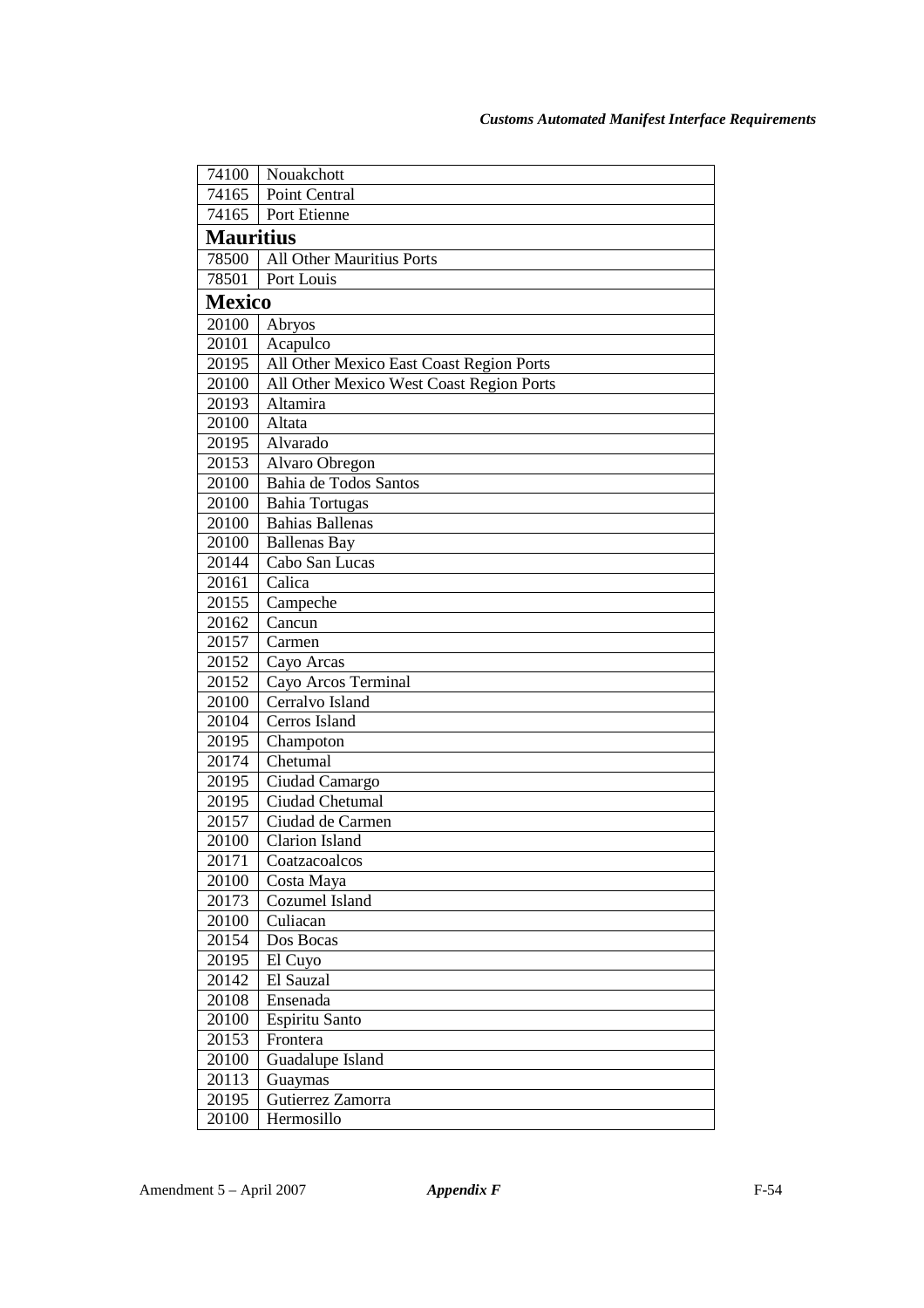| | |
|---|---|
| 74100 | Nouakchott |
| 74165 | Point Central |
| 74165 | Port Etienne |
| **Mauritius** | |
| 78500 | All Other Mauritius Ports |
| 78501 | Port Louis |
| **Mexico** | |
| 20100 | Abryos |
| 20101 | Acapulco |
| 20195 | All Other Mexico East Coast Region Ports |
| 20100 | All Other Mexico West Coast Region Ports |
| 20193 | Altamira |
| 20100 | Altata |
| 20195 | Alvarado |
| 20153 | Alvaro Obregon |
| 20100 | Bahia de Todos Santos |
| 20100 | Bahia Tortugas |
| 20100 | Bahias Ballenas |
| 20100 | Ballenas Bay |
| 20144 | Cabo San Lucas |
| 20161 | Calica |
| 20155 | Campeche |
| 20162 | Cancun |
| 20157 | Carmen |
| 20152 | Cayo Arcas |
| 20152 | Cayo Arcos Terminal |
| 20100 | Cerralvo Island |
| 20104 | Cerros Island |
| 20195 | Champoton |
| 20174 | Chetumal |
| 20195 | Ciudad Camargo |
| 20195 | Ciudad Chetumal |
| 20157 | Ciudad de Carmen |
| 20100 | Clarion Island |
| 20171 | Coatzacoalcos |
| 20100 | Costa Maya |
| 20173 | Cozumel Island |
| 20100 | Culiacan |
| 20154 | Dos Bocas |
| 20195 | El Cuyo |
| 20142 | El Sauzal |
| 20108 | Ensenada |
| 20100 | Espiritu Santo |
| 20153 | Frontera |
| 20100 | Guadalupe Island |
| 20113 | Guaymas |
| 20195 | Gutierrez Zamorra |
| 20100 | Hermosillo |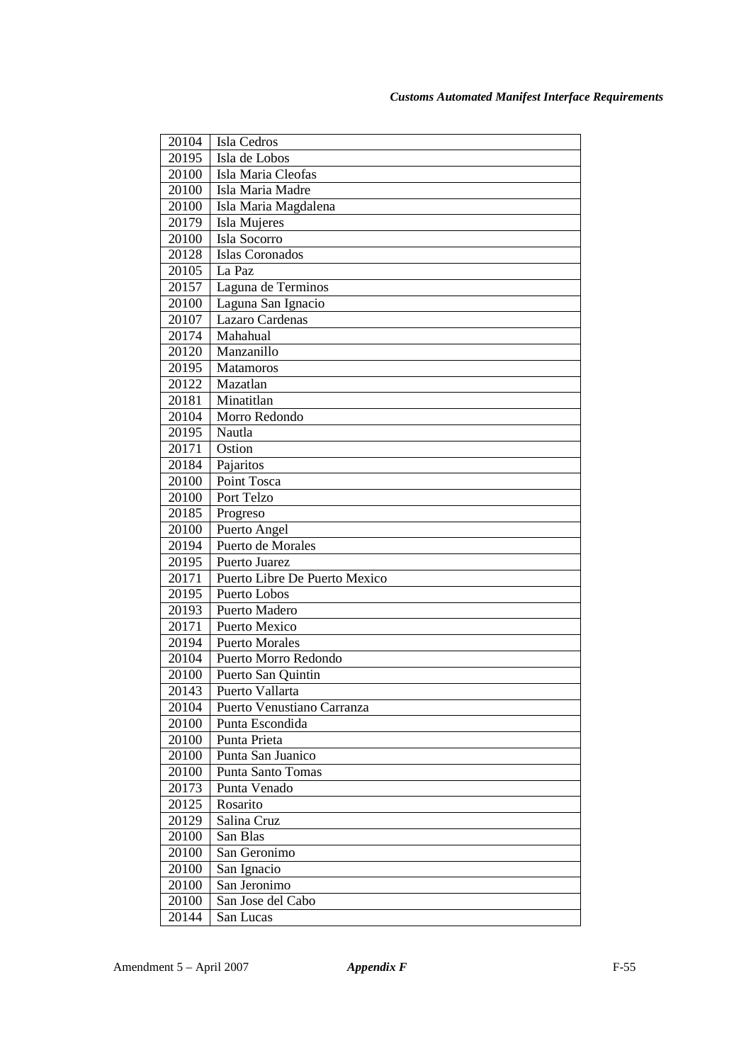| 20104 | Isla Cedros |
|---|---|
| 20195 | Isla de Lobos |
| 20100 | Isla Maria Cleofas |
| 20100 | Isla Maria Madre |
| 20100 | Isla Maria Magdalena |
| 20179 | Isla Mujeres |
| 20100 | Isla Socorro |
| 20128 | Islas Coronados |
| 20105 | La Paz |
| 20157 | Laguna de Terminos |
| 20100 | Laguna San Ignacio |
| 20107 | Lazaro Cardenas |
| 20174 | Mahahual |
| 20120 | Manzanillo |
| 20195 | Matamoros |
| 20122 | Mazatlan |
| 20181 | Minatitlan |
| 20104 | Morro Redondo |
| 20195 | Nautla |
| 20171 | Ostion |
| 20184 | Pajaritos |
| 20100 | Point Tosca |
| 20100 | Port Telzo |
| 20185 | Progreso |
| 20100 | Puerto Angel |
| 20194 | Puerto de Morales |
| 20195 | Puerto Juarez |
| 20171 | Puerto Libre De Puerto Mexico |
| 20195 | Puerto Lobos |
| 20193 | Puerto Madero |
| 20171 | Puerto Mexico |
| 20194 | Puerto Morales |
| 20104 | Puerto Morro Redondo |
| 20100 | Puerto San Quintin |
| 20143 | Puerto Vallarta |
| 20104 | Puerto Venustiano Carranza |
| 20100 | Punta Escondida |
| 20100 | Punta Prieta |
| 20100 | Punta San Juanico |
| 20100 | Punta Santo Tomas |
| 20173 | Punta Venado |
| 20125 | Rosarito |
| 20129 | Salina Cruz |
| 20100 | San Blas |
| 20100 | San Geronimo |
| 20100 | San Ignacio |
| 20100 | San Jeronimo |
| 20100 | San Jose del Cabo |
| 20144 | San Lucas |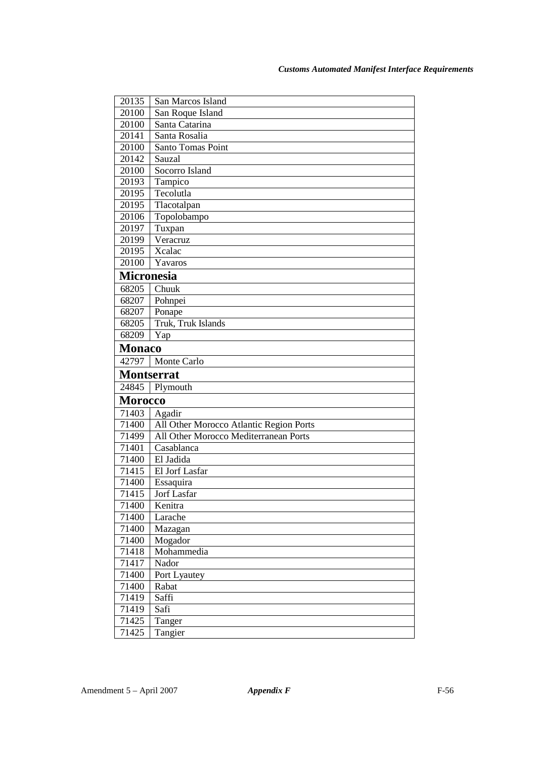| | |
|---|---|
| 20135 | San Marcos Island |
| 20100 | San Roque Island |
| 20100 | Santa Catarina |
| 20141 | Santa Rosalia |
| 20100 | Santo Tomas Point |
| 20142 | Sauzal |
| 20100 | Socorro Island |
| 20193 | Tampico |
| 20195 | Tecolutla |
| 20195 | Tlacotalpan |
| 20106 | Topolobampo |
| 20197 | Tuxpan |
| 20199 | Veracruz |
| 20195 | Xcalac |
| 20100 | Yavaros |
| **Micronesia** | |
| 68205 | Chuuk |
| 68207 | Pohnpei |
| 68207 | Ponape |
| 68205 | Truk, Truk Islands |
| 68209 | Yap |
| **Monaco** | |
| 42797 | Monte Carlo |
| **Montserrat** | |
| 24845 | Plymouth |
| **Morocco** | |
| 71403 | Agadir |
| 71400 | All Other Morocco Atlantic Region Ports |
| 71499 | All Other Morocco Mediterranean Ports |
| 71401 | Casablanca |
| 71400 | El Jadida |
| 71415 | El Jorf Lasfar |
| 71400 | Essaquira |
| 71415 | Jorf Lasfar |
| 71400 | Kenitra |
| 71400 | Larache |
| 71400 | Mazagan |
| 71400 | Mogador |
| 71418 | Mohammedia |
| 71417 | Nador |
| 71400 | Port Lyautey |
| 71400 | Rabat |
| 71419 | Saffi |
| 71419 | Safi |
| 71425 | Tanger |
| 71425 | Tangier |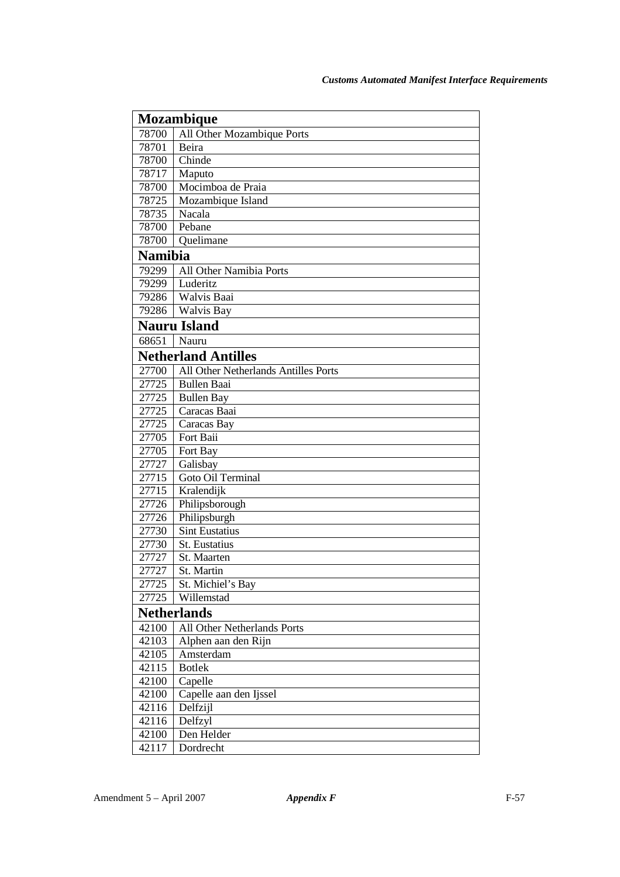| Mozambique | |
|---|---|
| 78700 | All Other Mozambique Ports |
| 78701 | Beira |
| 78700 | Chinde |
| 78717 | Maputo |
| 78700 | Mocimboa de Praia |
| 78725 | Mozambique Island |
| 78735 | Nacala |
| 78700 | Pebane |
| 78700 | Quelimane |
| **Namibia** | |
| 79299 | All Other Namibia Ports |
| 79299 | Luderitz |
| 79286 | Walvis Baai |
| 79286 | Walvis Bay |
| **Nauru Island** | |
| 68651 | Nauru |
| **Netherland Antilles** | |
| 27700 | All Other Netherlands Antilles Ports |
| 27725 | Bullen Baai |
| 27725 | Bullen Bay |
| 27725 | Caracas Baai |
| 27725 | Caracas Bay |
| 27705 | Fort Baii |
| 27705 | Fort Bay |
| 27727 | Galisbay |
| 27715 | Goto Oil Terminal |
| 27715 | Kralendijk |
| 27726 | Philipsborough |
| 27726 | Philipsburgh |
| 27730 | Sint Eustatius |
| 27730 | St. Eustatius |
| 27727 | St. Maarten |
| 27727 | St. Martin |
| 27725 | St. Michiel's Bay |
| 27725 | Willemstad |
| **Netherlands** | |
| 42100 | All Other Netherlands Ports |
| 42103 | Alphen aan den Rijn |
| 42105 | Amsterdam |
| 42115 | Botlek |
| 42100 | Capelle |
| 42100 | Capelle aan den Ijssel |
| 42116 | Delfzijl |
| 42116 | Delfzyl |
| 42100 | Den Helder |
| 42117 | Dordrecht |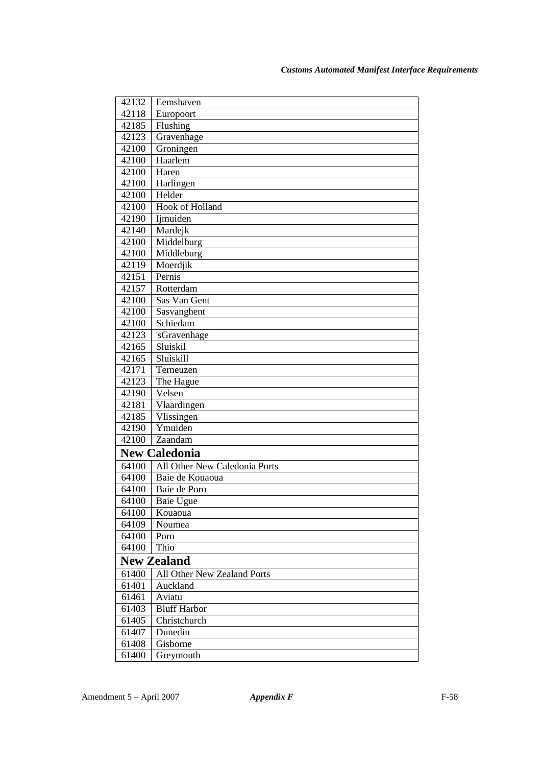| | |
|---|---|
| 42132 | Eemshaven |
| 42118 | Europoort |
| 42185 | Flushing |
| 42123 | Gravenhage |
| 42100 | Groningen |
| 42100 | Haarlem |
| 42100 | Haren |
| 42100 | Harlingen |
| 42100 | Helder |
| 42100 | Hook of Holland |
| 42190 | Ijmuiden |
| 42140 | Mardejk |
| 42100 | Middelburg |
| 42100 | Middleburg |
| 42119 | Moerdjik |
| 42151 | Pernis |
| 42157 | Rotterdam |
| 42100 | Sas Van Gent |
| 42100 | Sasvanghent |
| 42100 | Schiedam |
| 42123 | 'sGravenhage |
| 42165 | Sluiskil |
| 42165 | Sluiskill |
| 42171 | Terneuzen |
| 42123 | The Hague |
| 42190 | Velsen |
| 42181 | Vlaardingen |
| 42185 | Vlissingen |
| 42190 | Ymuiden |
| 42100 | Zaandam |
| **New Caledonia** | |
| 64100 | All Other New Caledonia Ports |
| 64100 | Baie de Kouaoua |
| 64100 | Baie de Poro |
| 64100 | Baie Ugue |
| 64100 | Kouaoua |
| 64109 | Noumea |
| 64100 | Poro |
| 64100 | Thio |
| **New Zealand** | |
| 61400 | All Other New Zealand Ports |
| 61401 | Auckland |
| 61461 | Aviatu |
| 61403 | Bluff Harbor |
| 61405 | Christchurch |
| 61407 | Dunedin |
| 61408 | Gisborne |
| 61400 | Greymouth |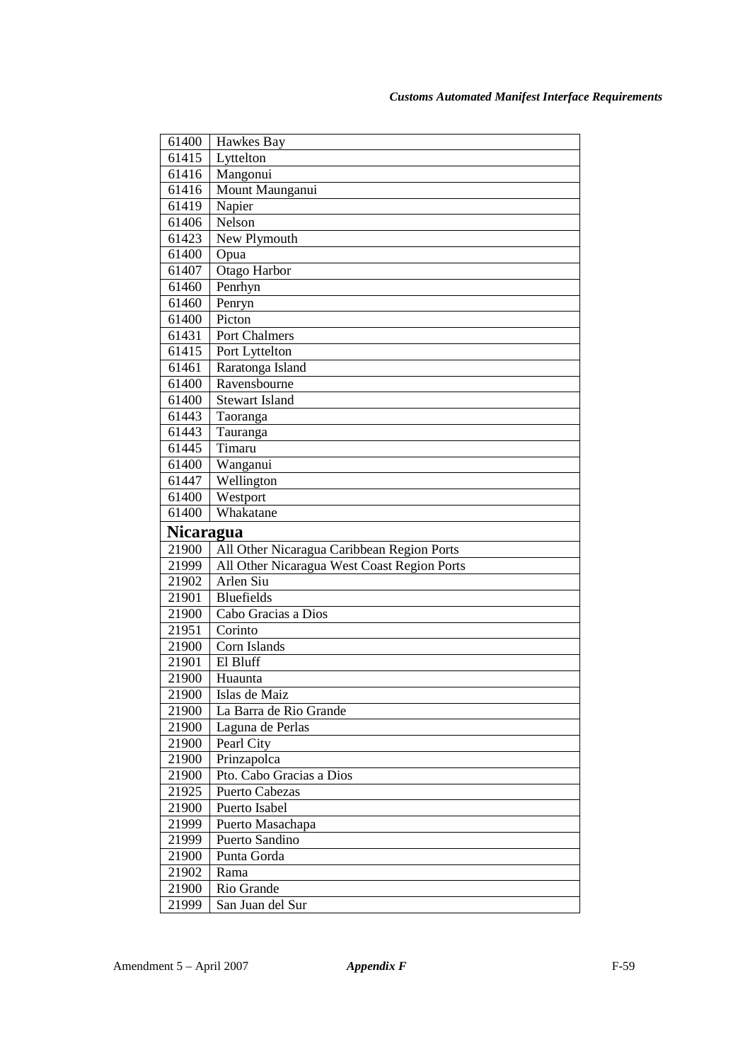| | |
|---|---|
| 61400 | Hawkes Bay |
| 61415 | Lyttelton |
| 61416 | Mangonui |
| 61416 | Mount Maunganui |
| 61419 | Napier |
| 61406 | Nelson |
| 61423 | New Plymouth |
| 61400 | Opua |
| 61407 | Otago Harbor |
| 61460 | Penrhyn |
| 61460 | Penryn |
| 61400 | Picton |
| 61431 | Port Chalmers |
| 61415 | Port Lyttelton |
| 61461 | Raratonga Island |
| 61400 | Ravensbourne |
| 61400 | Stewart Island |
| 61443 | Taoranga |
| 61443 | Tauranga |
| 61445 | Timaru |
| 61400 | Wanganui |
| 61447 | Wellington |
| 61400 | Westport |
| 61400 | Whakatane |
| **Nicaragua** | |
| 21900 | All Other Nicaragua Caribbean Region Ports |
| 21999 | All Other Nicaragua West Coast Region Ports |
| 21902 | Arlen Siu |
| 21901 | Bluefields |
| 21900 | Cabo Gracias a Dios |
| 21951 | Corinto |
| 21900 | Corn Islands |
| 21901 | El Bluff |
| 21900 | Huaunta |
| 21900 | Islas de Maiz |
| 21900 | La Barra de Rio Grande |
| 21900 | Laguna de Perlas |
| 21900 | Pearl City |
| 21900 | Prinzapolca |
| 21900 | Pto. Cabo Gracias a Dios |
| 21925 | Puerto Cabezas |
| 21900 | Puerto Isabel |
| 21999 | Puerto Masachapa |
| 21999 | Puerto Sandino |
| 21900 | Punta Gorda |
| 21902 | Rama |
| 21900 | Rio Grande |
| 21999 | San Juan del Sur |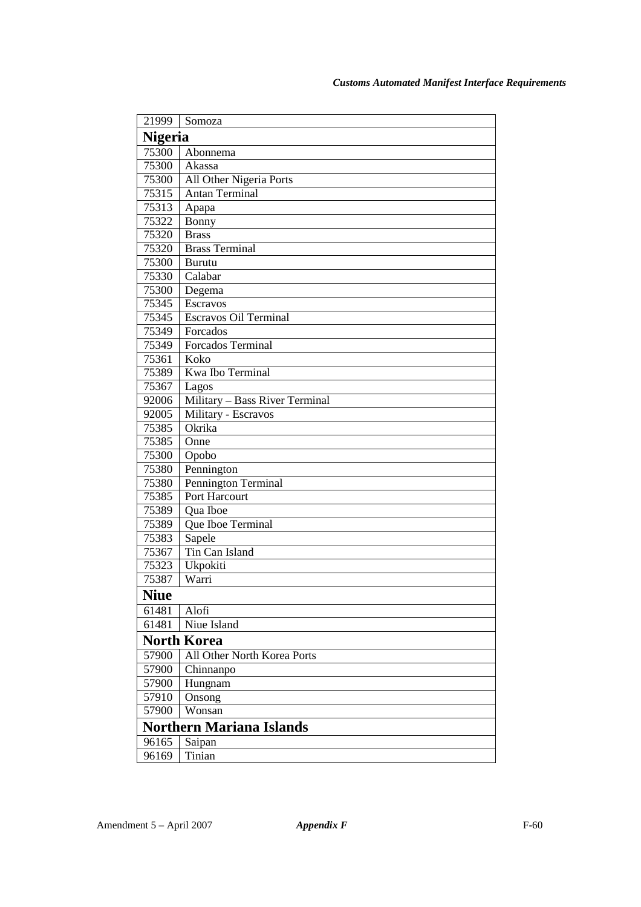| | |
|---|---|
| 21999 | Somoza |
| **Nigeria** | |
| 75300 | Abonnema |
| 75300 | Akassa |
| 75300 | All Other Nigeria Ports |
| 75315 | Antan Terminal |
| 75313 | Apapa |
| 75322 | Bonny |
| 75320 | Brass |
| 75320 | Brass Terminal |
| 75300 | Burutu |
| 75330 | Calabar |
| 75300 | Degema |
| 75345 | Escravos |
| 75345 | Escravos Oil Terminal |
| 75349 | Forcados |
| 75349 | Forcados Terminal |
| 75361 | Koko |
| 75389 | Kwa Ibo Terminal |
| 75367 | Lagos |
| 92006 | Military – Bass River Terminal |
| 92005 | Military - Escravos |
| 75385 | Okrika |
| 75385 | Onne |
| 75300 | Opobo |
| 75380 | Pennington |
| 75380 | Pennington Terminal |
| 75385 | Port Harcourt |
| 75389 | Qua Iboe |
| 75389 | Que Iboe Terminal |
| 75383 | Sapele |
| 75367 | Tin Can Island |
| 75323 | Ukpokiti |
| 75387 | Warri |
| **Niue** | |
| 61481 | Alofi |
| 61481 | Niue Island |
| **North Korea** | |
| 57900 | All Other North Korea Ports |
| 57900 | Chinnanpo |
| 57900 | Hungnam |
| 57910 | Onsong |
| 57900 | Wonsan |
| **Northern Mariana Islands** | |
| 96165 | Saipan |
| 96169 | Tinian |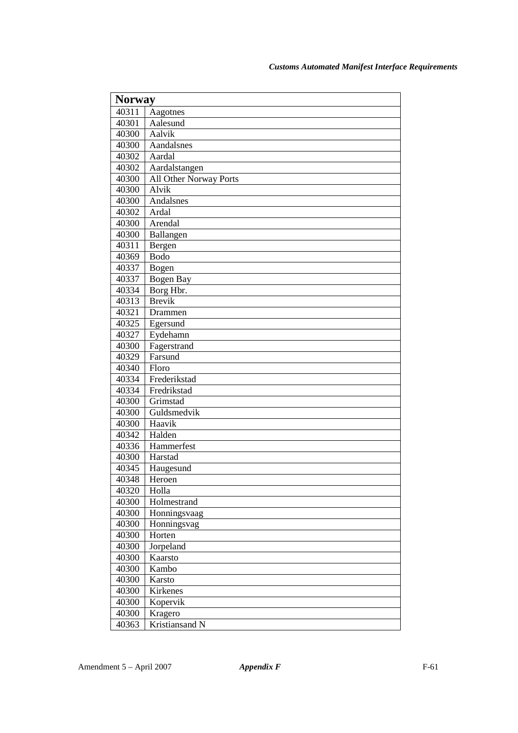| Norway | |
|---|---|
| 40311 | Aagotnes |
| 40301 | Aalesund |
| 40300 | Aalvik |
| 40300 | Aandalsnes |
| 40302 | Aardal |
| 40302 | Aardalstangen |
| 40300 | All Other Norway Ports |
| 40300 | Alvik |
| 40300 | Andalsnes |
| 40302 | Ardal |
| 40300 | Arendal |
| 40300 | Ballangen |
| 40311 | Bergen |
| 40369 | Bodo |
| 40337 | Bogen |
| 40337 | Bogen Bay |
| 40334 | Borg Hbr. |
| 40313 | Brevik |
| 40321 | Drammen |
| 40325 | Egersund |
| 40327 | Eydehamn |
| 40300 | Fagerstrand |
| 40329 | Farsund |
| 40340 | Floro |
| 40334 | Frederikstad |
| 40334 | Fredrikstad |
| 40300 | Grimstad |
| 40300 | Guldsmedvik |
| 40300 | Haavik |
| 40342 | Halden |
| 40336 | Hammerfest |
| 40300 | Harstad |
| 40345 | Haugesund |
| 40348 | Heroen |
| 40320 | Holla |
| 40300 | Holmestrand |
| 40300 | Honningsvaag |
| 40300 | Honningsvag |
| 40300 | Horten |
| 40300 | Jorpeland |
| 40300 | Kaarsto |
| 40300 | Kambo |
| 40300 | Karsto |
| 40300 | Kirkenes |
| 40300 | Kopervik |
| 40300 | Kragero |
| 40363 | Kristiansand N |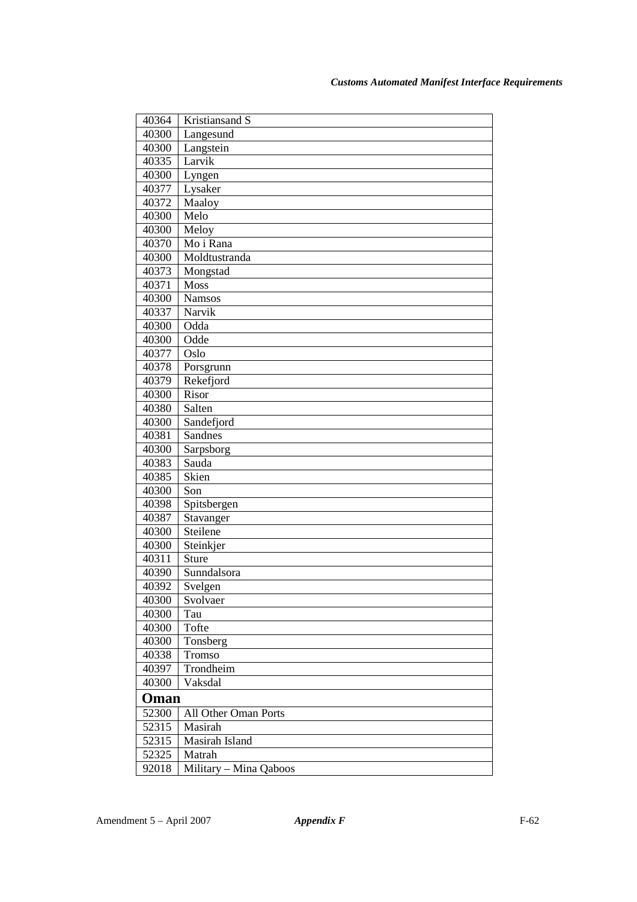| | |
|---|---|
| 40364 | Kristiansand S |
| 40300 | Langesund |
| 40300 | Langstein |
| 40335 | Larvik |
| 40300 | Lyngen |
| 40377 | Lysaker |
| 40372 | Maaloy |
| 40300 | Melo |
| 40300 | Meloy |
| 40370 | Mo i Rana |
| 40300 | Moldtustranda |
| 40373 | Mongstad |
| 40371 | Moss |
| 40300 | Namsos |
| 40337 | Narvik |
| 40300 | Odda |
| 40300 | Odde |
| 40377 | Oslo |
| 40378 | Porsgrunn |
| 40379 | Rekefjord |
| 40300 | Risor |
| 40380 | Salten |
| 40300 | Sandefjord |
| 40381 | Sandnes |
| 40300 | Sarpsborg |
| 40383 | Sauda |
| 40385 | Skien |
| 40300 | Son |
| 40398 | Spitsbergen |
| 40387 | Stavanger |
| 40300 | Steilene |
| 40300 | Steinkjer |
| 40311 | Sture |
| 40390 | Sunndalsora |
| 40392 | Svelgen |
| 40300 | Svolvaer |
| 40300 | Tau |
| 40300 | Tofte |
| 40300 | Tonsberg |
| 40338 | Tromso |
| 40397 | Trondheim |
| 40300 | Vaksdal |
| **Oman** | |
| 52300 | All Other Oman Ports |
| 52315 | Masirah |
| 52315 | Masirah Island |
| 52325 | Matrah |
| 92018 | Military – Mina Qaboos |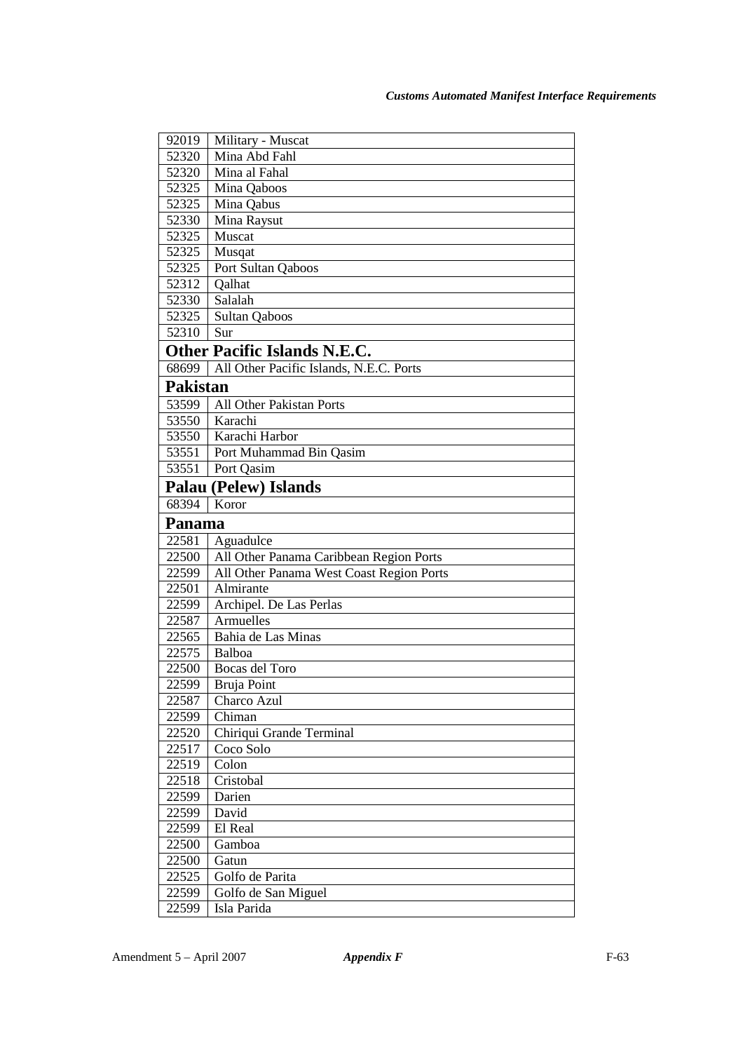| | |
|---|---|
| 92019 | Military - Muscat |
| 52320 | Mina Abd Fahl |
| 52320 | Mina al Fahal |
| 52325 | Mina Qaboos |
| 52325 | Mina Qabus |
| 52330 | Mina Raysut |
| 52325 | Muscat |
| 52325 | Musqat |
| 52325 | Port Sultan Qaboos |
| 52312 | Qalhat |
| 52330 | Salalah |
| 52325 | Sultan Qaboos |
| 52310 | Sur |
| **Other Pacific Islands N.E.C.** | |
| 68699 | All Other Pacific Islands, N.E.C. Ports |
| **Pakistan** | |
| 53599 | All Other Pakistan Ports |
| 53550 | Karachi |
| 53550 | Karachi Harbor |
| 53551 | Port Muhammad Bin Qasim |
| 53551 | Port Qasim |
| **Palau (Pelew) Islands** | |
| 68394 | Koror |
| **Panama** | |
| 22581 | Aguadulce |
| 22500 | All Other Panama Caribbean Region Ports |
| 22599 | All Other Panama West Coast Region Ports |
| 22501 | Almirante |
| 22599 | Archipel. De Las Perlas |
| 22587 | Armuelles |
| 22565 | Bahia de Las Minas |
| 22575 | Balboa |
| 22500 | Bocas del Toro |
| 22599 | Bruja Point |
| 22587 | Charco Azul |
| 22599 | Chiman |
| 22520 | Chiriqui Grande Terminal |
| 22517 | Coco Solo |
| 22519 | Colon |
| 22518 | Cristobal |
| 22599 | Darien |
| 22599 | David |
| 22599 | El Real |
| 22500 | Gamboa |
| 22500 | Gatun |
| 22525 | Golfo de Parita |
| 22599 | Golfo de San Miguel |
| 22599 | Isla Parida |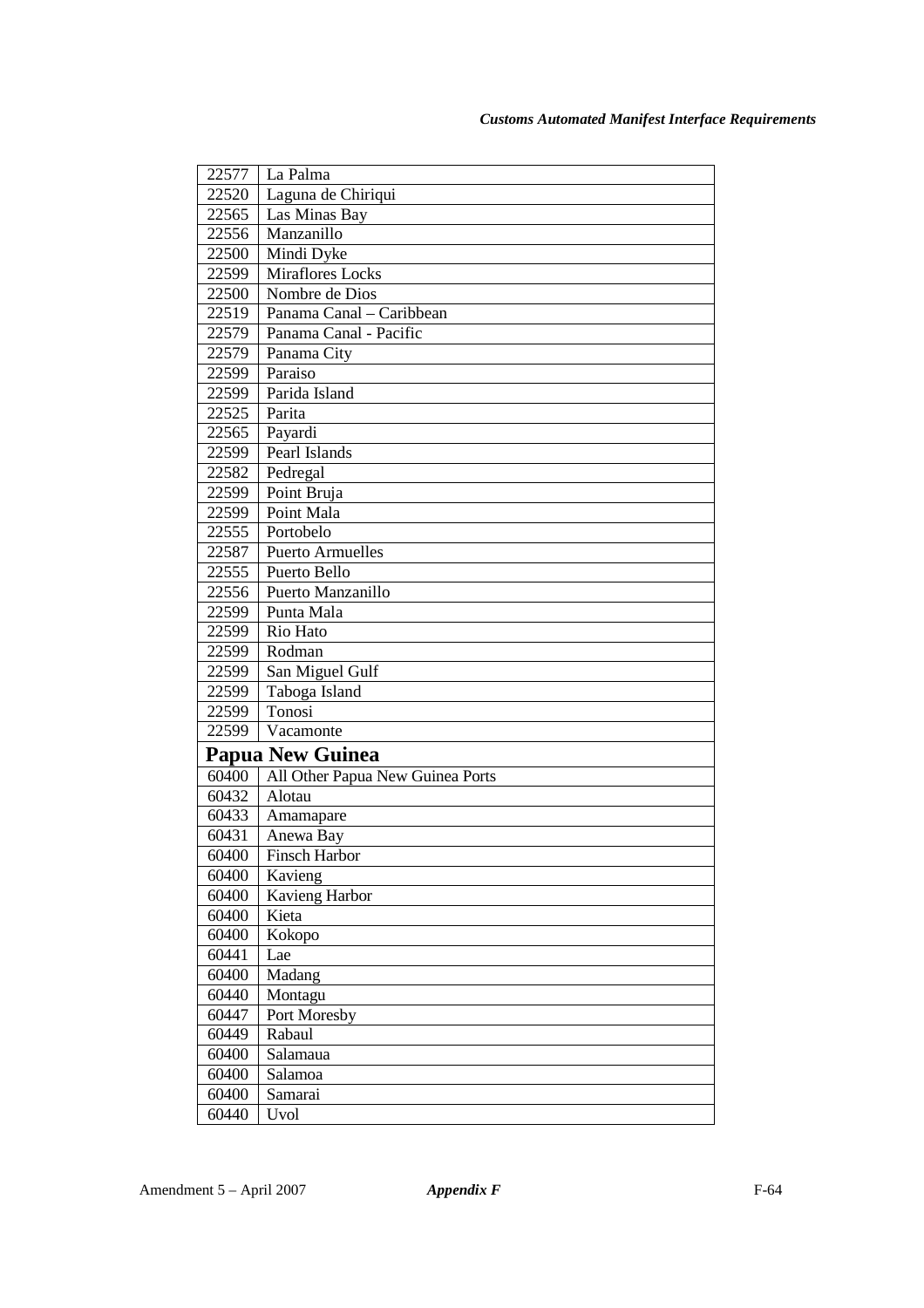| | |
|---|---|
| 22577 | La Palma |
| 22520 | Laguna de Chiriqui |
| 22565 | Las Minas Bay |
| 22556 | Manzanillo |
| 22500 | Mindi Dyke |
| 22599 | Miraflores Locks |
| 22500 | Nombre de Dios |
| 22519 | Panama Canal – Caribbean |
| 22579 | Panama Canal - Pacific |
| 22579 | Panama City |
| 22599 | Paraiso |
| 22599 | Parida Island |
| 22525 | Parita |
| 22565 | Payardi |
| 22599 | Pearl Islands |
| 22582 | Pedregal |
| 22599 | Point Bruja |
| 22599 | Point Mala |
| 22555 | Portobelo |
| 22587 | Puerto Armuelles |
| 22555 | Puerto Bello |
| 22556 | Puerto Manzanillo |
| 22599 | Punta Mala |
| 22599 | Rio Hato |
| 22599 | Rodman |
| 22599 | San Miguel Gulf |
| 22599 | Taboga Island |
| 22599 | Tonosi |
| 22599 | Vacamonte |
| **Papua New Guinea** | |
| 60400 | All Other Papua New Guinea Ports |
| 60432 | Alotau |
| 60433 | Amamapare |
| 60431 | Anewa Bay |
| 60400 | Finsch Harbor |
| 60400 | Kavieng |
| 60400 | Kavieng Harbor |
| 60400 | Kieta |
| 60400 | Kokopo |
| 60441 | Lae |
| 60400 | Madang |
| 60440 | Montagu |
| 60447 | Port Moresby |
| 60449 | Rabaul |
| 60400 | Salamaua |
| 60400 | Salamoa |
| 60400 | Samarai |
| 60440 | Uvol |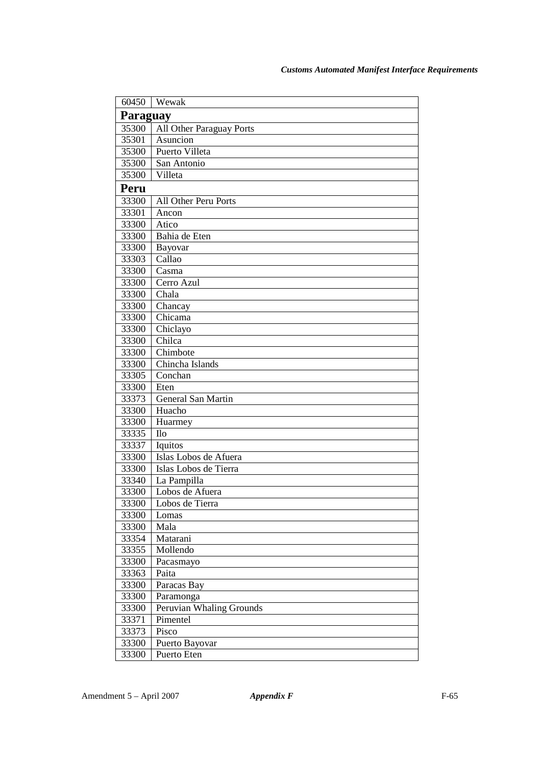| 60450 | Wewak |
|---|---|
| **Paraguay** | |
| 35300 | All Other Paraguay Ports |
| 35301 | Asuncion |
| 35300 | Puerto Villeta |
| 35300 | San Antonio |
| 35300 | Villeta |
| **Peru** | |
| 33300 | All Other Peru Ports |
| 33301 | Ancon |
| 33300 | Atico |
| 33300 | Bahia de Eten |
| 33300 | Bayovar |
| 33303 | Callao |
| 33300 | Casma |
| 33300 | Cerro Azul |
| 33300 | Chala |
| 33300 | Chancay |
| 33300 | Chicama |
| 33300 | Chiclayo |
| 33300 | Chilca |
| 33300 | Chimbote |
| 33300 | Chincha Islands |
| 33305 | Conchan |
| 33300 | Eten |
| 33373 | General San Martin |
| 33300 | Huacho |
| 33300 | Huarmey |
| 33335 | Ilo |
| 33337 | Iquitos |
| 33300 | Islas Lobos de Afuera |
| 33300 | Islas Lobos de Tierra |
| 33340 | La Pampilla |
| 33300 | Lobos de Afuera |
| 33300 | Lobos de Tierra |
| 33300 | Lomas |
| 33300 | Mala |
| 33354 | Matarani |
| 33355 | Mollendo |
| 33300 | Pacasmayo |
| 33363 | Paita |
| 33300 | Paracas Bay |
| 33300 | Paramonga |
| 33300 | Peruvian Whaling Grounds |
| 33371 | Pimentel |
| 33373 | Pisco |
| 33300 | Puerto Bayovar |
| 33300 | Puerto Eten |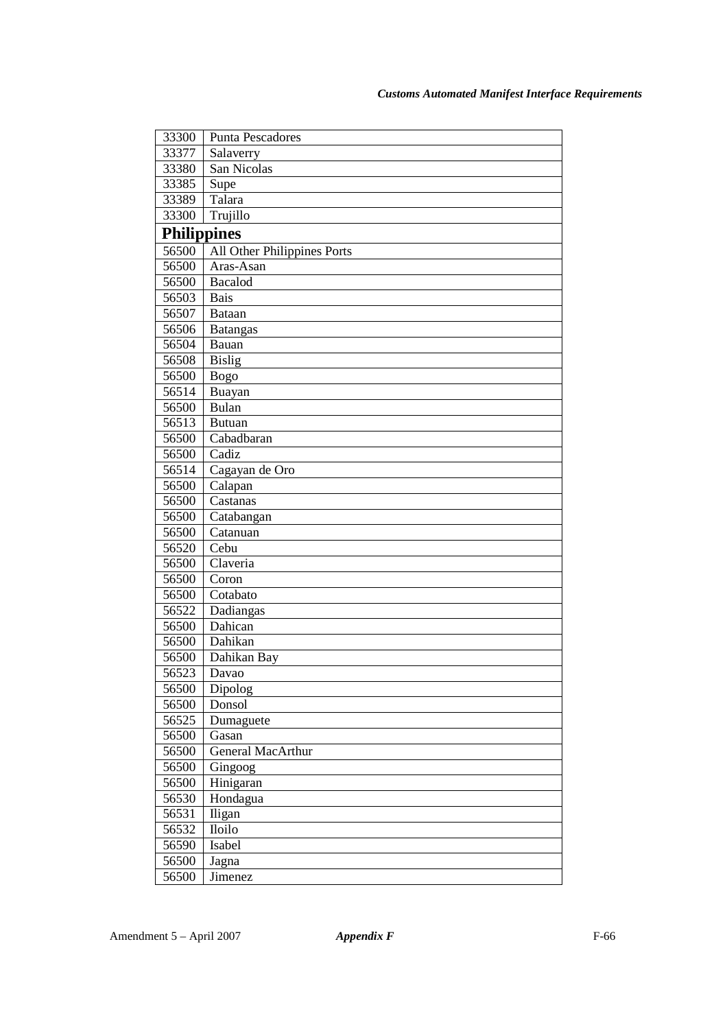| | |
|---|---|
| 33300 | Punta Pescadores |
| 33377 | Salaverry |
| 33380 | San Nicolas |
| 33385 | Supe |
| 33389 | Talara |
| 33300 | Trujillo |
| **Philippines** | |
| 56500 | All Other Philippines Ports |
| 56500 | Aras-Asan |
| 56500 | Bacalod |
| 56503 | Bais |
| 56507 | Bataan |
| 56506 | Batangas |
| 56504 | Bauan |
| 56508 | Bislig |
| 56500 | Bogo |
| 56514 | Buayan |
| 56500 | Bulan |
| 56513 | Butuan |
| 56500 | Cabadbaran |
| 56500 | Cadiz |
| 56514 | Cagayan de Oro |
| 56500 | Calapan |
| 56500 | Castanas |
| 56500 | Catabangan |
| 56500 | Catanuan |
| 56520 | Cebu |
| 56500 | Claveria |
| 56500 | Coron |
| 56500 | Cotabato |
| 56522 | Dadiangas |
| 56500 | Dahican |
| 56500 | Dahikan |
| 56500 | Dahikan Bay |
| 56523 | Davao |
| 56500 | Dipolog |
| 56500 | Donsol |
| 56525 | Dumaguete |
| 56500 | Gasan |
| 56500 | General MacArthur |
| 56500 | Gingoog |
| 56500 | Hinigaran |
| 56530 | Hondagua |
| 56531 | Iligan |
| 56532 | Iloilo |
| 56590 | Isabel |
| 56500 | Jagna |
| 56500 | Jimenez |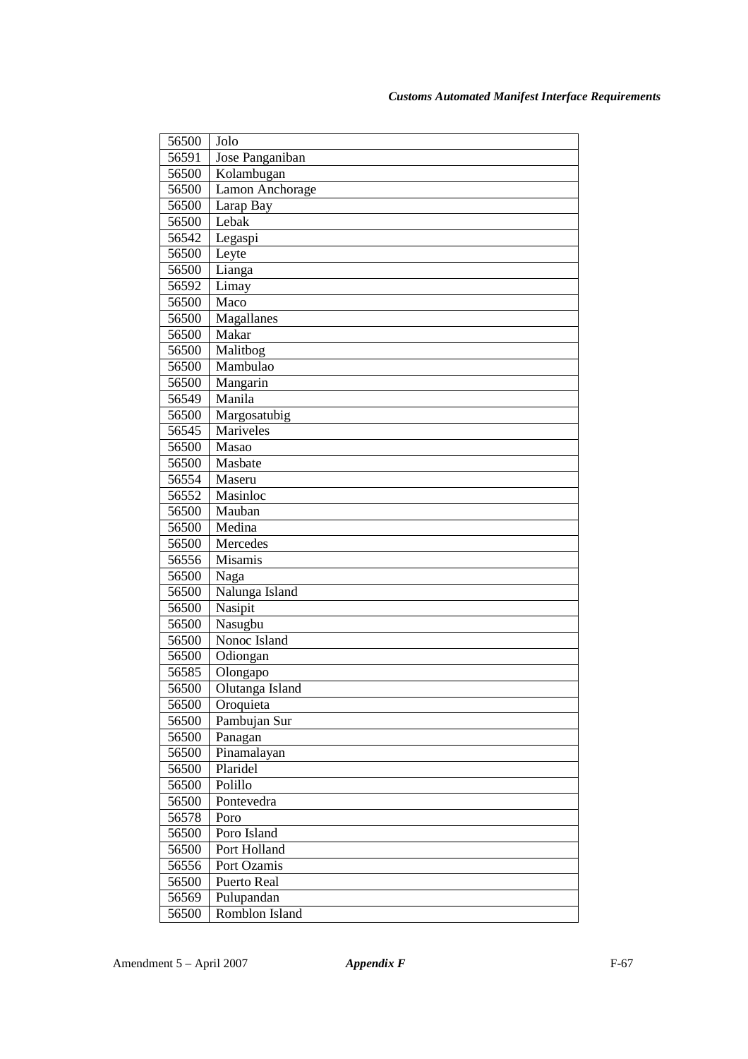| 56500 | Jolo |
|---|---|
| 56591 | Jose Panganiban |
| 56500 | Kolambugan |
| 56500 | Lamon Anchorage |
| 56500 | Larap Bay |
| 56500 | Lebak |
| 56542 | Legaspi |
| 56500 | Leyte |
| 56500 | Lianga |
| 56592 | Limay |
| 56500 | Maco |
| 56500 | Magallanes |
| 56500 | Makar |
| 56500 | Malitbog |
| 56500 | Mambulao |
| 56500 | Mangarin |
| 56549 | Manila |
| 56500 | Margosatubig |
| 56545 | Mariveles |
| 56500 | Masao |
| 56500 | Masbate |
| 56554 | Maseru |
| 56552 | Masinloc |
| 56500 | Mauban |
| 56500 | Medina |
| 56500 | Mercedes |
| 56556 | Misamis |
| 56500 | Naga |
| 56500 | Nalunga Island |
| 56500 | Nasipit |
| 56500 | Nasugbu |
| 56500 | Nonoc Island |
| 56500 | Odiongan |
| 56585 | Olongapo |
| 56500 | Olutanga Island |
| 56500 | Oroquieta |
| 56500 | Pambujan Sur |
| 56500 | Panagan |
| 56500 | Pinamalayan |
| 56500 | Plaridel |
| 56500 | Polillo |
| 56500 | Pontevedra |
| 56578 | Poro |
| 56500 | Poro Island |
| 56500 | Port Holland |
| 56556 | Port Ozamis |
| 56500 | Puerto Real |
| 56569 | Pulupandan |
| 56500 | Romblon Island |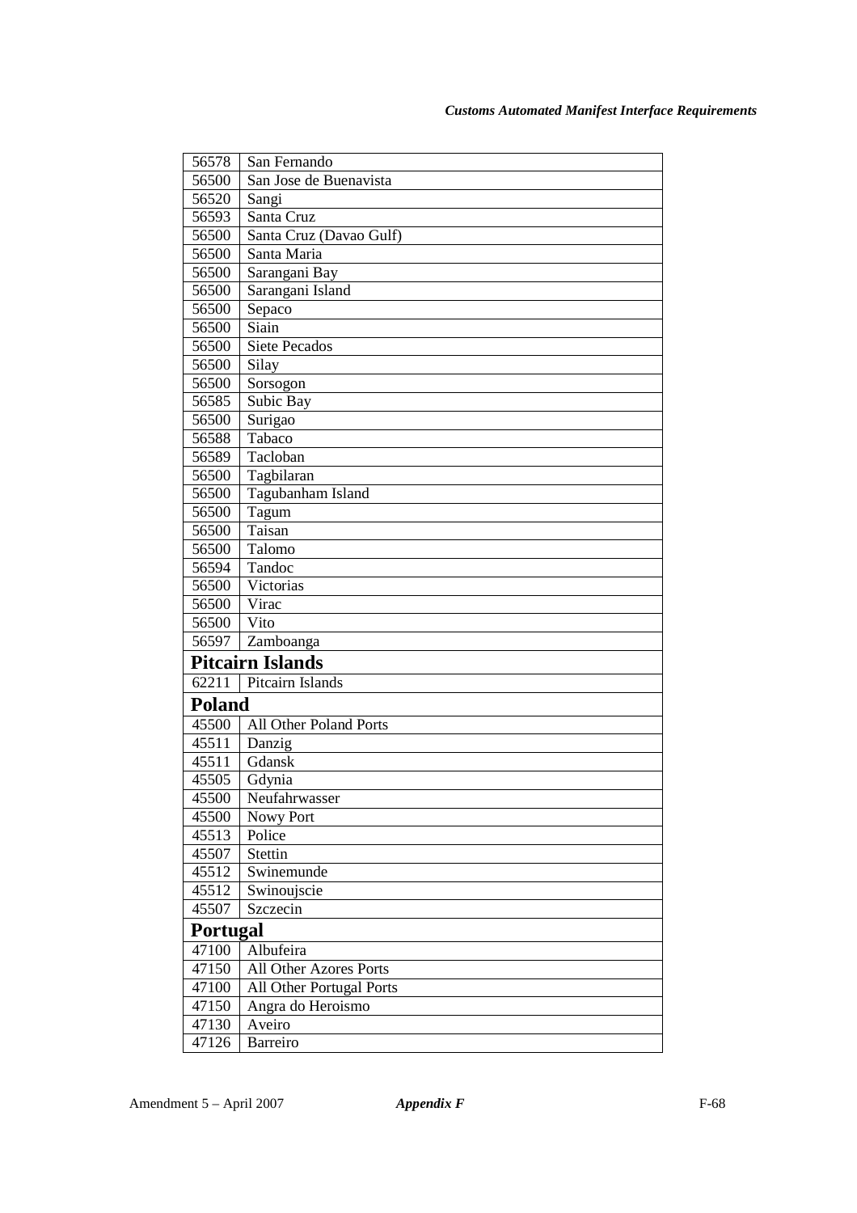| | |
|---|---|
| 56578 | San Fernando |
| 56500 | San Jose de Buenavista |
| 56520 | Sangi |
| 56593 | Santa Cruz |
| 56500 | Santa Cruz (Davao Gulf) |
| 56500 | Santa Maria |
| 56500 | Sarangani Bay |
| 56500 | Sarangani Island |
| 56500 | Sepaco |
| 56500 | Siain |
| 56500 | Siete Pecados |
| 56500 | Silay |
| 56500 | Sorsogon |
| 56585 | Subic Bay |
| 56500 | Surigao |
| 56588 | Tabaco |
| 56589 | Tacloban |
| 56500 | Tagbilaran |
| 56500 | Tagubanham Island |
| 56500 | Tagum |
| 56500 | Taisan |
| 56500 | Talomo |
| 56594 | Tandoc |
| 56500 | Victorias |
| 56500 | Virac |
| 56500 | Vito |
| 56597 | Zamboanga |
| **Pitcairn Islands** | |
| 62211 | Pitcairn Islands |
| **Poland** | |
| 45500 | All Other Poland Ports |
| 45511 | Danzig |
| 45511 | Gdansk |
| 45505 | Gdynia |
| 45500 | Neufahrwasser |
| 45500 | Nowy Port |
| 45513 | Police |
| 45507 | Stettin |
| 45512 | Swinemunde |
| 45512 | Swinoujscie |
| 45507 | Szczecin |
| **Portugal** | |
| 47100 | Albufeira |
| 47150 | All Other Azores Ports |
| 47100 | All Other Portugal Ports |
| 47150 | Angra do Heroismo |
| 47130 | Aveiro |
| 47126 | Barreiro |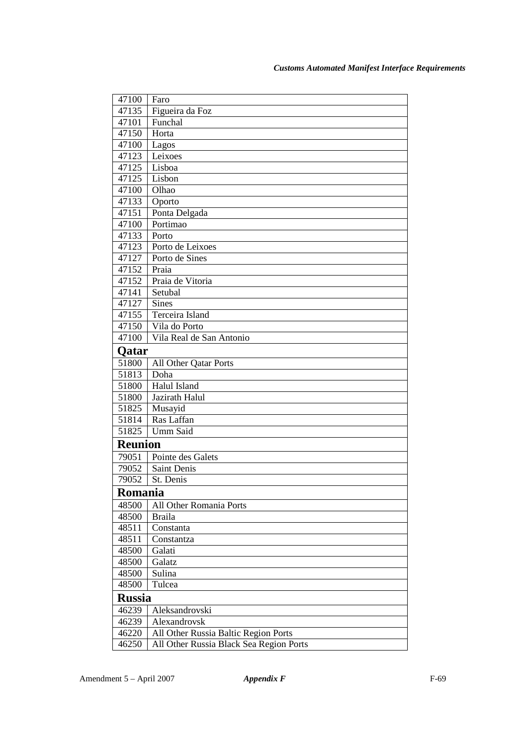| | |
|---|---|
| 47100 | Faro |
| 47135 | Figueira da Foz |
| 47101 | Funchal |
| 47150 | Horta |
| 47100 | Lagos |
| 47123 | Leixoes |
| 47125 | Lisboa |
| 47125 | Lisbon |
| 47100 | Olhao |
| 47133 | Oporto |
| 47151 | Ponta Delgada |
| 47100 | Portimao |
| 47133 | Porto |
| 47123 | Porto de Leixoes |
| 47127 | Porto de Sines |
| 47152 | Praia |
| 47152 | Praia de Vitoria |
| 47141 | Setubal |
| 47127 | Sines |
| 47155 | Terceira Island |
| 47150 | Vila do Porto |
| 47100 | Vila Real de San Antonio |
| **Qatar** | |
| 51800 | All Other Qatar Ports |
| 51813 | Doha |
| 51800 | Halul Island |
| 51800 | Jazirath Halul |
| 51825 | Musayid |
| 51814 | Ras Laffan |
| 51825 | Umm Said |
| **Reunion** | |
| 79051 | Pointe des Galets |
| 79052 | Saint Denis |
| 79052 | St. Denis |
| **Romania** | |
| 48500 | All Other Romania Ports |
| 48500 | Braila |
| 48511 | Constanta |
| 48511 | Constantza |
| 48500 | Galati |
| 48500 | Galatz |
| 48500 | Sulina |
| 48500 | Tulcea |
| **Russia** | |
| 46239 | Aleksandrovski |
| 46239 | Alexandrovsk |
| 46220 | All Other Russia Baltic Region Ports |
| 46250 | All Other Russia Black Sea Region Ports |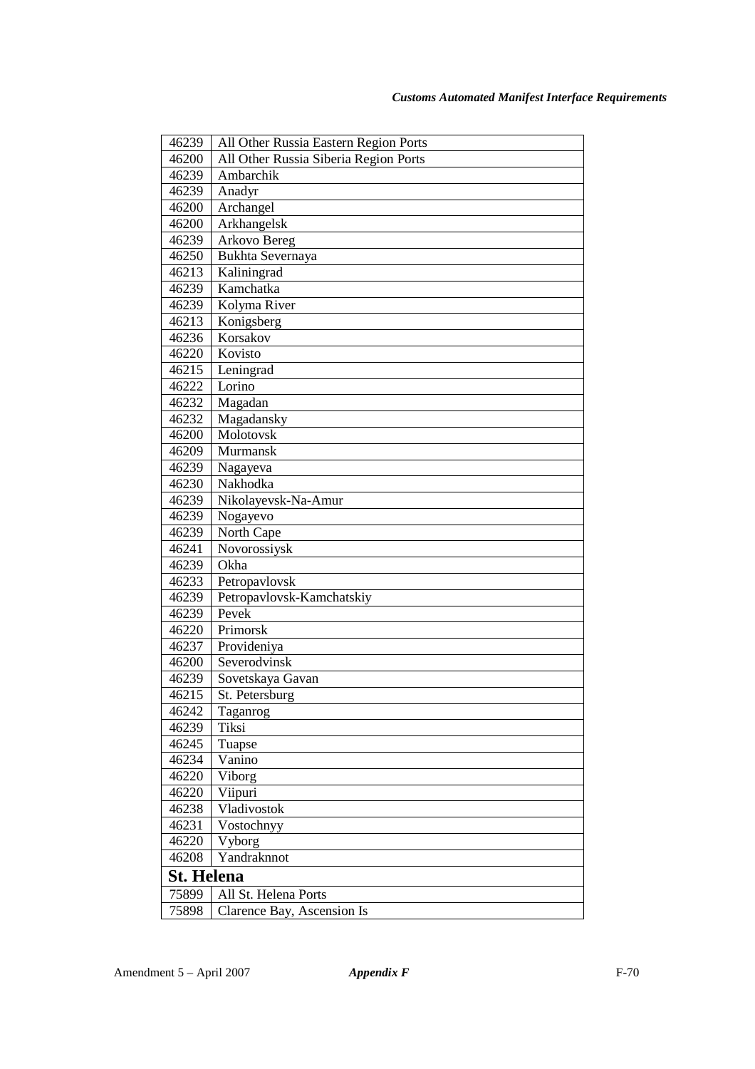| | |
|---|---|
| 46239 | All Other Russia Eastern Region Ports |
| 46200 | All Other Russia Siberia Region Ports |
| 46239 | Ambarchik |
| 46239 | Anadyr |
| 46200 | Archangel |
| 46200 | Arkhangelsk |
| 46239 | Arkovo Bereg |
| 46250 | Bukhta Severnaya |
| 46213 | Kaliningrad |
| 46239 | Kamchatka |
| 46239 | Kolyma River |
| 46213 | Konigsberg |
| 46236 | Korsakov |
| 46220 | Kovisto |
| 46215 | Leningrad |
| 46222 | Lorino |
| 46232 | Magadan |
| 46232 | Magadansky |
| 46200 | Molotovsk |
| 46209 | Murmansk |
| 46239 | Nagayeva |
| 46230 | Nakhodka |
| 46239 | Nikolayevsk-Na-Amur |
| 46239 | Nogayevo |
| 46239 | North Cape |
| 46241 | Novorossiysk |
| 46239 | Okha |
| 46233 | Petropavlovsk |
| 46239 | Petropavlovsk-Kamchatskiy |
| 46239 | Pevek |
| 46220 | Primorsk |
| 46237 | Provideniya |
| 46200 | Severodvinsk |
| 46239 | Sovetskaya Gavan |
| 46215 | St. Petersburg |
| 46242 | Taganrog |
| 46239 | Tiksi |
| 46245 | Tuapse |
| 46234 | Vanino |
| 46220 | Viborg |
| 46220 | Viipuri |
| 46238 | Vladivostok |
| 46231 | Vostochnyy |
| 46220 | Vyborg |
| 46208 | Yandraknnot |
| **St. Helena** | |
| 75899 | All St. Helena Ports |
| 75898 | Clarence Bay, Ascension Is |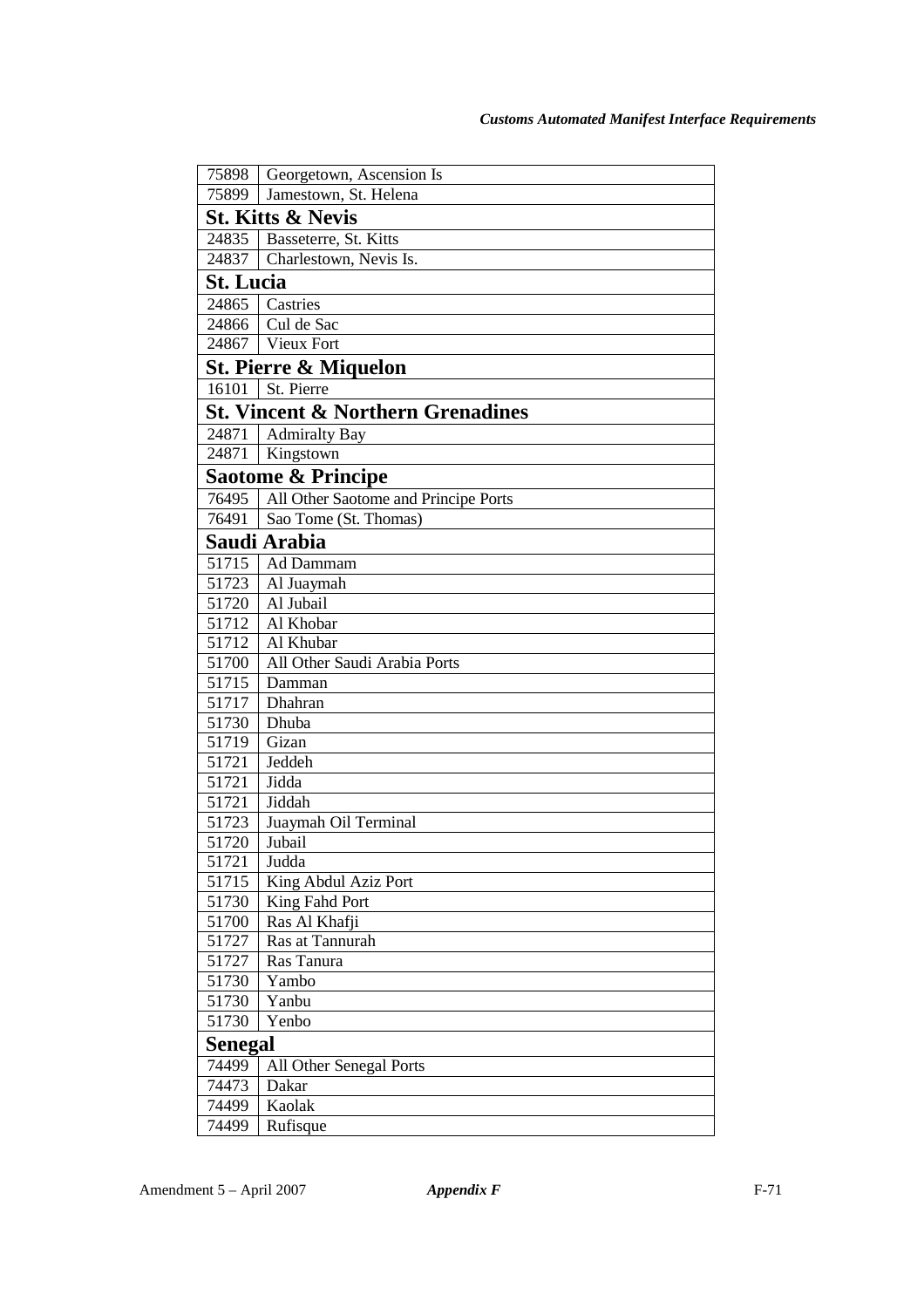| | |
|---|---|
| 75898 | Georgetown, Ascension Is |
| 75899 | Jamestown, St. Helena |
| **St. Kitts & Nevis** | |
| 24835 | Basseterre, St. Kitts |
| 24837 | Charlestown, Nevis Is. |
| **St. Lucia** | |
| 24865 | Castries |
| 24866 | Cul de Sac |
| 24867 | Vieux Fort |
| **St. Pierre & Miquelon** | |
| 16101 | St. Pierre |
| **St. Vincent & Northern Grenadines** | |
| 24871 | Admiralty Bay |
| 24871 | Kingstown |
| **Saotome & Principe** | |
| 76495 | All Other Saotome and Principe Ports |
| 76491 | Sao Tome (St. Thomas) |
| **Saudi Arabia** | |
| 51715 | Ad Dammam |
| 51723 | Al Juaymah |
| 51720 | Al Jubail |
| 51712 | Al Khobar |
| 51712 | Al Khubar |
| 51700 | All Other Saudi Arabia Ports |
| 51715 | Damman |
| 51717 | Dhahran |
| 51730 | Dhuba |
| 51719 | Gizan |
| 51721 | Jeddeh |
| 51721 | Jidda |
| 51721 | Jiddah |
| 51723 | Juaymah Oil Terminal |
| 51720 | Jubail |
| 51721 | Judda |
| 51715 | King Abdul Aziz Port |
| 51730 | King Fahd Port |
| 51700 | Ras Al Khafji |
| 51727 | Ras at Tannurah |
| 51727 | Ras Tanura |
| 51730 | Yambo |
| 51730 | Yanbu |
| 51730 | Yenbo |
| **Senegal** | |
| 74499 | All Other Senegal Ports |
| 74473 | Dakar |
| 74499 | Kaolak |
| 74499 | Rufisque |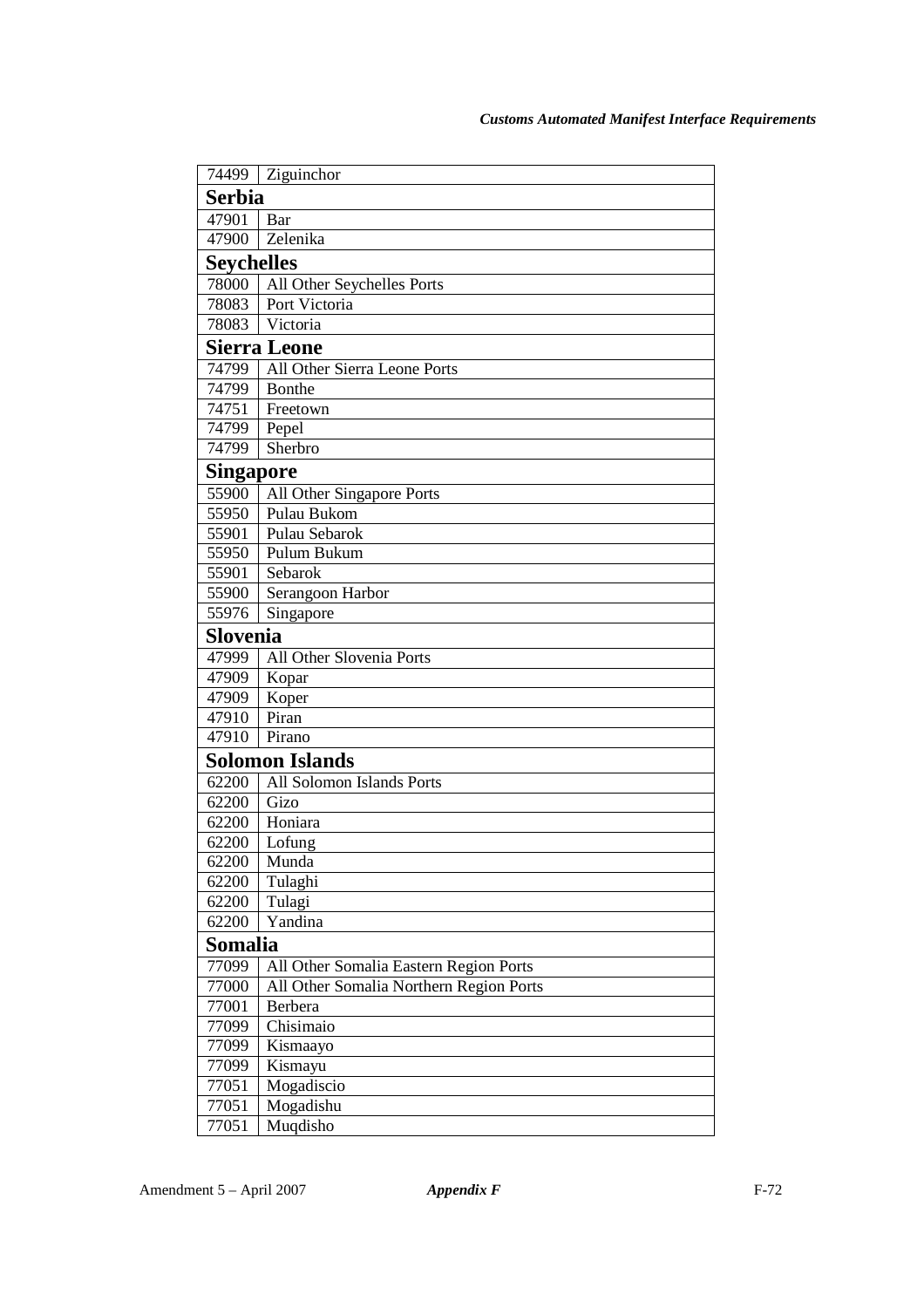| 74499 | Ziguinchor |
|---|---|
| **Serbia** | |
| 47901 | Bar |
| 47900 | Zelenika |
| **Seychelles** | |
| 78000 | All Other Seychelles Ports |
| 78083 | Port Victoria |
| 78083 | Victoria |
| **Sierra Leone** | |
| 74799 | All Other Sierra Leone Ports |
| 74799 | Bonthe |
| 74751 | Freetown |
| 74799 | Pepel |
| 74799 | Sherbro |
| **Singapore** | |
| 55900 | All Other Singapore Ports |
| 55950 | Pulau Bukom |
| 55901 | Pulau Sebarok |
| 55950 | Pulum Bukum |
| 55901 | Sebarok |
| 55900 | Serangoon Harbor |
| 55976 | Singapore |
| **Slovenia** | |
| 47999 | All Other Slovenia Ports |
| 47909 | Kopar |
| 47909 | Koper |
| 47910 | Piran |
| 47910 | Pirano |
| **Solomon Islands** | |
| 62200 | All Solomon Islands Ports |
| 62200 | Gizo |
| 62200 | Honiara |
| 62200 | Lofung |
| 62200 | Munda |
| 62200 | Tulaghi |
| 62200 | Tulagi |
| 62200 | Yandina |
| **Somalia** | |
| 77099 | All Other Somalia Eastern Region Ports |
| 77000 | All Other Somalia Northern Region Ports |
| 77001 | Berbera |
| 77099 | Chisimaio |
| 77099 | Kismaayo |
| 77099 | Kismayu |
| 77051 | Mogadiscio |
| 77051 | Mogadishu |
| 77051 | Muqdisho |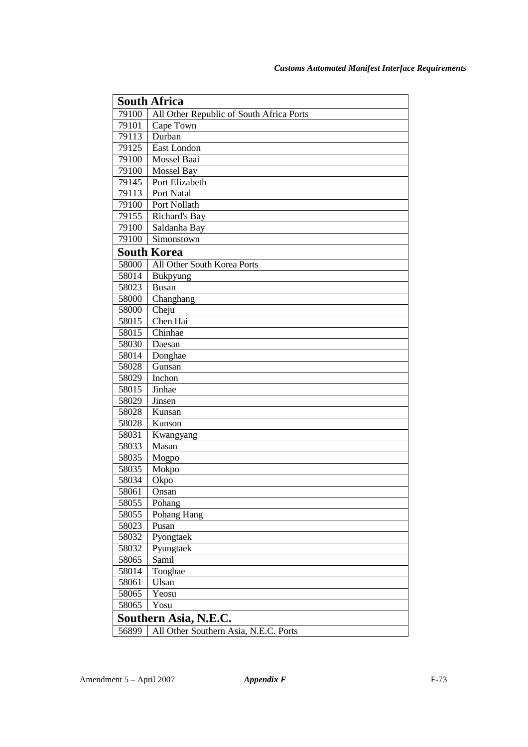| South Africa | |
|---|---|
| 79100 | All Other Republic of South Africa Ports |
| 79101 | Cape Town |
| 79113 | Durban |
| 79125 | East London |
| 79100 | Mossel Baai |
| 79100 | Mossel Bay |
| 79145 | Port Elizabeth |
| 79113 | Port Natal |
| 79100 | Port Nollath |
| 79155 | Richard's Bay |
| 79100 | Saldanha Bay |
| 79100 | Simonstown |
| **South Korea** | |
| 58000 | All Other South Korea Ports |
| 58014 | Bukpyung |
| 58023 | Busan |
| 58000 | Changhang |
| 58000 | Cheju |
| 58015 | Chen Hai |
| 58015 | Chinhae |
| 58030 | Daesan |
| 58014 | Donghae |
| 58028 | Gunsan |
| 58029 | Inchon |
| 58015 | Jinhae |
| 58029 | Jinsen |
| 58028 | Kunsan |
| 58028 | Kunson |
| 58031 | Kwangyang |
| 58033 | Masan |
| 58035 | Mogpo |
| 58035 | Mokpo |
| 58034 | Okpo |
| 58061 | Onsan |
| 58055 | Pohang |
| 58055 | Pohang Hang |
| 58023 | Pusan |
| 58032 | Pyongtaek |
| 58032 | Pyungtaek |
| 58065 | Samil |
| 58014 | Tonghae |
| 58061 | Ulsan |
| 58065 | Yeosu |
| 58065 | Yosu |
| **Southern Asia, N.E.C.** | |
| 56899 | All Other Southern Asia, N.E.C. Ports |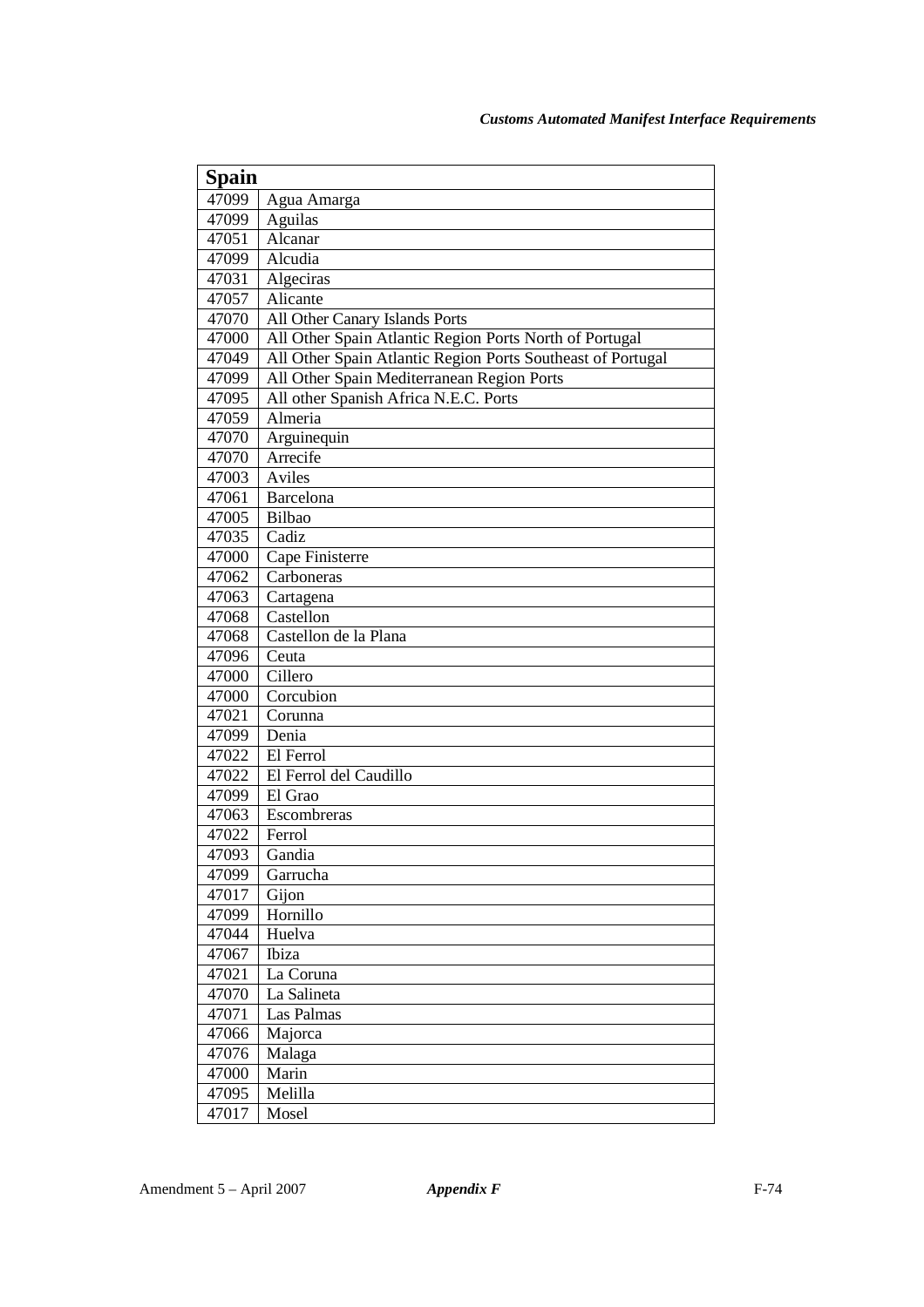| Spain | |
|---|---|
| 47099 | Agua Amarga |
| 47099 | Aguilas |
| 47051 | Alcanar |
| 47099 | Alcudia |
| 47031 | Algeciras |
| 47057 | Alicante |
| 47070 | All Other Canary Islands Ports |
| 47000 | All Other Spain Atlantic Region Ports North of Portugal |
| 47049 | All Other Spain Atlantic Region Ports Southeast of Portugal |
| 47099 | All Other Spain Mediterranean Region Ports |
| 47095 | All other Spanish Africa N.E.C. Ports |
| 47059 | Almeria |
| 47070 | Arguinequin |
| 47070 | Arrecife |
| 47003 | Aviles |
| 47061 | Barcelona |
| 47005 | Bilbao |
| 47035 | Cadiz |
| 47000 | Cape Finisterre |
| 47062 | Carboneras |
| 47063 | Cartagena |
| 47068 | Castellon |
| 47068 | Castellon de la Plana |
| 47096 | Ceuta |
| 47000 | Cillero |
| 47000 | Corcubion |
| 47021 | Corunna |
| 47099 | Denia |
| 47022 | El Ferrol |
| 47022 | El Ferrol del Caudillo |
| 47099 | El Grao |
| 47063 | Escombreras |
| 47022 | Ferrol |
| 47093 | Gandia |
| 47099 | Garrucha |
| 47017 | Gijon |
| 47099 | Hornillo |
| 47044 | Huelva |
| 47067 | Ibiza |
| 47021 | La Coruna |
| 47070 | La Salineta |
| 47071 | Las Palmas |
| 47066 | Majorca |
| 47076 | Malaga |
| 47000 | Marin |
| 47095 | Melilla |
| 47017 | Mosel |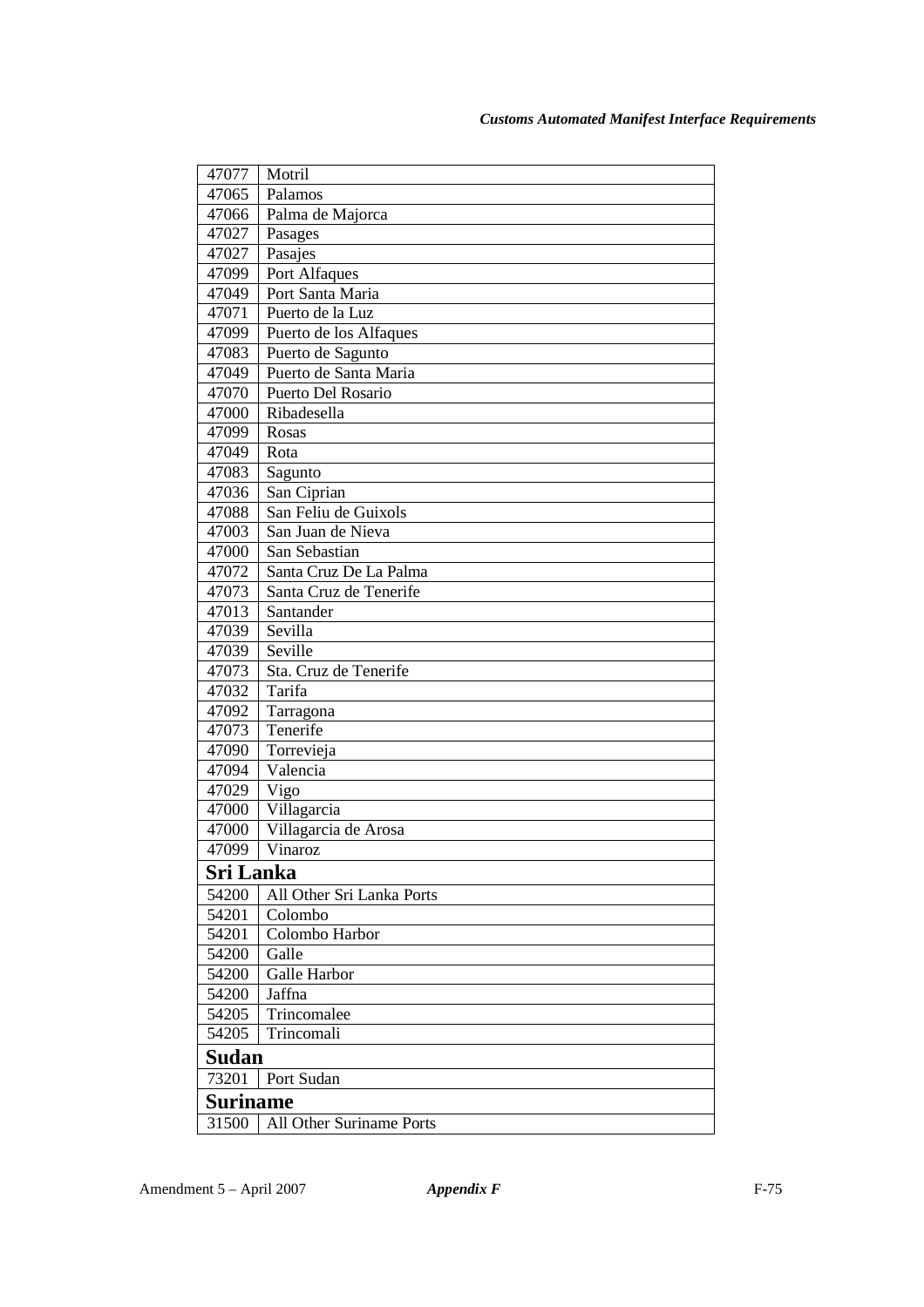| | |
|---|---|
| 47077 | Motril |
| 47065 | Palamos |
| 47066 | Palma de Majorca |
| 47027 | Pasages |
| 47027 | Pasajes |
| 47099 | Port Alfaques |
| 47049 | Port Santa Maria |
| 47071 | Puerto de la Luz |
| 47099 | Puerto de los Alfaques |
| 47083 | Puerto de Sagunto |
| 47049 | Puerto de Santa Maria |
| 47070 | Puerto Del Rosario |
| 47000 | Ribadesella |
| 47099 | Rosas |
| 47049 | Rota |
| 47083 | Sagunto |
| 47036 | San Ciprian |
| 47088 | San Feliu de Guixols |
| 47003 | San Juan de Nieva |
| 47000 | San Sebastian |
| 47072 | Santa Cruz De La Palma |
| 47073 | Santa Cruz de Tenerife |
| 47013 | Santander |
| 47039 | Sevilla |
| 47039 | Seville |
| 47073 | Sta. Cruz de Tenerife |
| 47032 | Tarifa |
| 47092 | Tarragona |
| 47073 | Tenerife |
| 47090 | Torrevieja |
| 47094 | Valencia |
| 47029 | Vigo |
| 47000 | Villagarcia |
| 47000 | Villagarcia de Arosa |
| 47099 | Vinaroz |
| **Sri Lanka** | |
| 54200 | All Other Sri Lanka Ports |
| 54201 | Colombo |
| 54201 | Colombo Harbor |
| 54200 | Galle |
| 54200 | Galle Harbor |
| 54200 | Jaffna |
| 54205 | Trincomalee |
| 54205 | Trincomali |
| **Sudan** | |
| 73201 | Port Sudan |
| **Suriname** | |
| 31500 | All Other Suriname Ports |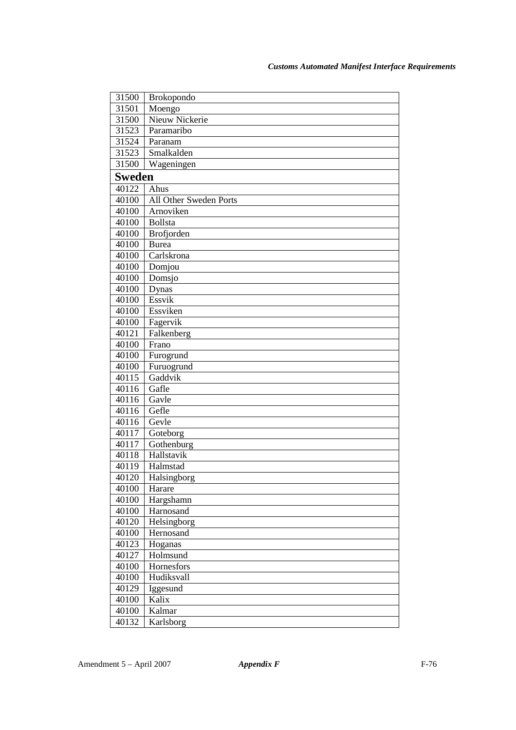| | |
|---|---|
| 31500 | Brokopondo |
| 31501 | Moengo |
| 31500 | Nieuw Nickerie |
| 31523 | Paramaribo |
| 31524 | Paranam |
| 31523 | Smalkalden |
| 31500 | Wageningen |
| **Sweden** | |
| 40122 | Ahus |
| 40100 | All Other Sweden Ports |
| 40100 | Arnoviken |
| 40100 | Bollsta |
| 40100 | Brofjorden |
| 40100 | Burea |
| 40100 | Carlskrona |
| 40100 | Domjou |
| 40100 | Domsjo |
| 40100 | Dynas |
| 40100 | Essvik |
| 40100 | Essviken |
| 40100 | Fagervik |
| 40121 | Falkenberg |
| 40100 | Frano |
| 40100 | Furogrund |
| 40100 | Furuogrund |
| 40115 | Gaddvik |
| 40116 | Gafle |
| 40116 | Gavle |
| 40116 | Gefle |
| 40116 | Gevle |
| 40117 | Goteborg |
| 40117 | Gothenburg |
| 40118 | Hallstavik |
| 40119 | Halmstad |
| 40120 | Halsingborg |
| 40100 | Harare |
| 40100 | Hargshamn |
| 40100 | Harnosand |
| 40120 | Helsingborg |
| 40100 | Hernosand |
| 40123 | Hoganas |
| 40127 | Holmsund |
| 40100 | Hornesfors |
| 40100 | Hudiksvall |
| 40129 | Iggesund |
| 40100 | Kalix |
| 40100 | Kalmar |
| 40132 | Karlsborg |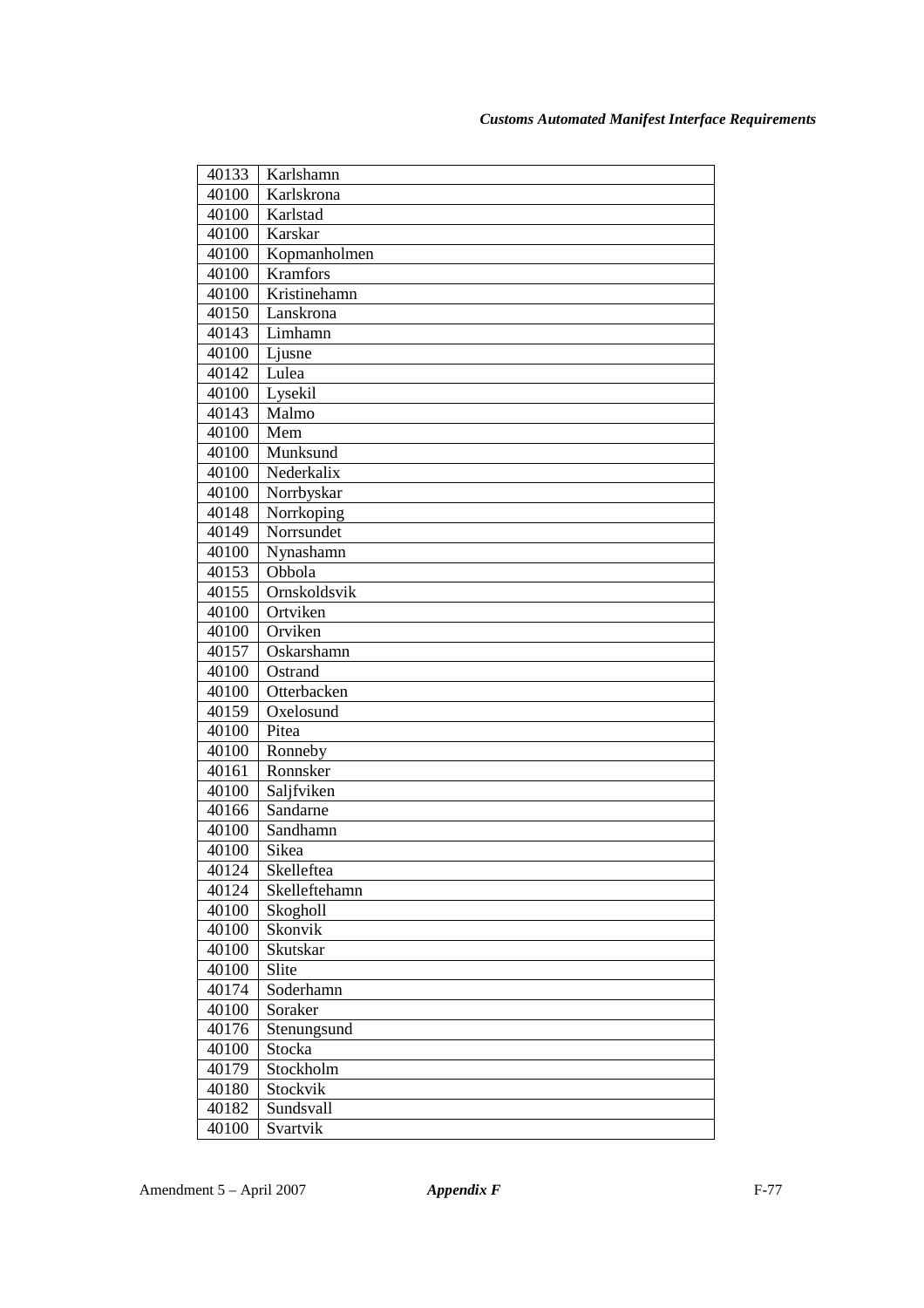| 40133 | Karlshamn |
|---|---|
| 40100 | Karlskrona |
| 40100 | Karlstad |
| 40100 | Karskar |
| 40100 | Kopmanholmen |
| 40100 | Kramfors |
| 40100 | Kristinehamn |
| 40150 | Lanskrona |
| 40143 | Limhamn |
| 40100 | Ljusne |
| 40142 | Lulea |
| 40100 | Lysekil |
| 40143 | Malmo |
| 40100 | Mem |
| 40100 | Munksund |
| 40100 | Nederkalix |
| 40100 | Norrbyskar |
| 40148 | Norrkoping |
| 40149 | Norrsundet |
| 40100 | Nynashamn |
| 40153 | Obbola |
| 40155 | Ornskoldsvik |
| 40100 | Ortviken |
| 40100 | Orviken |
| 40157 | Oskarshamn |
| 40100 | Ostrand |
| 40100 | Otterbacken |
| 40159 | Oxelosund |
| 40100 | Pitea |
| 40100 | Ronneby |
| 40161 | Ronnsker |
| 40100 | Saljfviken |
| 40166 | Sandarne |
| 40100 | Sandhamn |
| 40100 | Sikea |
| 40124 | Skelleftea |
| 40124 | Skelleftehamn |
| 40100 | Skogholl |
| 40100 | Skonvik |
| 40100 | Skutskar |
| 40100 | Slite |
| 40174 | Soderhamn |
| 40100 | Soraker |
| 40176 | Stenungsund |
| 40100 | Stocka |
| 40179 | Stockholm |
| 40180 | Stockvik |
| 40182 | Sundsvall |
| 40100 | Svartvik |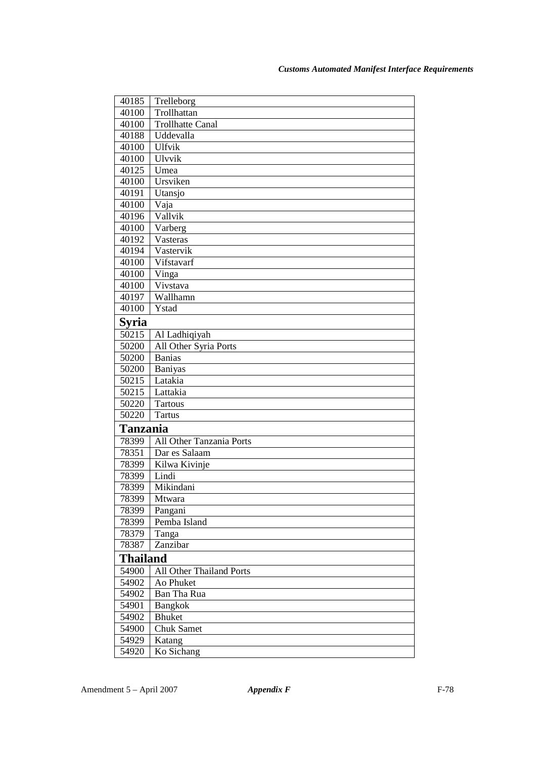| | |
|---|---|
| 40185 | Trelleborg |
| 40100 | Trollhattan |
| 40100 | Trollhatte Canal |
| 40188 | Uddevalla |
| 40100 | Ulfvik |
| 40100 | Ulvvik |
| 40125 | Umea |
| 40100 | Ursviken |
| 40191 | Utansjo |
| 40100 | Vaja |
| 40196 | Vallvik |
| 40100 | Varberg |
| 40192 | Vasteras |
| 40194 | Vastervik |
| 40100 | Vifstavarf |
| 40100 | Vinga |
| 40100 | Vivstava |
| 40197 | Wallhamn |
| 40100 | Ystad |
| **Syria** | |
| 50215 | Al Ladhiqiyah |
| 50200 | All Other Syria Ports |
| 50200 | Banias |
| 50200 | Baniyas |
| 50215 | Latakia |
| 50215 | Lattakia |
| 50220 | Tartous |
| 50220 | Tartus |
| **Tanzania** | |
| 78399 | All Other Tanzania Ports |
| 78351 | Dar es Salaam |
| 78399 | Kilwa Kivinje |
| 78399 | Lindi |
| 78399 | Mikindani |
| 78399 | Mtwara |
| 78399 | Pangani |
| 78399 | Pemba Island |
| 78379 | Tanga |
| 78387 | Zanzibar |
| **Thailand** | |
| 54900 | All Other Thailand Ports |
| 54902 | Ao Phuket |
| 54902 | Ban Tha Rua |
| 54901 | Bangkok |
| 54902 | Bhuket |
| 54900 | Chuk Samet |
| 54929 | Katang |
| 54920 | Ko Sichang |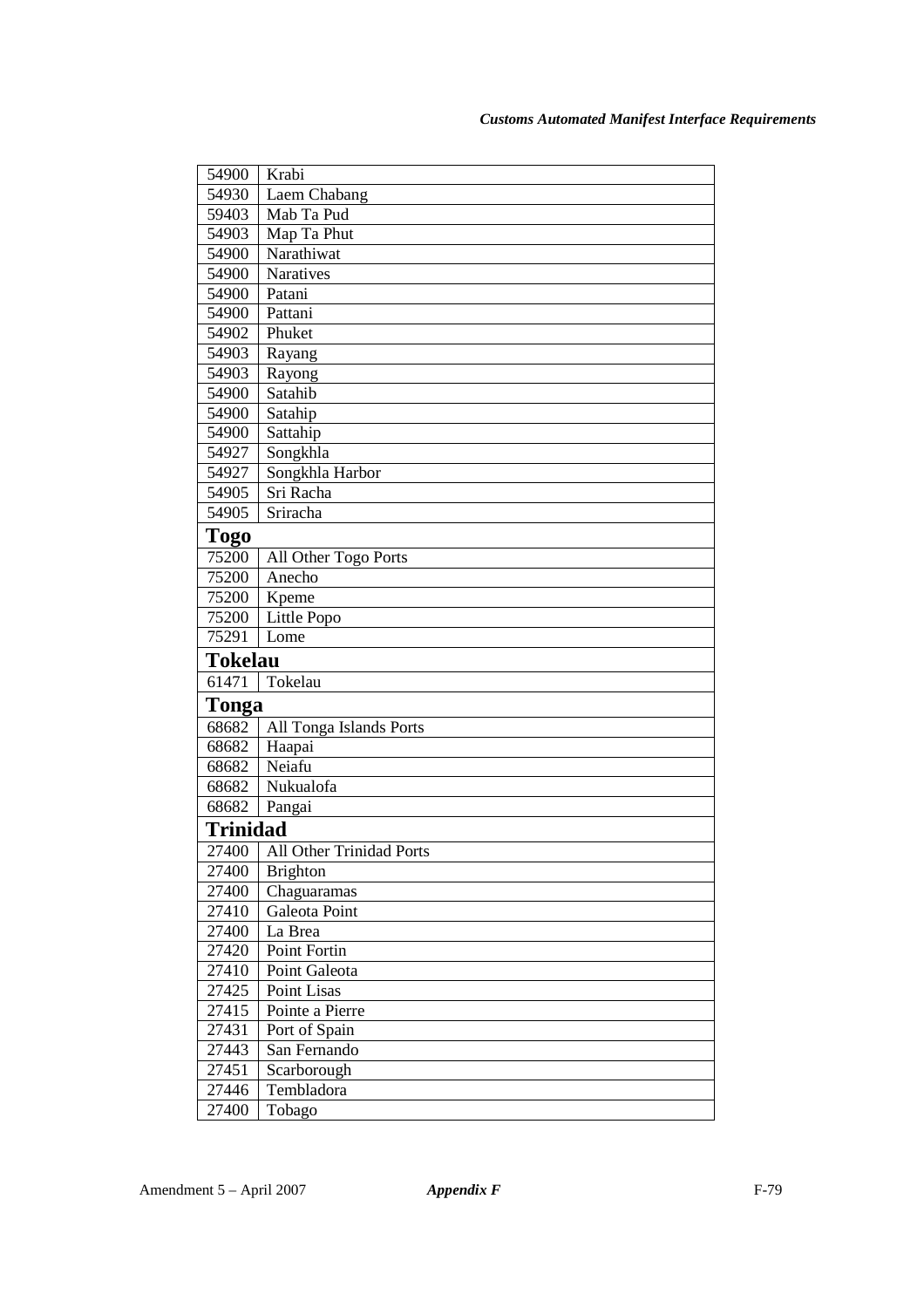| | |
|---|---|
| 54900 | Krabi |
| 54930 | Laem Chabang |
| 59403 | Mab Ta Pud |
| 54903 | Map Ta Phut |
| 54900 | Narathiwat |
| 54900 | Naratives |
| 54900 | Patani |
| 54900 | Pattani |
| 54902 | Phuket |
| 54903 | Rayang |
| 54903 | Rayong |
| 54900 | Satahib |
| 54900 | Satahip |
| 54900 | Sattahip |
| 54927 | Songkhla |
| 54927 | Songkhla Harbor |
| 54905 | Sri Racha |
| 54905 | Sriracha |
| **Togo** | |
| 75200 | All Other Togo Ports |
| 75200 | Anecho |
| 75200 | Kpeme |
| 75200 | Little Popo |
| 75291 | Lome |
| **Tokelau** | |
| 61471 | Tokelau |
| **Tonga** | |
| 68682 | All Tonga Islands Ports |
| 68682 | Haapai |
| 68682 | Neiafu |
| 68682 | Nukualofa |
| 68682 | Pangai |
| **Trinidad** | |
| 27400 | All Other Trinidad Ports |
| 27400 | Brighton |
| 27400 | Chaguaramas |
| 27410 | Galeota Point |
| 27400 | La Brea |
| 27420 | Point Fortin |
| 27410 | Point Galeota |
| 27425 | Point Lisas |
| 27415 | Pointe a Pierre |
| 27431 | Port of Spain |
| 27443 | San Fernando |
| 27451 | Scarborough |
| 27446 | Tembladora |
| 27400 | Tobago |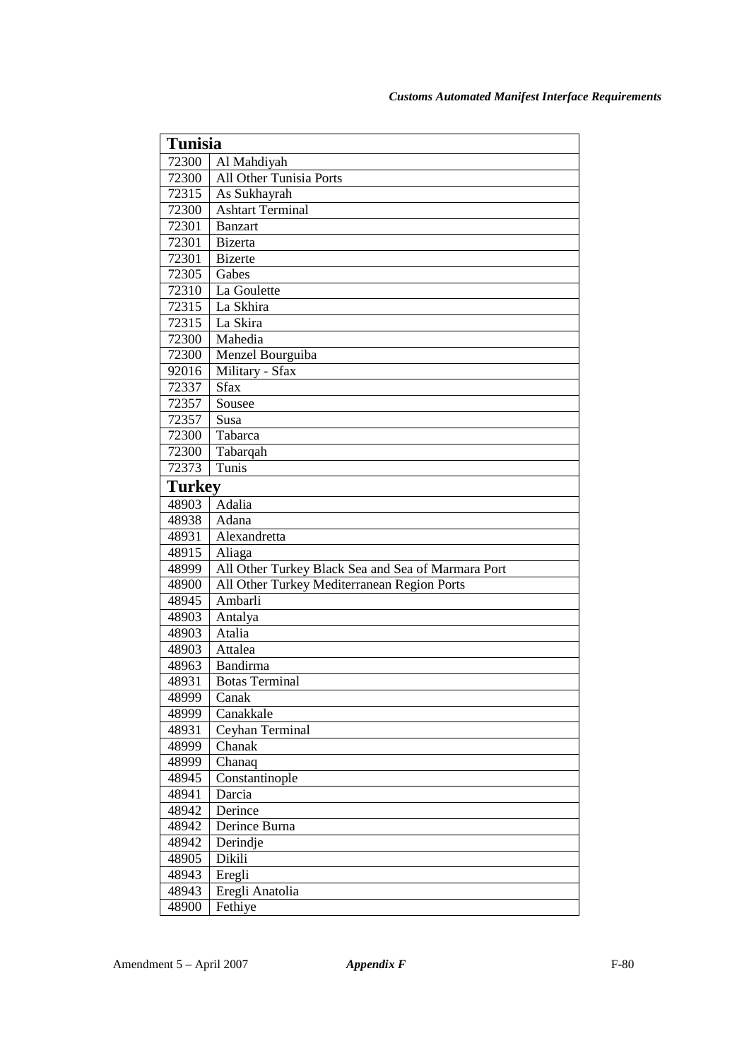| Tunisia | |
|---|---|
| 72300 | Al Mahdiyah |
| 72300 | All Other Tunisia Ports |
| 72315 | As Sukhayrah |
| 72300 | Ashtart Terminal |
| 72301 | Banzart |
| 72301 | Bizerta |
| 72301 | Bizerte |
| 72305 | Gabes |
| 72310 | La Goulette |
| 72315 | La Skhira |
| 72315 | La Skira |
| 72300 | Mahedia |
| 72300 | Menzel Bourguiba |
| 92016 | Military - Sfax |
| 72337 | Sfax |
| 72357 | Sousee |
| 72357 | Susa |
| 72300 | Tabarca |
| 72300 | Tabarqah |
| 72373 | Tunis |

| Turkey | |
|---|---|
| 48903 | Adalia |
| 48938 | Adana |
| 48931 | Alexandretta |
| 48915 | Aliaga |
| 48999 | All Other Turkey Black Sea and Sea of Marmara Port |
| 48900 | All Other Turkey Mediterranean Region Ports |
| 48945 | Ambarli |
| 48903 | Antalya |
| 48903 | Atalia |
| 48903 | Attalea |
| 48963 | Bandirma |
| 48931 | Botas Terminal |
| 48999 | Canak |
| 48999 | Canakkale |
| 48931 | Ceyhan Terminal |
| 48999 | Chanak |
| 48999 | Chanaq |
| 48945 | Constantinople |
| 48941 | Darcia |
| 48942 | Derince |
| 48942 | Derince Burna |
| 48942 | Derindje |
| 48905 | Dikili |
| 48943 | Eregli |
| 48943 | Eregli Anatolia |
| 48900 | Fethiye |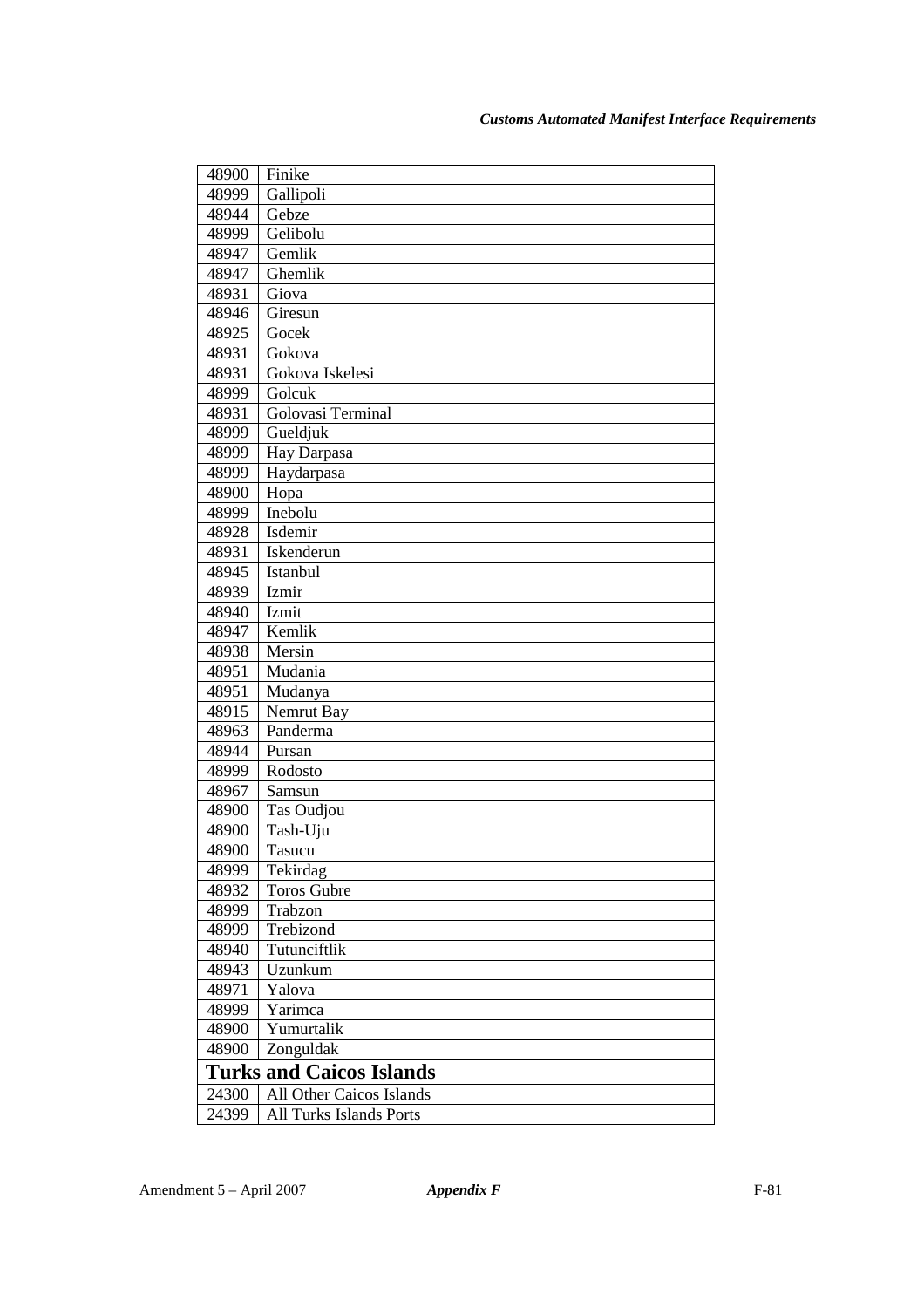| | |
|---|---|
| 48900 | Finike |
| 48999 | Gallipoli |
| 48944 | Gebze |
| 48999 | Gelibolu |
| 48947 | Gemlik |
| 48947 | Ghemlik |
| 48931 | Giova |
| 48946 | Giresun |
| 48925 | Gocek |
| 48931 | Gokova |
| 48931 | Gokova Iskelesi |
| 48999 | Golcuk |
| 48931 | Golovasi Terminal |
| 48999 | Gueldjuk |
| 48999 | Hay Darpasa |
| 48999 | Haydarpasa |
| 48900 | Hopa |
| 48999 | Inebolu |
| 48928 | Isdemir |
| 48931 | Iskenderun |
| 48945 | Istanbul |
| 48939 | Izmir |
| 48940 | Izmit |
| 48947 | Kemlik |
| 48938 | Mersin |
| 48951 | Mudania |
| 48951 | Mudanya |
| 48915 | Nemrut Bay |
| 48963 | Panderma |
| 48944 | Pursan |
| 48999 | Rodosto |
| 48967 | Samsun |
| 48900 | Tas Oudjou |
| 48900 | Tash-Uju |
| 48900 | Tasucu |
| 48999 | Tekirdag |
| 48932 | Toros Gubre |
| 48999 | Trabzon |
| 48999 | Trebizond |
| 48940 | Tutunciftlik |
| 48943 | Uzunkum |
| 48971 | Yalova |
| 48999 | Yarimca |
| 48900 | Yumurtalik |
| 48900 | Zonguldak |
| **Turks and Caicos Islands** | |
| 24300 | All Other Caicos Islands |
| 24399 | All Turks Islands Ports |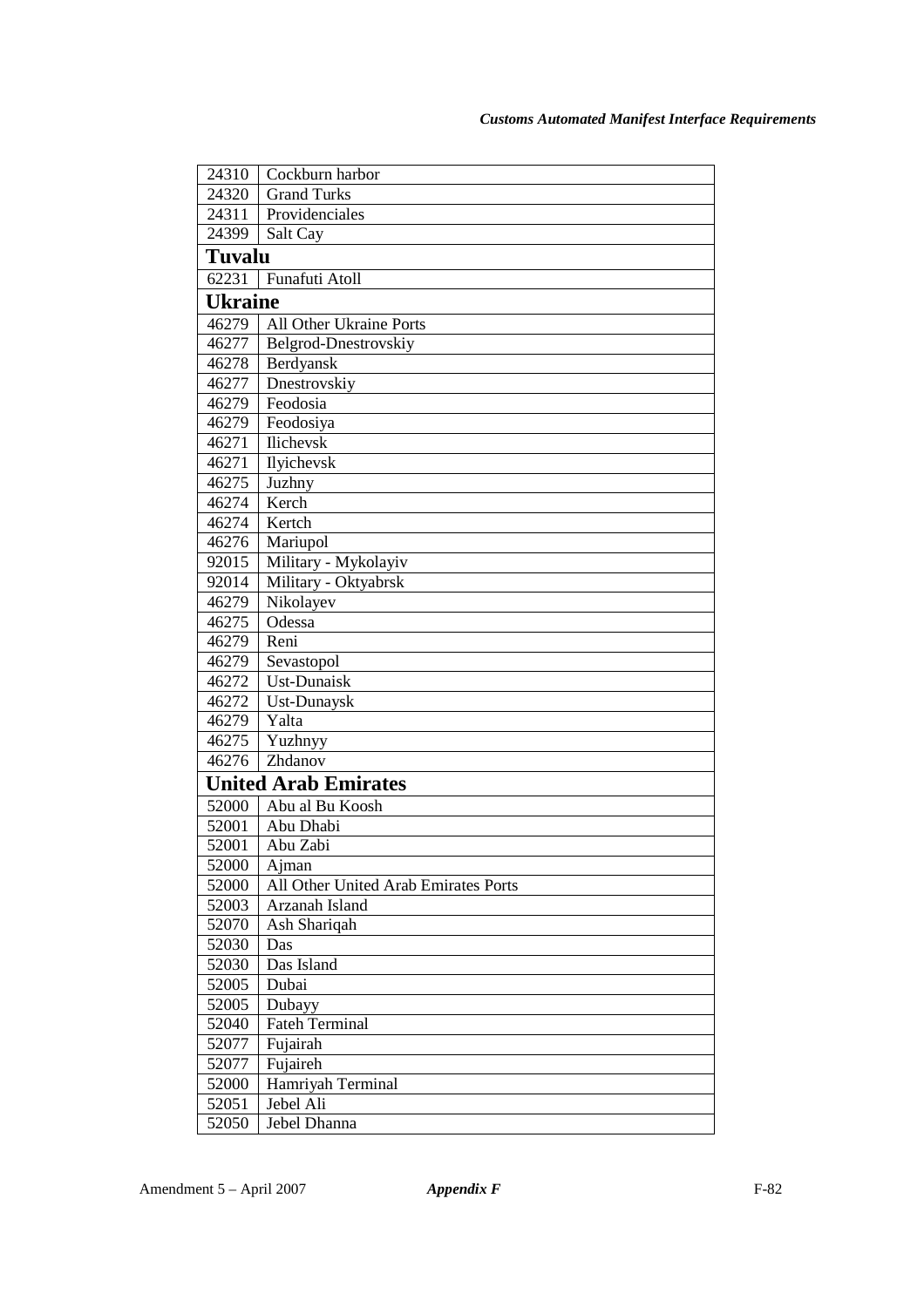| | |
|---|---|
| 24310 | Cockburn harbor |
| 24320 | Grand Turks |
| 24311 | Providenciales |
| 24399 | Salt Cay |
| **Tuvalu** | |
| 62231 | Funafuti Atoll |
| **Ukraine** | |
| 46279 | All Other Ukraine Ports |
| 46277 | Belgrod-Dnestrovskiy |
| 46278 | Berdyansk |
| 46277 | Dnestrovskiy |
| 46279 | Feodosia |
| 46279 | Feodosiya |
| 46271 | Ilichevsk |
| 46271 | Ilyichevsk |
| 46275 | Juzhny |
| 46274 | Kerch |
| 46274 | Kertch |
| 46276 | Mariupol |
| 92015 | Military - Mykolayiv |
| 92014 | Military - Oktyabrsk |
| 46279 | Nikolayev |
| 46275 | Odessa |
| 46279 | Reni |
| 46279 | Sevastopol |
| 46272 | Ust-Dunaisk |
| 46272 | Ust-Dunaysk |
| 46279 | Yalta |
| 46275 | Yuzhnyy |
| 46276 | Zhdanov |
| **United Arab Emirates** | |
| 52000 | Abu al Bu Koosh |
| 52001 | Abu Dhabi |
| 52001 | Abu Zabi |
| 52000 | Ajman |
| 52000 | All Other United Arab Emirates Ports |
| 52003 | Arzanah Island |
| 52070 | Ash Shariqah |
| 52030 | Das |
| 52030 | Das Island |
| 52005 | Dubai |
| 52005 | Dubayy |
| 52040 | Fateh Terminal |
| 52077 | Fujairah |
| 52077 | Fujaireh |
| 52000 | Hamriyah Terminal |
| 52051 | Jebel Ali |
| 52050 | Jebel Dhanna |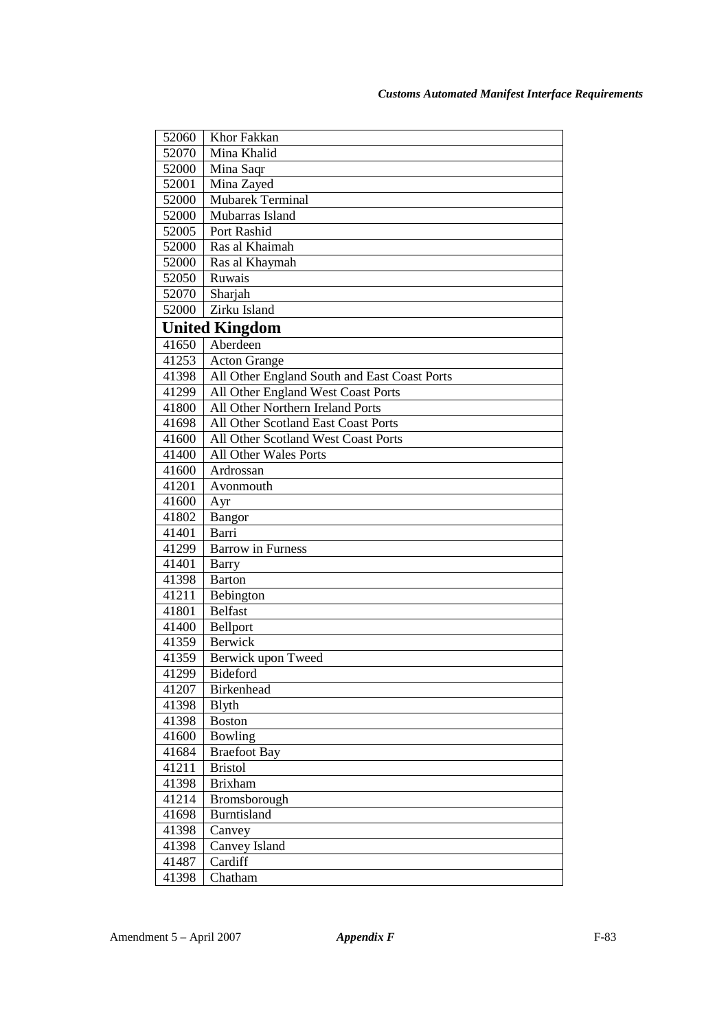| | |
|---|---|
| 52060 | Khor Fakkan |
| 52070 | Mina Khalid |
| 52000 | Mina Saqr |
| 52001 | Mina Zayed |
| 52000 | Mubarek Terminal |
| 52000 | Mubarras Island |
| 52005 | Port Rashid |
| 52000 | Ras al Khaimah |
| 52000 | Ras al Khaymah |
| 52050 | Ruwais |
| 52070 | Sharjah |
| 52000 | Zirku Island |
| **United Kingdom** | |
| 41650 | Aberdeen |
| 41253 | Acton Grange |
| 41398 | All Other England South and East Coast Ports |
| 41299 | All Other England West Coast Ports |
| 41800 | All Other Northern Ireland Ports |
| 41698 | All Other Scotland East Coast Ports |
| 41600 | All Other Scotland West Coast Ports |
| 41400 | All Other Wales Ports |
| 41600 | Ardrossan |
| 41201 | Avonmouth |
| 41600 | Ayr |
| 41802 | Bangor |
| 41401 | Barri |
| 41299 | Barrow in Furness |
| 41401 | Barry |
| 41398 | Barton |
| 41211 | Bebington |
| 41801 | Belfast |
| 41400 | Bellport |
| 41359 | Berwick |
| 41359 | Berwick upon Tweed |
| 41299 | Bideford |
| 41207 | Birkenhead |
| 41398 | Blyth |
| 41398 | Boston |
| 41600 | Bowling |
| 41684 | Braefoot Bay |
| 41211 | Bristol |
| 41398 | Brixham |
| 41214 | Bromsborough |
| 41698 | Burntisland |
| 41398 | Canvey |
| 41398 | Canvey Island |
| 41487 | Cardiff |
| 41398 | Chatham |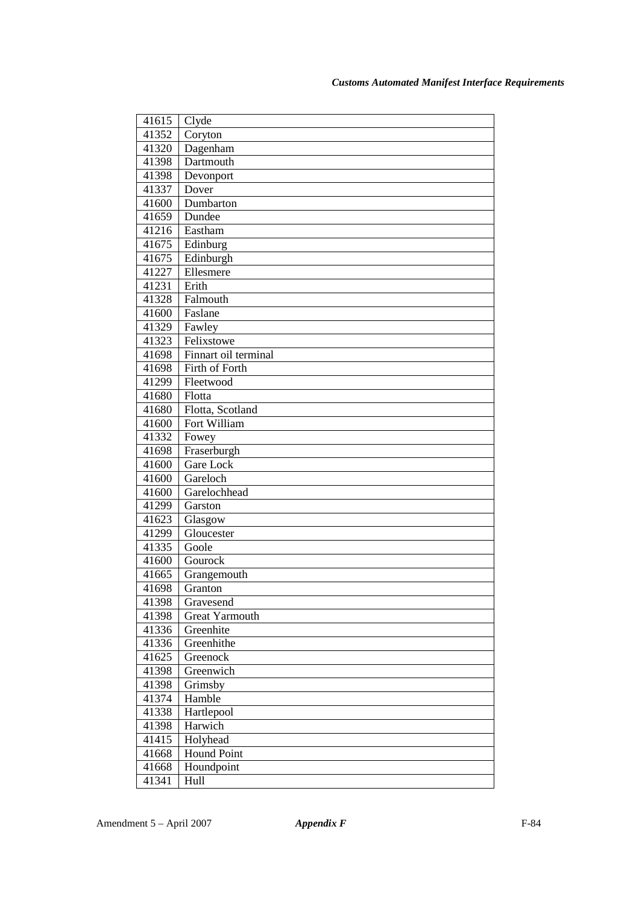| 41615 | Clyde |
|---|---|
| 41352 | Coryton |
| 41320 | Dagenham |
| 41398 | Dartmouth |
| 41398 | Devonport |
| 41337 | Dover |
| 41600 | Dumbarton |
| 41659 | Dundee |
| 41216 | Eastham |
| 41675 | Edinburg |
| 41675 | Edinburgh |
| 41227 | Ellesmere |
| 41231 | Erith |
| 41328 | Falmouth |
| 41600 | Faslane |
| 41329 | Fawley |
| 41323 | Felixstowe |
| 41698 | Finnart oil terminal |
| 41698 | Firth of Forth |
| 41299 | Fleetwood |
| 41680 | Flotta |
| 41680 | Flotta, Scotland |
| 41600 | Fort William |
| 41332 | Fowey |
| 41698 | Fraserburgh |
| 41600 | Gare Lock |
| 41600 | Gareloch |
| 41600 | Garelochhead |
| 41299 | Garston |
| 41623 | Glasgow |
| 41299 | Gloucester |
| 41335 | Goole |
| 41600 | Gourock |
| 41665 | Grangemouth |
| 41698 | Granton |
| 41398 | Gravesend |
| 41398 | Great Yarmouth |
| 41336 | Greenhite |
| 41336 | Greenhithe |
| 41625 | Greenock |
| 41398 | Greenwich |
| 41398 | Grimsby |
| 41374 | Hamble |
| 41338 | Hartlepool |
| 41398 | Harwich |
| 41415 | Holyhead |
| 41668 | Hound Point |
| 41668 | Houndpoint |
| 41341 | Hull |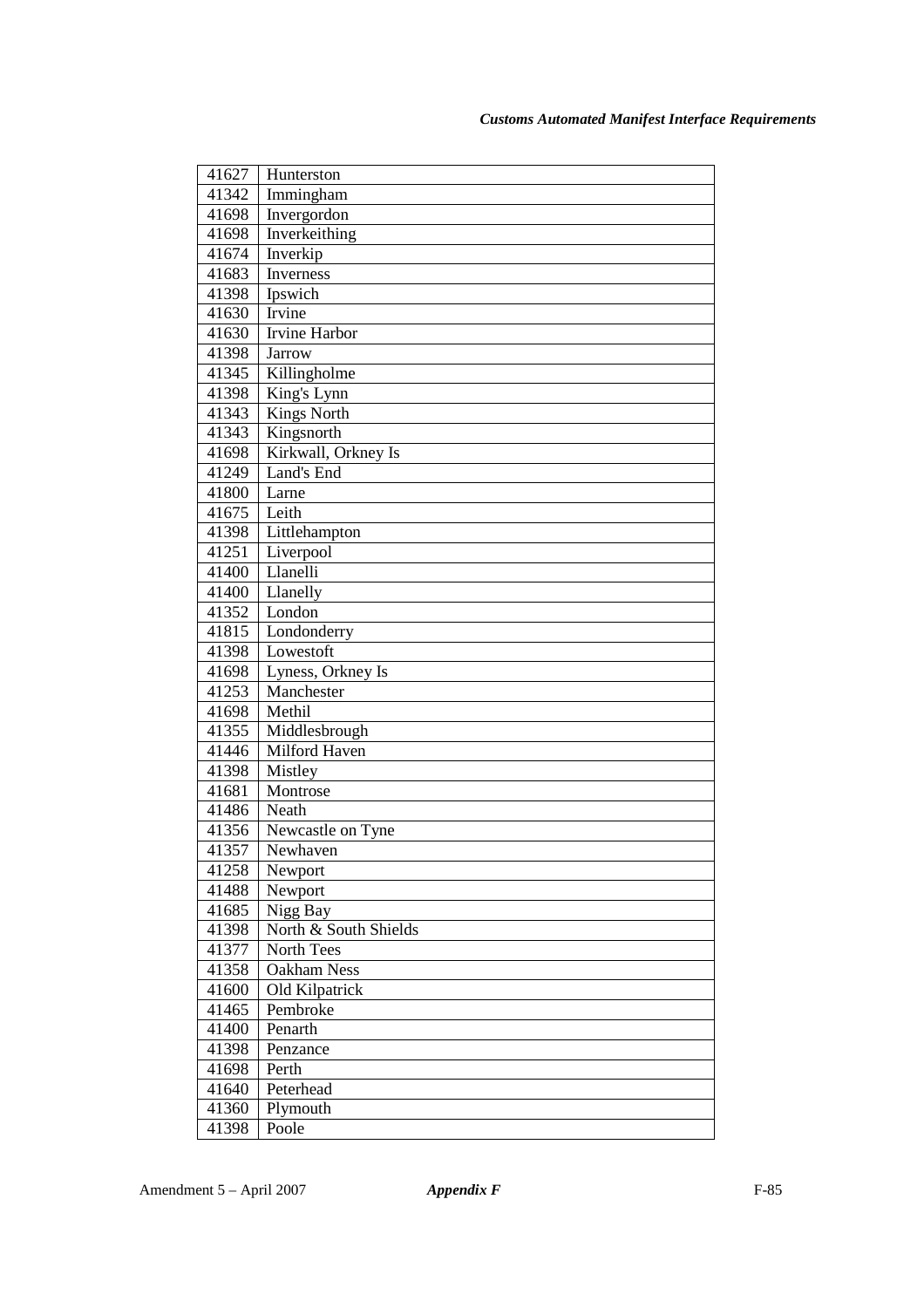| 41627 | Hunterston |
|---|---|
| 41342 | Immingham |
| 41698 | Invergordon |
| 41698 | Inverkeithing |
| 41674 | Inverkip |
| 41683 | Inverness |
| 41398 | Ipswich |
| 41630 | Irvine |
| 41630 | Irvine Harbor |
| 41398 | Jarrow |
| 41345 | Killingholme |
| 41398 | King's Lynn |
| 41343 | Kings North |
| 41343 | Kingsnorth |
| 41698 | Kirkwall, Orkney Is |
| 41249 | Land's End |
| 41800 | Larne |
| 41675 | Leith |
| 41398 | Littlehampton |
| 41251 | Liverpool |
| 41400 | Llanelli |
| 41400 | Llanelly |
| 41352 | London |
| 41815 | Londonderry |
| 41398 | Lowestoft |
| 41698 | Lyness, Orkney Is |
| 41253 | Manchester |
| 41698 | Methil |
| 41355 | Middlesbrough |
| 41446 | Milford Haven |
| 41398 | Mistley |
| 41681 | Montrose |
| 41486 | Neath |
| 41356 | Newcastle on Tyne |
| 41357 | Newhaven |
| 41258 | Newport |
| 41488 | Newport |
| 41685 | Nigg Bay |
| 41398 | North & South Shields |
| 41377 | North Tees |
| 41358 | Oakham Ness |
| 41600 | Old Kilpatrick |
| 41465 | Pembroke |
| 41400 | Penarth |
| 41398 | Penzance |
| 41698 | Perth |
| 41640 | Peterhead |
| 41360 | Plymouth |
| 41398 | Poole |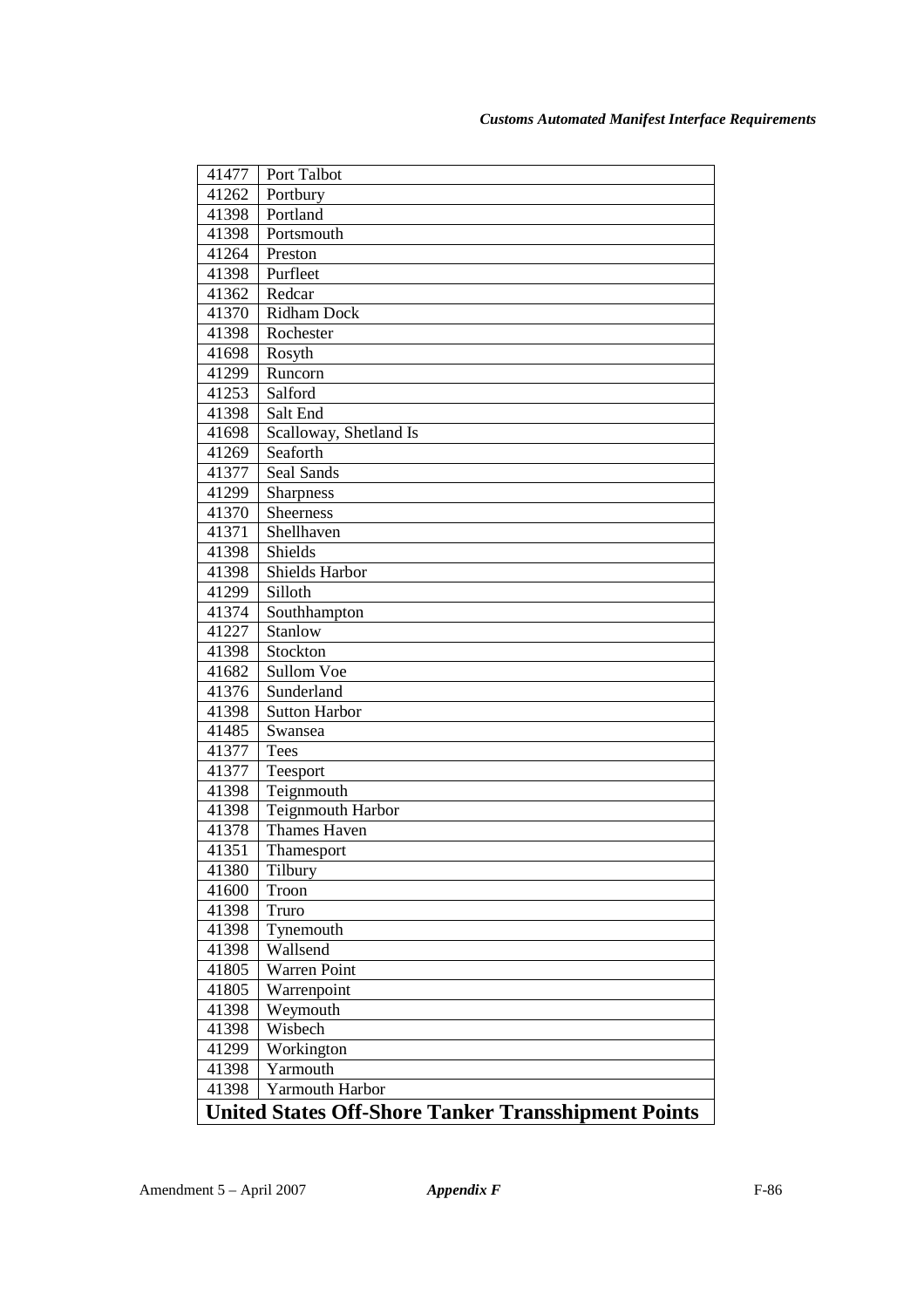| | |
|---|---|
| 41477 | Port Talbot |
| 41262 | Portbury |
| 41398 | Portland |
| 41398 | Portsmouth |
| 41264 | Preston |
| 41398 | Purfleet |
| 41362 | Redcar |
| 41370 | Ridham Dock |
| 41398 | Rochester |
| 41698 | Rosyth |
| 41299 | Runcorn |
| 41253 | Salford |
| 41398 | Salt End |
| 41698 | Scalloway, Shetland Is |
| 41269 | Seaforth |
| 41377 | Seal Sands |
| 41299 | Sharpness |
| 41370 | Sheerness |
| 41371 | Shellhaven |
| 41398 | Shields |
| 41398 | Shields Harbor |
| 41299 | Silloth |
| 41374 | Southhampton |
| 41227 | Stanlow |
| 41398 | Stockton |
| 41682 | Sullom Voe |
| 41376 | Sunderland |
| 41398 | Sutton Harbor |
| 41485 | Swansea |
| 41377 | Tees |
| 41377 | Teesport |
| 41398 | Teignmouth |
| 41398 | Teignmouth Harbor |
| 41378 | Thames Haven |
| 41351 | Thamesport |
| 41380 | Tilbury |
| 41600 | Troon |
| 41398 | Truro |
| 41398 | Tynemouth |
| 41398 | Wallsend |
| 41805 | Warren Point |
| 41805 | Warrenpoint |
| 41398 | Weymouth |
| 41398 | Wisbech |
| 41299 | Workington |
| 41398 | Yarmouth |
| 41398 | Yarmouth Harbor |
| **United States Off-Shore Tanker Transshipment Points** | |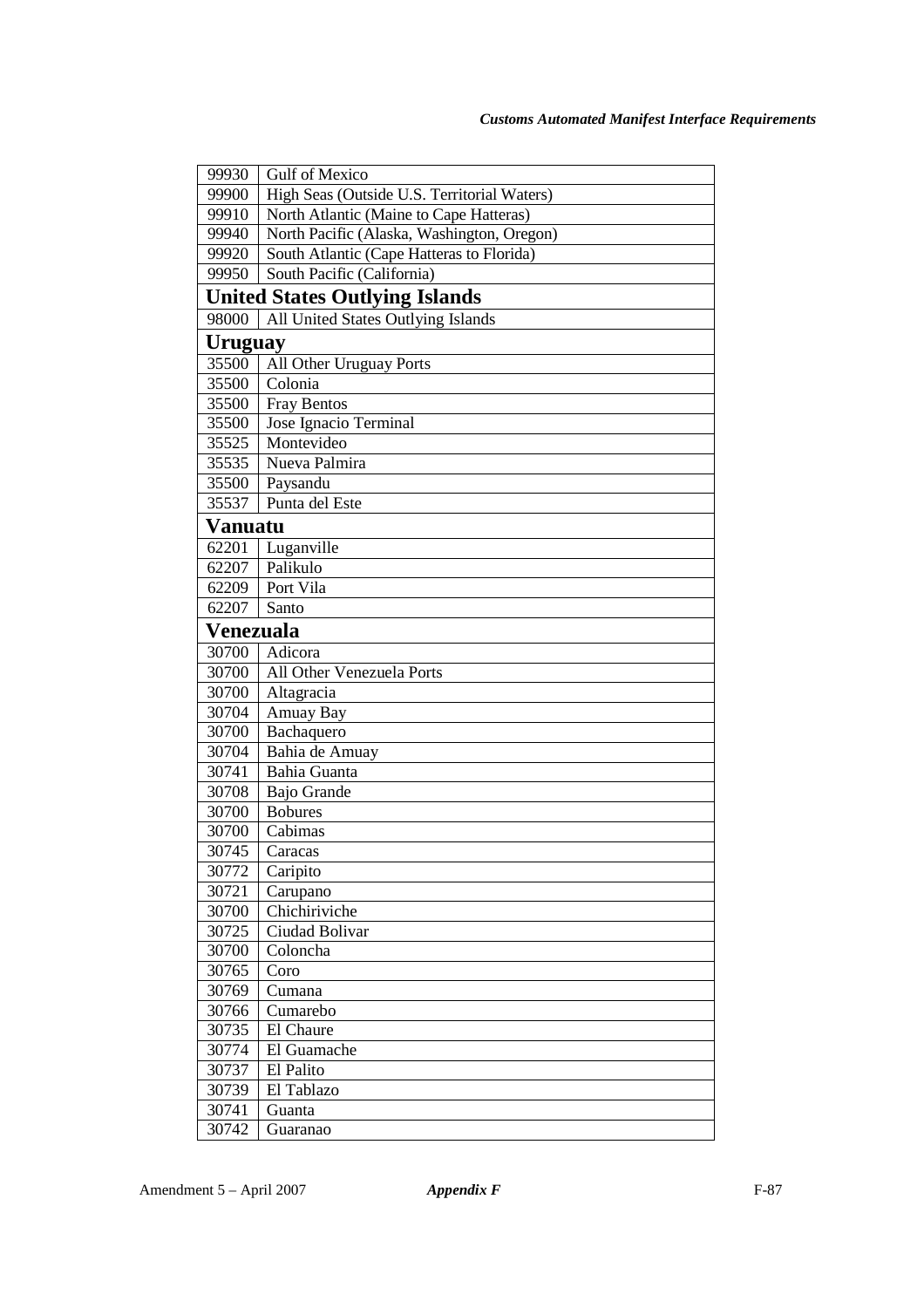| | |
|---|---|
| 99930 | Gulf of Mexico |
| 99900 | High Seas (Outside U.S. Territorial Waters) |
| 99910 | North Atlantic (Maine to Cape Hatteras) |
| 99940 | North Pacific (Alaska, Washington, Oregon) |
| 99920 | South Atlantic (Cape Hatteras to Florida) |
| 99950 | South Pacific (California) |
| **United States Outlying Islands** | |
| 98000 | All United States Outlying Islands |
| **Uruguay** | |
| 35500 | All Other Uruguay Ports |
| 35500 | Colonia |
| 35500 | Fray Bentos |
| 35500 | Jose Ignacio Terminal |
| 35525 | Montevideo |
| 35535 | Nueva Palmira |
| 35500 | Paysandu |
| 35537 | Punta del Este |
| **Vanuatu** | |
| 62201 | Luganville |
| 62207 | Palikulo |
| 62209 | Port Vila |
| 62207 | Santo |
| **Venezuala** | |
| 30700 | Adicora |
| 30700 | All Other Venezuela Ports |
| 30700 | Altagracia |
| 30704 | Amuay Bay |
| 30700 | Bachaquero |
| 30704 | Bahia de Amuay |
| 30741 | Bahia Guanta |
| 30708 | Bajo Grande |
| 30700 | Bobures |
| 30700 | Cabimas |
| 30745 | Caracas |
| 30772 | Caripito |
| 30721 | Carupano |
| 30700 | Chichiriviche |
| 30725 | Ciudad Bolivar |
| 30700 | Coloncha |
| 30765 | Coro |
| 30769 | Cumana |
| 30766 | Cumarebo |
| 30735 | El Chaure |
| 30774 | El Guamache |
| 30737 | El Palito |
| 30739 | El Tablazo |
| 30741 | Guanta |
| 30742 | Guaranao |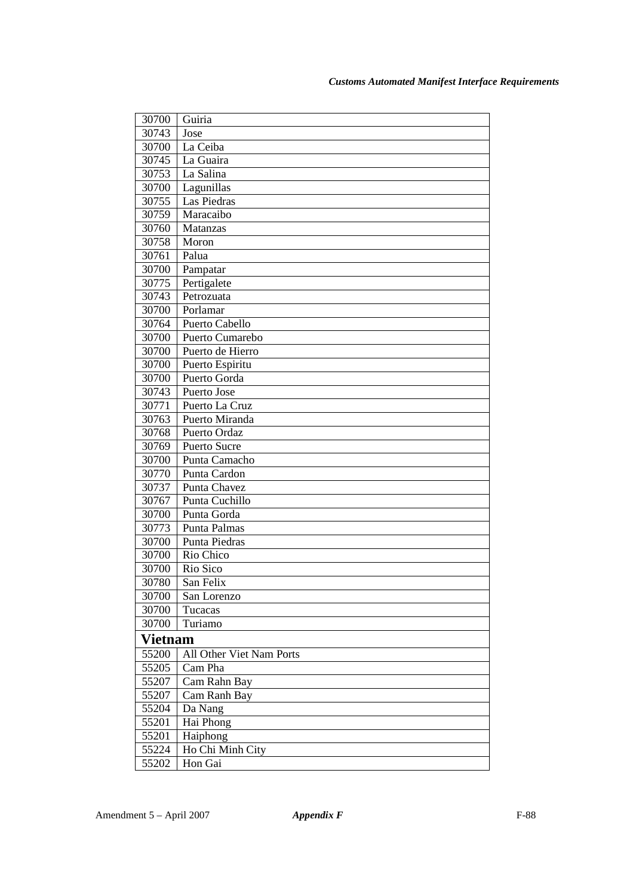| | |
|---|---|
| 30700 | Guiria |
| 30743 | Jose |
| 30700 | La Ceiba |
| 30745 | La Guaira |
| 30753 | La Salina |
| 30700 | Lagunillas |
| 30755 | Las Piedras |
| 30759 | Maracaibo |
| 30760 | Matanzas |
| 30758 | Moron |
| 30761 | Palua |
| 30700 | Pampatar |
| 30775 | Pertigalete |
| 30743 | Petrozuata |
| 30700 | Porlamar |
| 30764 | Puerto Cabello |
| 30700 | Puerto Cumarebo |
| 30700 | Puerto de Hierro |
| 30700 | Puerto Espiritu |
| 30700 | Puerto Gorda |
| 30743 | Puerto Jose |
| 30771 | Puerto La Cruz |
| 30763 | Puerto Miranda |
| 30768 | Puerto Ordaz |
| 30769 | Puerto Sucre |
| 30700 | Punta Camacho |
| 30770 | Punta Cardon |
| 30737 | Punta Chavez |
| 30767 | Punta Cuchillo |
| 30700 | Punta Gorda |
| 30773 | Punta Palmas |
| 30700 | Punta Piedras |
| 30700 | Rio Chico |
| 30700 | Rio Sico |
| 30780 | San Felix |
| 30700 | San Lorenzo |
| 30700 | Tucacas |
| 30700 | Turiamo |
| **Vietnam** | |
| 55200 | All Other Viet Nam Ports |
| 55205 | Cam Pha |
| 55207 | Cam Rahn Bay |
| 55207 | Cam Ranh Bay |
| 55204 | Da Nang |
| 55201 | Hai Phong |
| 55201 | Haiphong |
| 55224 | Ho Chi Minh City |
| 55202 | Hon Gai |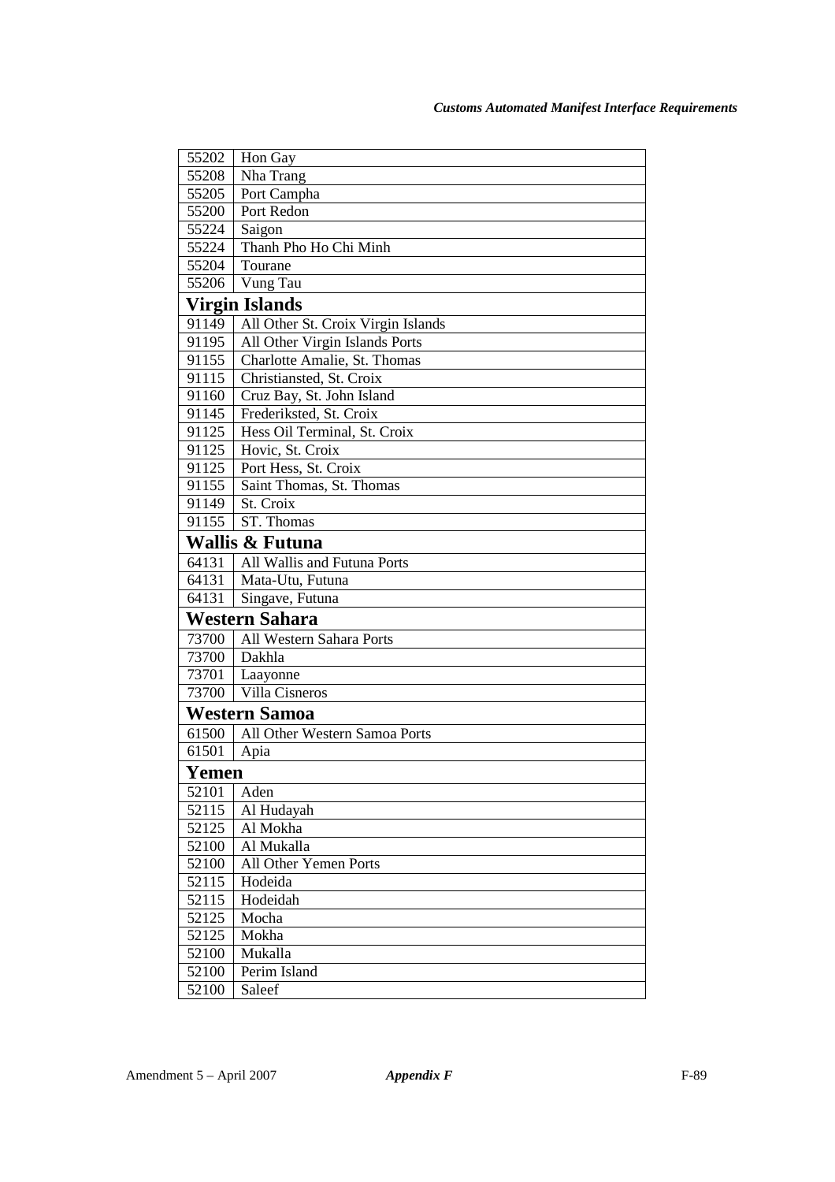| | |
|---|---|
| 55202 | Hon Gay |
| 55208 | Nha Trang |
| 55205 | Port Campha |
| 55200 | Port Redon |
| 55224 | Saigon |
| 55224 | Thanh Pho Ho Chi Minh |
| 55204 | Tourane |
| 55206 | Vung Tau |
| **Virgin Islands** | |
| 91149 | All Other St. Croix Virgin Islands |
| 91195 | All Other Virgin Islands Ports |
| 91155 | Charlotte Amalie, St. Thomas |
| 91115 | Christiansted, St. Croix |
| 91160 | Cruz Bay, St. John Island |
| 91145 | Frederiksted, St. Croix |
| 91125 | Hess Oil Terminal, St. Croix |
| 91125 | Hovic, St. Croix |
| 91125 | Port Hess, St. Croix |
| 91155 | Saint Thomas, St. Thomas |
| 91149 | St. Croix |
| 91155 | ST. Thomas |
| **Wallis & Futuna** | |
| 64131 | All Wallis and Futuna Ports |
| 64131 | Mata-Utu, Futuna |
| 64131 | Singave, Futuna |
| **Western Sahara** | |
| 73700 | All Western Sahara Ports |
| 73700 | Dakhla |
| 73701 | Laayonne |
| 73700 | Villa Cisneros |
| **Western Samoa** | |
| 61500 | All Other Western Samoa Ports |
| 61501 | Apia |
| **Yemen** | |
| 52101 | Aden |
| 52115 | Al Hudayah |
| 52125 | Al Mokha |
| 52100 | Al Mukalla |
| 52100 | All Other Yemen Ports |
| 52115 | Hodeida |
| 52115 | Hodeidah |
| 52125 | Mocha |
| 52125 | Mokha |
| 52100 | Mukalla |
| 52100 | Perim Island |
| 52100 | Saleef |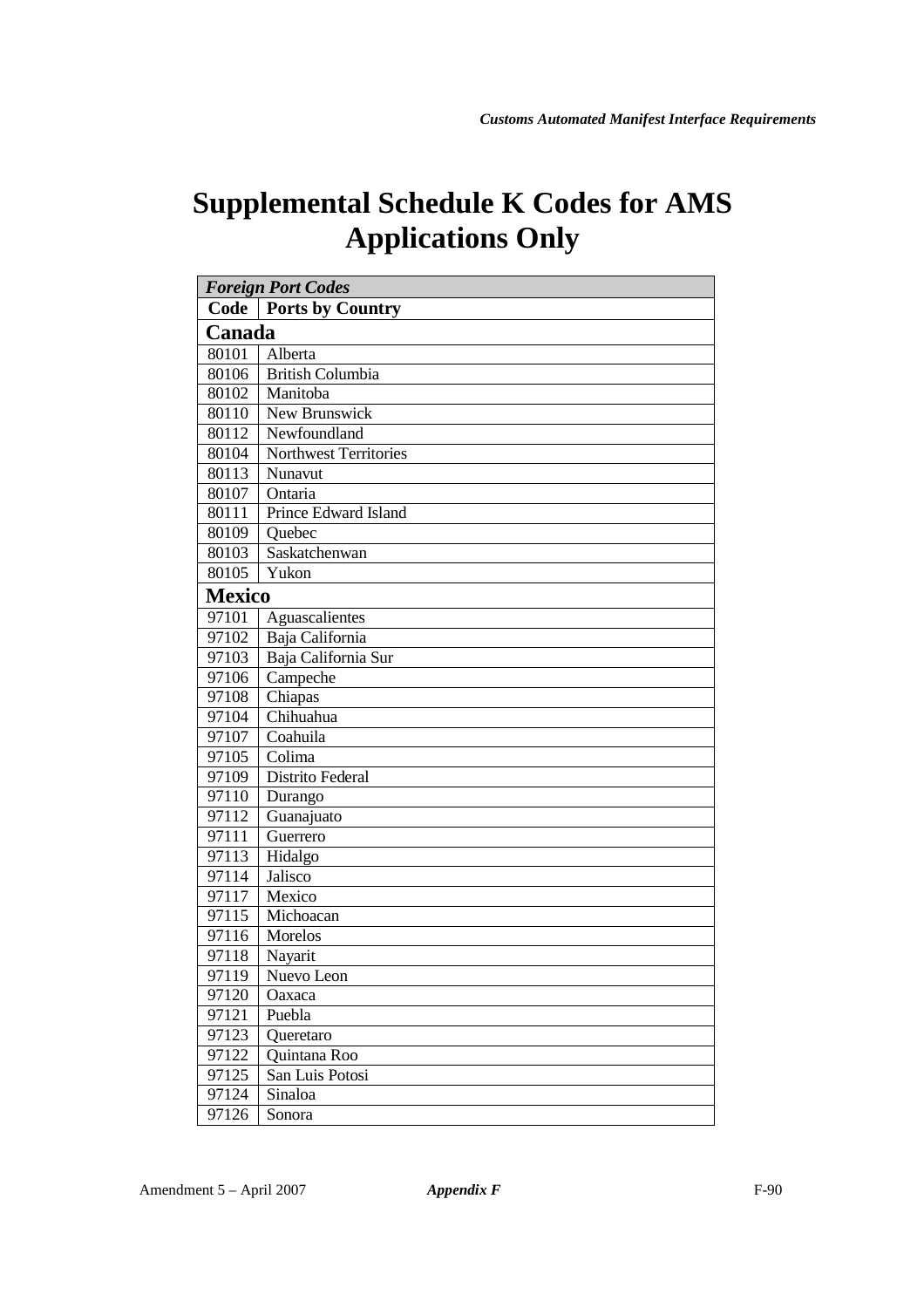# Supplemental Schedule K Codes for AMS Applications Only

| *Foreign Port Codes* | |
|---|---|
| **Code** | **Ports by Country** |
| **Canada** | |
| 80101 | Alberta |
| 80106 | British Columbia |
| 80102 | Manitoba |
| 80110 | New Brunswick |
| 80112 | Newfoundland |
| 80104 | Northwest Territories |
| 80113 | Nunavut |
| 80107 | Ontaria |
| 80111 | Prince Edward Island |
| 80109 | Quebec |
| 80103 | Saskatchenwan |
| 80105 | Yukon |
| **Mexico** | |
| 97101 | Aguascalientes |
| 97102 | Baja California |
| 97103 | Baja California Sur |
| 97106 | Campeche |
| 97108 | Chiapas |
| 97104 | Chihuahua |
| 97107 | Coahuila |
| 97105 | Colima |
| 97109 | Distrito Federal |
| 97110 | Durango |
| 97112 | Guanajuato |
| 97111 | Guerrero |
| 97113 | Hidalgo |
| 97114 | Jalisco |
| 97117 | Mexico |
| 97115 | Michoacan |
| 97116 | Morelos |
| 97118 | Nayarit |
| 97119 | Nuevo Leon |
| 97120 | Oaxaca |
| 97121 | Puebla |
| 97123 | Queretaro |
| 97122 | Quintana Roo |
| 97125 | San Luis Potosi |
| 97124 | Sinaloa |
| 97126 | Sonora |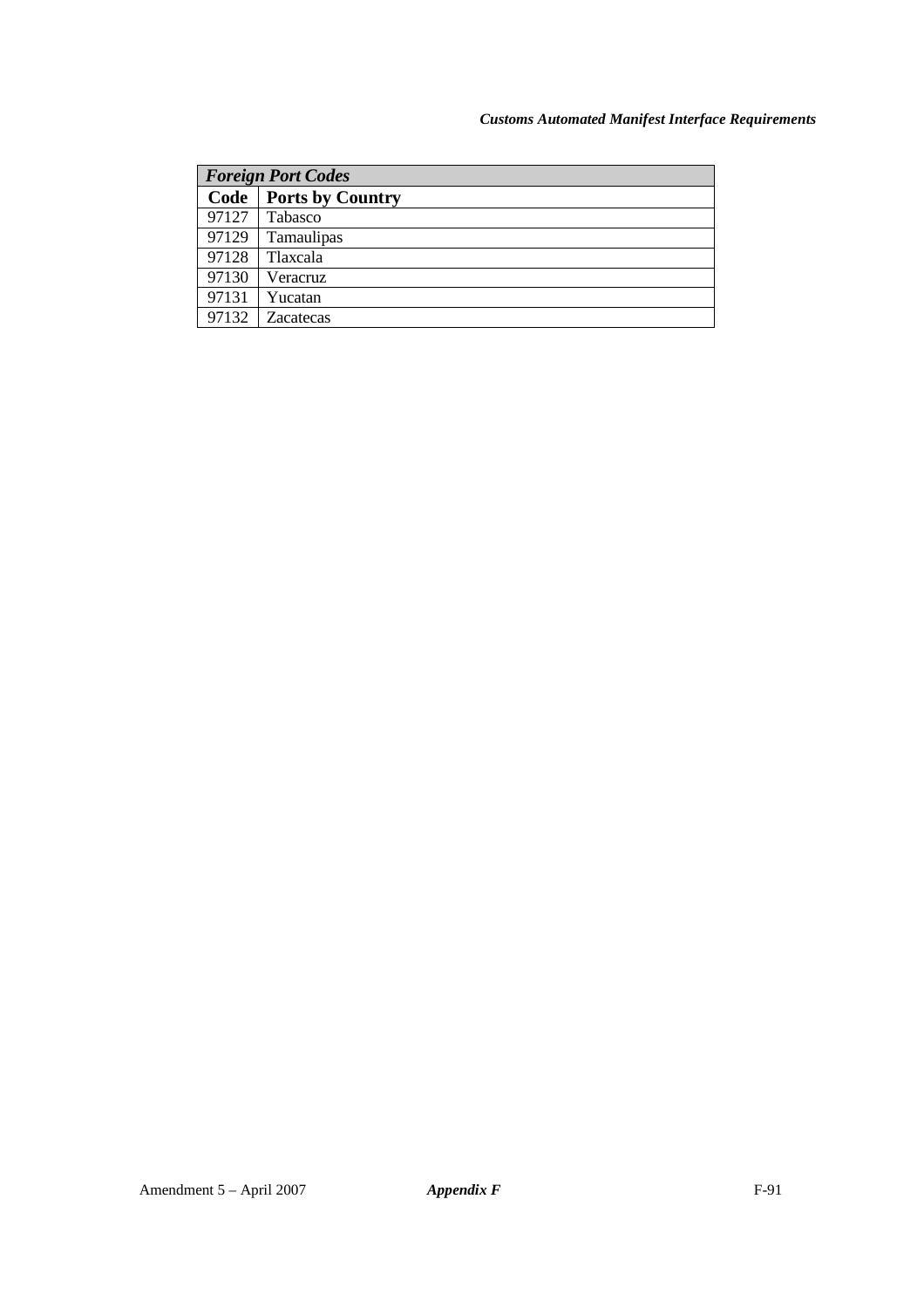| *Foreign Port Codes* | |
|---|---|
| **Code** | **Ports by Country** |
| 97127 | Tabasco |
| 97129 | Tamaulipas |
| 97128 | Tlaxcala |
| 97130 | Veracruz |
| 97131 | Yucatan |
| 97132 | Zacatecas |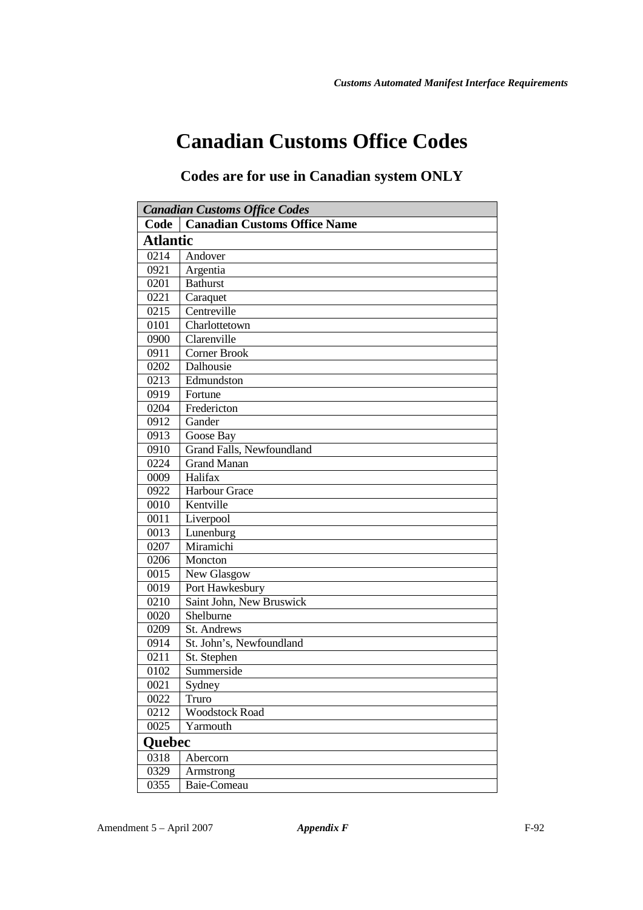# Canadian Customs Office Codes

## Codes are for use in Canadian system ONLY

| *Canadian Customs Office Codes* | |
|---|---|
| **Code** | **Canadian Customs Office Name** |
| **Atlantic** | |
| 0214 | Andover |
| 0921 | Argentia |
| 0201 | Bathurst |
| 0221 | Caraquet |
| 0215 | Centreville |
| 0101 | Charlottetown |
| 0900 | Clarenville |
| 0911 | Corner Brook |
| 0202 | Dalhousie |
| 0213 | Edmundston |
| 0919 | Fortune |
| 0204 | Fredericton |
| 0912 | Gander |
| 0913 | Goose Bay |
| 0910 | Grand Falls, Newfoundland |
| 0224 | Grand Manan |
| 0009 | Halifax |
| 0922 | Harbour Grace |
| 0010 | Kentville |
| 0011 | Liverpool |
| 0013 | Lunenburg |
| 0207 | Miramichi |
| 0206 | Moncton |
| 0015 | New Glasgow |
| 0019 | Port Hawkesbury |
| 0210 | Saint John, New Bruswick |
| 0020 | Shelburne |
| 0209 | St. Andrews |
| 0914 | St. John's, Newfoundland |
| 0211 | St. Stephen |
| 0102 | Summerside |
| 0021 | Sydney |
| 0022 | Truro |
| 0212 | Woodstock Road |
| 0025 | Yarmouth |
| **Quebec** | |
| 0318 | Abercorn |
| 0329 | Armstrong |
| 0355 | Baie-Comeau |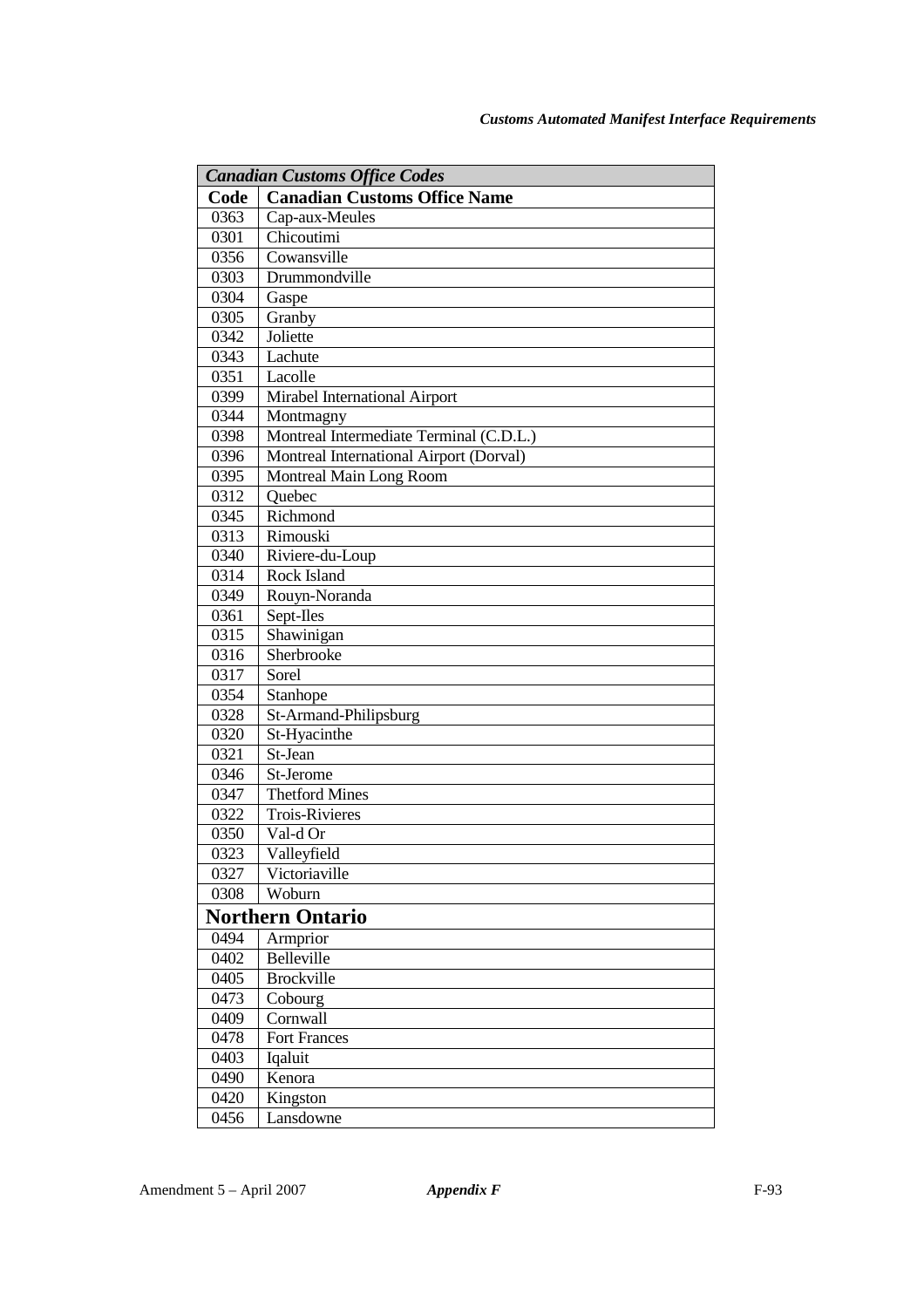| *Canadian Customs Office Codes* | |
|---|---|
| **Code** | **Canadian Customs Office Name** |
| 0363 | Cap-aux-Meules |
| 0301 | Chicoutimi |
| 0356 | Cowansville |
| 0303 | Drummondville |
| 0304 | Gaspe |
| 0305 | Granby |
| 0342 | Joliette |
| 0343 | Lachute |
| 0351 | Lacolle |
| 0399 | Mirabel International Airport |
| 0344 | Montmagny |
| 0398 | Montreal Intermediate Terminal (C.D.L.) |
| 0396 | Montreal International Airport (Dorval) |
| 0395 | Montreal Main Long Room |
| 0312 | Quebec |
| 0345 | Richmond |
| 0313 | Rimouski |
| 0340 | Riviere-du-Loup |
| 0314 | Rock Island |
| 0349 | Rouyn-Noranda |
| 0361 | Sept-Iles |
| 0315 | Shawinigan |
| 0316 | Sherbrooke |
| 0317 | Sorel |
| 0354 | Stanhope |
| 0328 | St-Armand-Philipsburg |
| 0320 | St-Hyacinthe |
| 0321 | St-Jean |
| 0346 | St-Jerome |
| 0347 | Thetford Mines |
| 0322 | Trois-Rivieres |
| 0350 | Val-d Or |
| 0323 | Valleyfield |
| 0327 | Victoriaville |
| 0308 | Woburn |
| **Northern Ontario** | |
| 0494 | Armprior |
| 0402 | Belleville |
| 0405 | Brockville |
| 0473 | Cobourg |
| 0409 | Cornwall |
| 0478 | Fort Frances |
| 0403 | Iqaluit |
| 0490 | Kenora |
| 0420 | Kingston |
| 0456 | Lansdowne |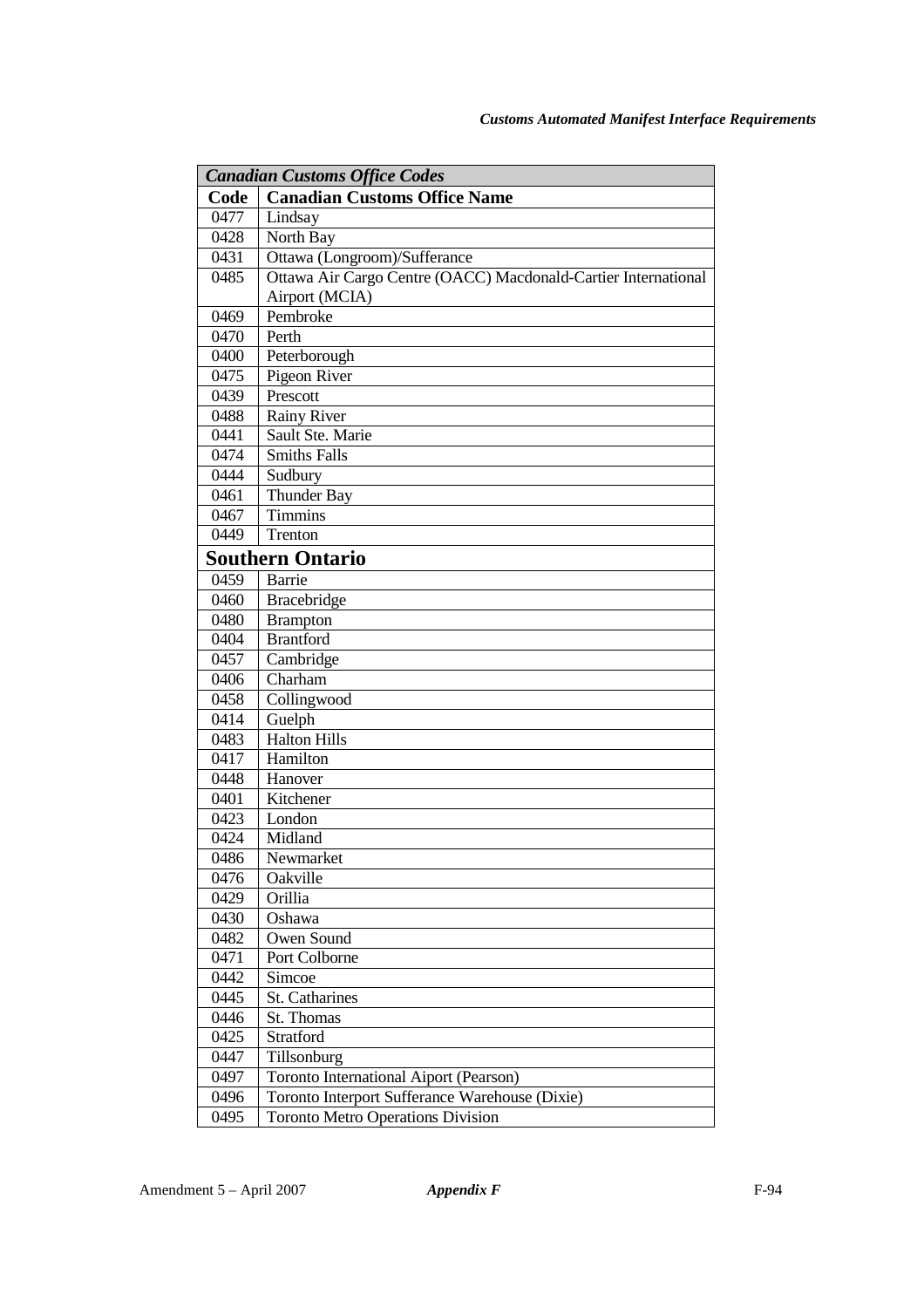| *Canadian Customs Office Codes* | |
|---|---|
| **Code** | **Canadian Customs Office Name** |
| 0477 | Lindsay |
| 0428 | North Bay |
| 0431 | Ottawa (Longroom)/Sufferance |
| 0485 | Ottawa Air Cargo Centre (OACC) Macdonald-Cartier International Airport (MCIA) |
| 0469 | Pembroke |
| 0470 | Perth |
| 0400 | Peterborough |
| 0475 | Pigeon River |
| 0439 | Prescott |
| 0488 | Rainy River |
| 0441 | Sault Ste. Marie |
| 0474 | Smiths Falls |
| 0444 | Sudbury |
| 0461 | Thunder Bay |
| 0467 | Timmins |
| 0449 | Trenton |
| **Southern Ontario** | |
| 0459 | Barrie |
| 0460 | Bracebridge |
| 0480 | Brampton |
| 0404 | Brantford |
| 0457 | Cambridge |
| 0406 | Charham |
| 0458 | Collingwood |
| 0414 | Guelph |
| 0483 | Halton Hills |
| 0417 | Hamilton |
| 0448 | Hanover |
| 0401 | Kitchener |
| 0423 | London |
| 0424 | Midland |
| 0486 | Newmarket |
| 0476 | Oakville |
| 0429 | Orillia |
| 0430 | Oshawa |
| 0482 | Owen Sound |
| 0471 | Port Colborne |
| 0442 | Simcoe |
| 0445 | St. Catharines |
| 0446 | St. Thomas |
| 0425 | Stratford |
| 0447 | Tillsonburg |
| 0497 | Toronto International Aiport (Pearson) |
| 0496 | Toronto Interport Sufferance Warehouse (Dixie) |
| 0495 | Toronto Metro Operations Division |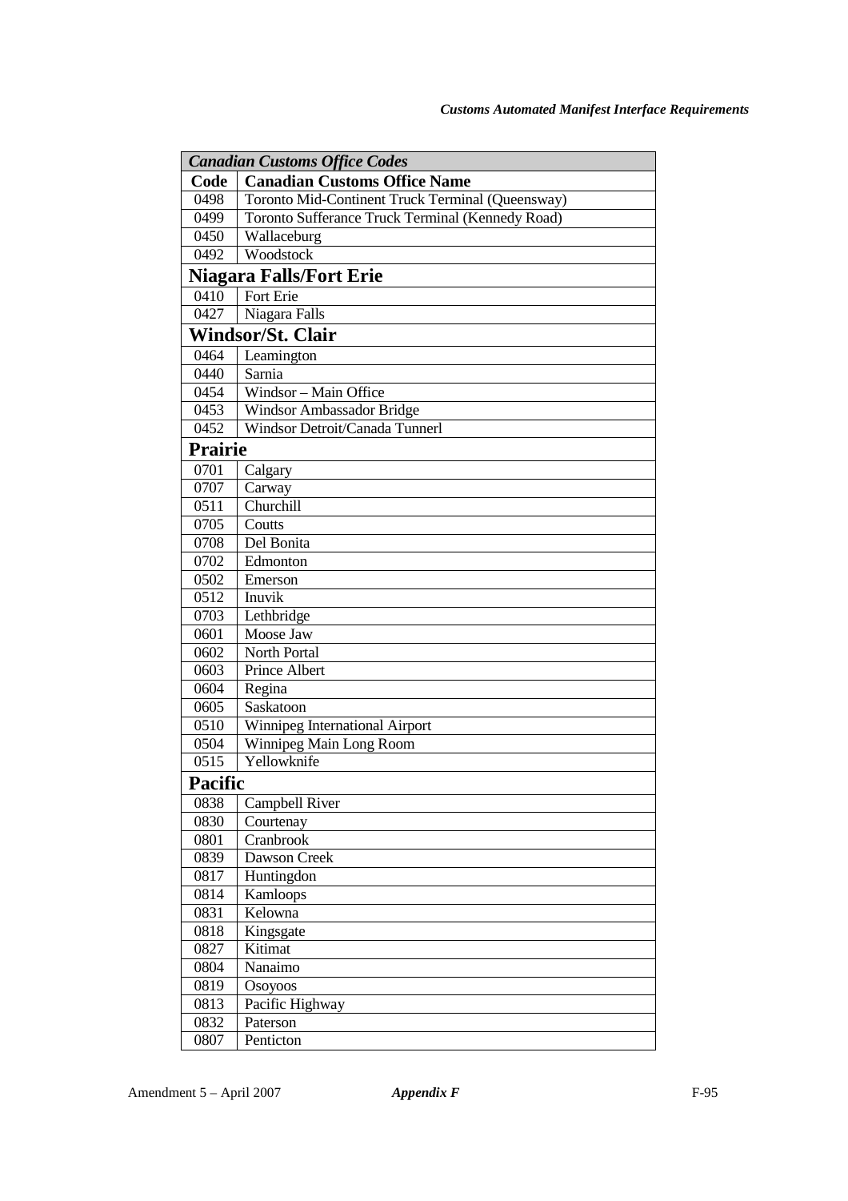| *Canadian Customs Office Codes* | |
|---|---|
| **Code** | **Canadian Customs Office Name** |
| 0498 | Toronto Mid-Continent Truck Terminal (Queensway) |
| 0499 | Toronto Sufferance Truck Terminal (Kennedy Road) |
| 0450 | Wallaceburg |
| 0492 | Woodstock |
| **Niagara Falls/Fort Erie** | |
| 0410 | Fort Erie |
| 0427 | Niagara Falls |
| **Windsor/St. Clair** | |
| 0464 | Leamington |
| 0440 | Sarnia |
| 0454 | Windsor – Main Office |
| 0453 | Windsor Ambassador Bridge |
| 0452 | Windsor Detroit/Canada Tunnerl |
| **Prairie** | |
| 0701 | Calgary |
| 0707 | Carway |
| 0511 | Churchill |
| 0705 | Coutts |
| 0708 | Del Bonita |
| 0702 | Edmonton |
| 0502 | Emerson |
| 0512 | Inuvik |
| 0703 | Lethbridge |
| 0601 | Moose Jaw |
| 0602 | North Portal |
| 0603 | Prince Albert |
| 0604 | Regina |
| 0605 | Saskatoon |
| 0510 | Winnipeg International Airport |
| 0504 | Winnipeg Main Long Room |
| 0515 | Yellowknife |
| **Pacific** | |
| 0838 | Campbell River |
| 0830 | Courtenay |
| 0801 | Cranbrook |
| 0839 | Dawson Creek |
| 0817 | Huntingdon |
| 0814 | Kamloops |
| 0831 | Kelowna |
| 0818 | Kingsgate |
| 0827 | Kitimat |
| 0804 | Nanaimo |
| 0819 | Osoyoos |
| 0813 | Pacific Highway |
| 0832 | Paterson |
| 0807 | Penticton |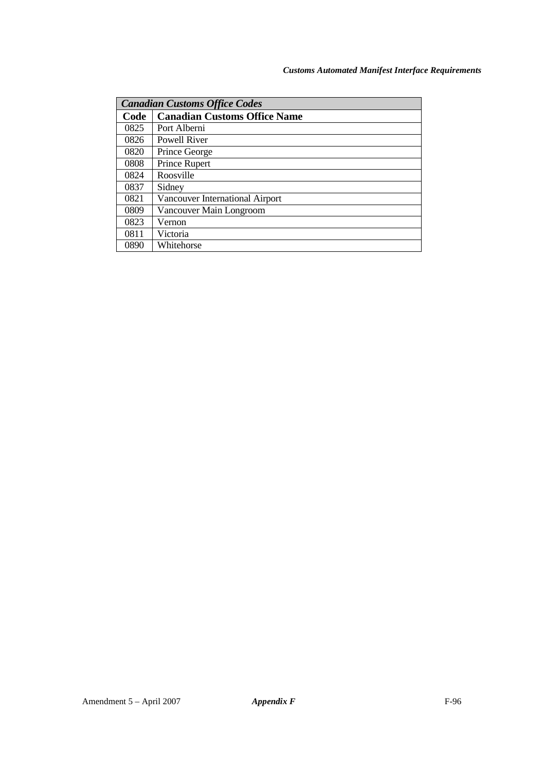| *Canadian Customs Office Codes* | |
|---|---|
| **Code** | **Canadian Customs Office Name** |
| 0825 | Port Alberni |
| 0826 | Powell River |
| 0820 | Prince George |
| 0808 | Prince Rupert |
| 0824 | Roosville |
| 0837 | Sidney |
| 0821 | Vancouver International Airport |
| 0809 | Vancouver Main Longroom |
| 0823 | Vernon |
| 0811 | Victoria |
| 0890 | Whitehorse |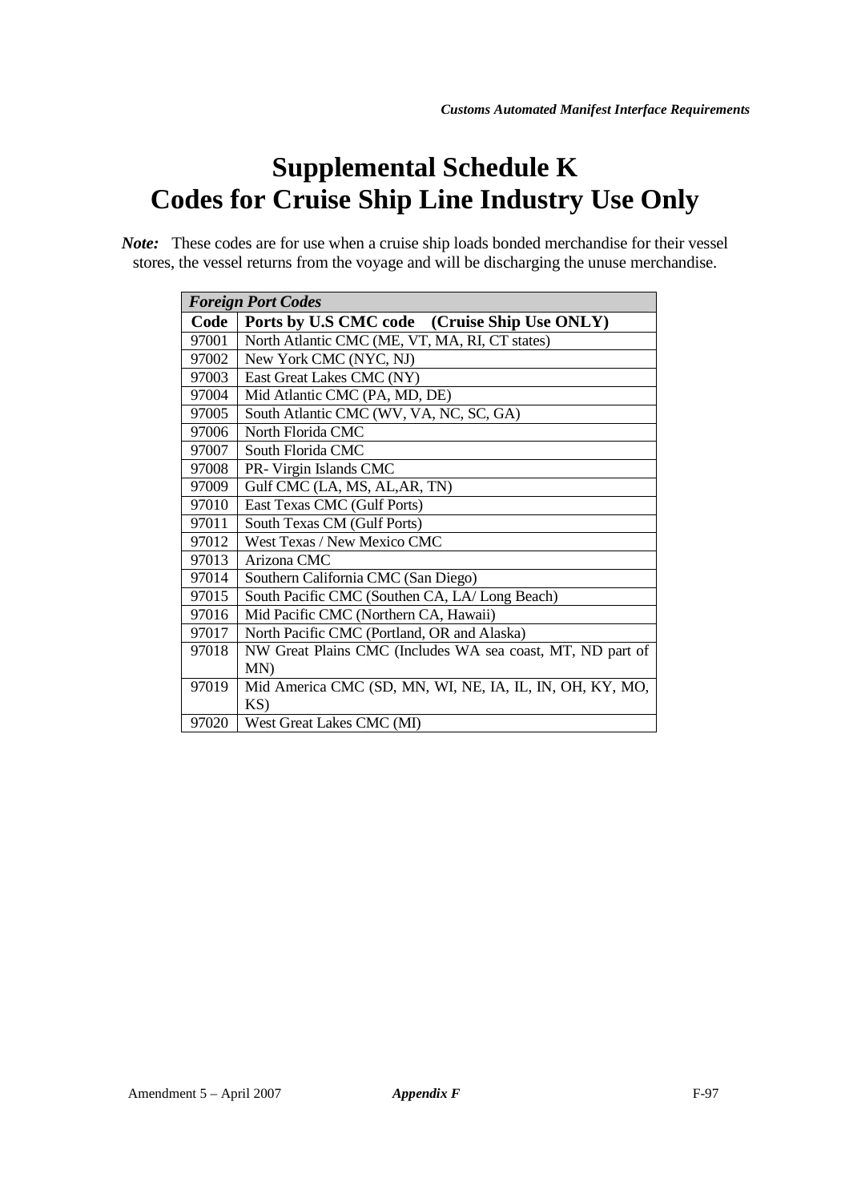# Supplemental Schedule K
# Codes for Cruise Ship Line Industry Use Only

***Note:*** These codes are for use when a cruise ship loads bonded merchandise for their vessel stores, the vessel returns from the voyage and will be discharging the unuse merchandise.

| *Foreign Port Codes* | |
|---|---|
| **Code** | **Ports by U.S CMC code (Cruise Ship Use ONLY)** |
| 97001 | North Atlantic CMC (ME, VT, MA, RI, CT states) |
| 97002 | New York CMC (NYC, NJ) |
| 97003 | East Great Lakes CMC (NY) |
| 97004 | Mid Atlantic CMC (PA, MD, DE) |
| 97005 | South Atlantic CMC (WV, VA, NC, SC, GA) |
| 97006 | North Florida CMC |
| 97007 | South Florida CMC |
| 97008 | PR- Virgin Islands CMC |
| 97009 | Gulf CMC (LA, MS, AL,AR, TN) |
| 97010 | East Texas CMC (Gulf Ports) |
| 97011 | South Texas CM (Gulf Ports) |
| 97012 | West Texas / New Mexico CMC |
| 97013 | Arizona CMC |
| 97014 | Southern California CMC (San Diego) |
| 97015 | South Pacific CMC (Southen CA, LA/ Long Beach) |
| 97016 | Mid Pacific CMC (Northern CA, Hawaii) |
| 97017 | North Pacific CMC (Portland, OR and Alaska) |
| 97018 | NW Great Plains CMC (Includes WA sea coast, MT, ND part of MN) |
| 97019 | Mid America CMC (SD, MN, WI, NE, IA, IL, IN, OH, KY, MO, KS) |
| 97020 | West Great Lakes CMC (MI) |